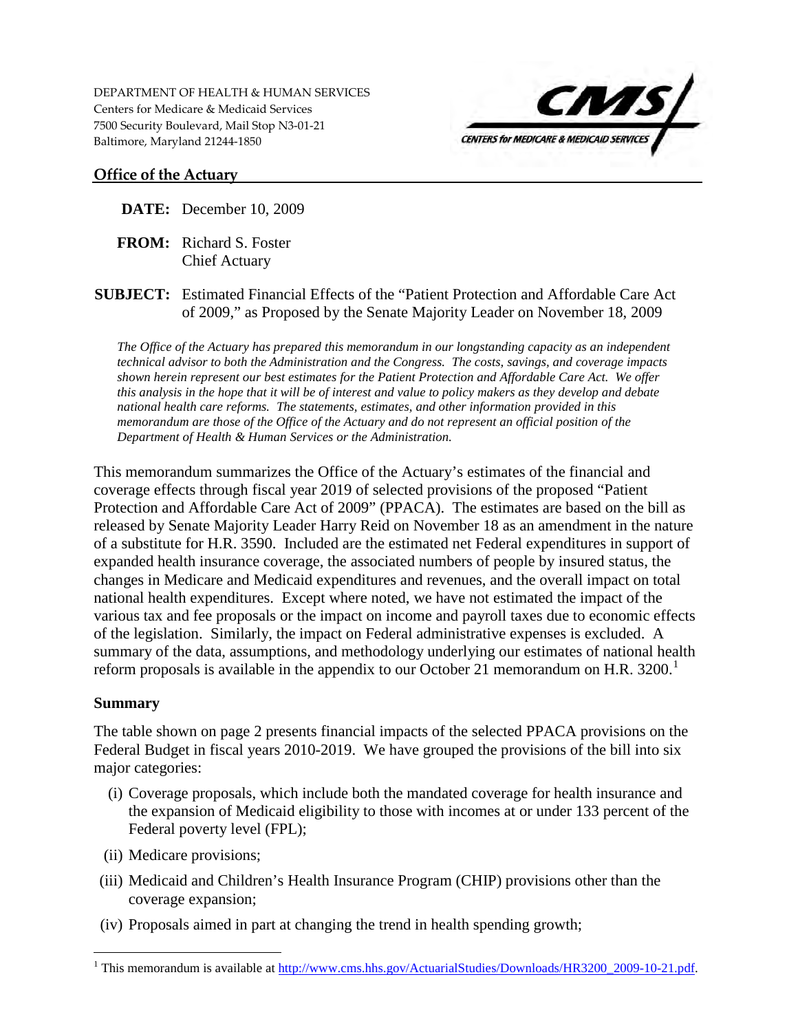DEPARTMENT OF HEALTH & HUMAN SERVICES
Centers for Medicare & Medicaid Services
7500 Security Boulevard, Mail Stop N3-01-21
Baltimore, Maryland 21244-1850

CMS CENTERS for MEDICARE & MEDICAID SERVICES

**Office of the Actuary**

**DATE:** December 10, 2009

**FROM:** Richard S. Foster
Chief Actuary

**SUBJECT:** Estimated Financial Effects of the "Patient Protection and Affordable Care Act of 2009," as Proposed by the Senate Majority Leader on November 18, 2009

*The Office of the Actuary has prepared this memorandum in our longstanding capacity as an independent technical advisor to both the Administration and the Congress. The costs, savings, and coverage impacts shown herein represent our best estimates for the Patient Protection and Affordable Care Act. We offer this analysis in the hope that it will be of interest and value to policy makers as they develop and debate national health care reforms. The statements, estimates, and other information provided in this memorandum are those of the Office of the Actuary and do not represent an official position of the Department of Health & Human Services or the Administration.*

This memorandum summarizes the Office of the Actuary's estimates of the financial and coverage effects through fiscal year 2019 of selected provisions of the proposed "Patient Protection and Affordable Care Act of 2009" (PPACA). The estimates are based on the bill as released by Senate Majority Leader Harry Reid on November 18 as an amendment in the nature of a substitute for H.R. 3590. Included are the estimated net Federal expenditures in support of expanded health insurance coverage, the associated numbers of people by insured status, the changes in Medicare and Medicaid expenditures and revenues, and the overall impact on total national health expenditures. Except where noted, we have not estimated the impact of the various tax and fee proposals or the impact on income and payroll taxes due to economic effects of the legislation. Similarly, the impact on Federal administrative expenses is excluded. A summary of the data, assumptions, and methodology underlying our estimates of national health reform proposals is available in the appendix to our October 21 memorandum on H.R. 3200.[1]

**Summary**

The table shown on page 2 presents financial impacts of the selected PPACA provisions on the Federal Budget in fiscal years 2010-2019. We have grouped the provisions of the bill into six major categories:

(i) Coverage proposals, which include both the mandated coverage for health insurance and the expansion of Medicaid eligibility to those with incomes at or under 133 percent of the Federal poverty level (FPL);

(ii) Medicare provisions;

(iii) Medicaid and Children's Health Insurance Program (CHIP) provisions other than the coverage expansion;

(iv) Proposals aimed in part at changing the trend in health spending growth;

[1] This memorandum is available at http://www.cms.hhs.gov/ActuarialStudies/Downloads/HR3200_2009-10-21.pdf.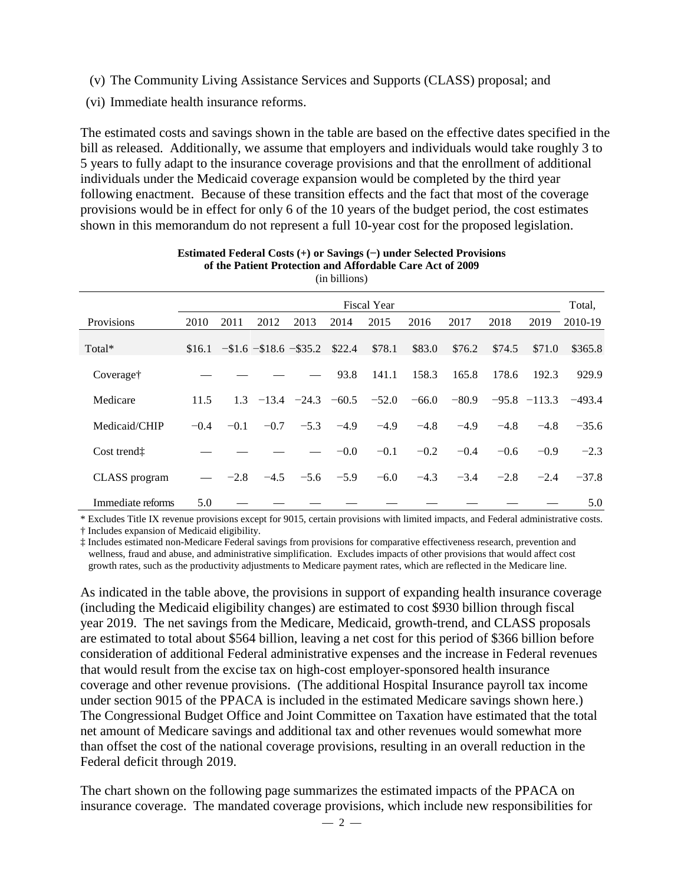(v) The Community Living Assistance Services and Supports (CLASS) proposal; and

(vi) Immediate health insurance reforms.

The estimated costs and savings shown in the table are based on the effective dates specified in the bill as released. Additionally, we assume that employers and individuals would take roughly 3 to 5 years to fully adapt to the insurance coverage provisions and that the enrollment of additional individuals under the Medicaid coverage expansion would be completed by the third year following enactment. Because of these transition effects and the fact that most of the coverage provisions would be in effect for only 6 of the 10 years of the budget period, the cost estimates shown in this memorandum do not represent a full 10-year cost for the proposed legislation.

**Estimated Federal Costs (+) or Savings (−) under Selected Provisions of the Patient Protection and Affordable Care Act of 2009**
(in billions)

| | Fiscal Year | | | | | | | | | | Total, |
|---|---|---|---|---|---|---|---|---|---|---|---|
| Provisions | 2010 | 2011 | 2012 | 2013 | 2014 | 2015 | 2016 | 2017 | 2018 | 2019 | 2010-19 |
| Total* | \$16.1 | −\$1.6 | −\$18.6 | −\$35.2 | \$22.4 | \$78.1 | \$83.0 | \$76.2 | \$74.5 | \$71.0 | \$365.8 |
| Coverage† | — | — | — | — | 93.8 | 141.1 | 158.3 | 165.8 | 178.6 | 192.3 | 929.9 |
| Medicare | 11.5 | 1.3 | −13.4 | −24.3 | −60.5 | −52.0 | −66.0 | −80.9 | −95.8 | −113.3 | −493.4 |
| Medicaid/CHIP | −0.4 | −0.1 | −0.7 | −5.3 | −4.9 | −4.9 | −4.8 | −4.9 | −4.8 | −4.8 | −35.6 |
| Cost trend‡ | — | — | — | — | −0.0 | −0.1 | −0.2 | −0.4 | −0.6 | −0.9 | −2.3 |
| CLASS program | — | −2.8 | −4.5 | −5.6 | −5.9 | −6.0 | −4.3 | −3.4 | −2.8 | −2.4 | −37.8 |
| Immediate reforms | 5.0 | — | — | — | — | — | — | — | — | — | 5.0 |

\* Excludes Title IX revenue provisions except for 9015, certain provisions with limited impacts, and Federal administrative costs.
† Includes expansion of Medicaid eligibility.
‡ Includes estimated non-Medicare Federal savings from provisions for comparative effectiveness research, prevention and wellness, fraud and abuse, and administrative simplification. Excludes impacts of other provisions that would affect cost growth rates, such as the productivity adjustments to Medicare payment rates, which are reflected in the Medicare line.

As indicated in the table above, the provisions in support of expanding health insurance coverage (including the Medicaid eligibility changes) are estimated to cost \$930 billion through fiscal year 2019. The net savings from the Medicare, Medicaid, growth-trend, and CLASS proposals are estimated to total about \$564 billion, leaving a net cost for this period of \$366 billion before consideration of additional Federal administrative expenses and the increase in Federal revenues that would result from the excise tax on high-cost employer-sponsored health insurance coverage and other revenue provisions. (The additional Hospital Insurance payroll tax income under section 9015 of the PPACA is included in the estimated Medicare savings shown here.) The Congressional Budget Office and Joint Committee on Taxation have estimated that the total net amount of Medicare savings and additional tax and other revenues would somewhat more than offset the cost of the national coverage provisions, resulting in an overall reduction in the Federal deficit through 2019.

The chart shown on the following page summarizes the estimated impacts of the PPACA on insurance coverage. The mandated coverage provisions, which include new responsibilities for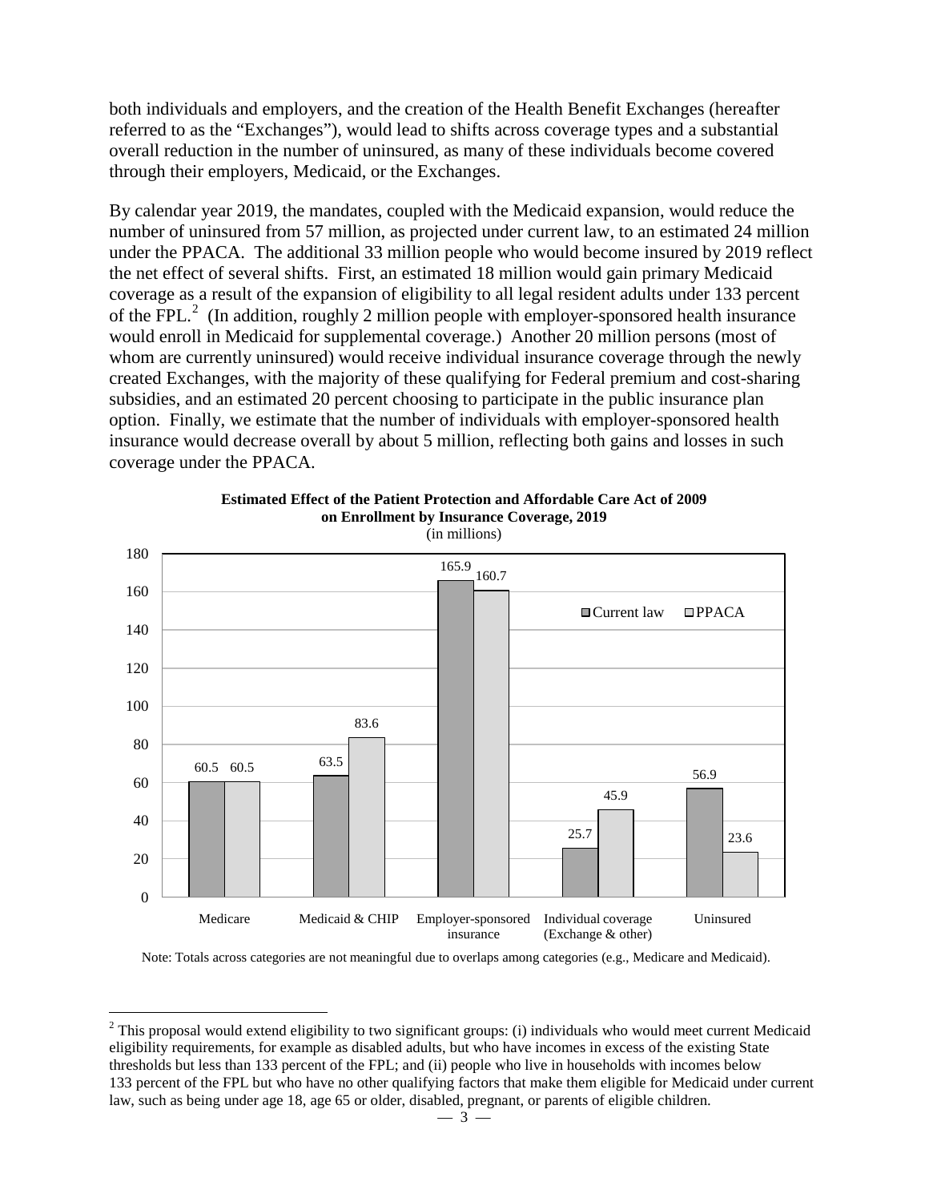both individuals and employers, and the creation of the Health Benefit Exchanges (hereafter referred to as the "Exchanges"), would lead to shifts across coverage types and a substantial overall reduction in the number of uninsured, as many of these individuals become covered through their employers, Medicaid, or the Exchanges.

By calendar year 2019, the mandates, coupled with the Medicaid expansion, would reduce the number of uninsured from 57 million, as projected under current law, to an estimated 24 million under the PPACA. The additional 33 million people who would become insured by 2019 reflect the net effect of several shifts. First, an estimated 18 million would gain primary Medicaid coverage as a result of the expansion of eligibility to all legal resident adults under 133 percent of the FPL.[2] (In addition, roughly 2 million people with employer-sponsored health insurance would enroll in Medicaid for supplemental coverage.) Another 20 million persons (most of whom are currently uninsured) would receive individual insurance coverage through the newly created Exchanges, with the majority of these qualifying for Federal premium and cost-sharing subsidies, and an estimated 20 percent choosing to participate in the public insurance plan option. Finally, we estimate that the number of individuals with employer-sponsored health insurance would decrease overall by about 5 million, reflecting both gains and losses in such coverage under the PPACA.

**Estimated Effect of the Patient Protection and Affordable Care Act of 2009 on Enrollment by Insurance Coverage, 2019**
(in millions)

| | Current law | PPACA |
|---|---|---|
| Medicare | 60.5 | 60.5 |
| Medicaid & CHIP | 63.5 | 83.6 |
| Employer-sponsored insurance | 165.9 | 160.7 |
| Individual coverage (Exchange & other) | 25.7 | 45.9 |
| Uninsured | 56.9 | 23.6 |

Note: Totals across categories are not meaningful due to overlaps among categories (e.g., Medicare and Medicaid).

[2] This proposal would extend eligibility to two significant groups: (i) individuals who would meet current Medicaid eligibility requirements, for example as disabled adults, but who have incomes in excess of the existing State thresholds but less than 133 percent of the FPL; and (ii) people who live in households with incomes below 133 percent of the FPL but who have no other qualifying factors that make them eligible for Medicaid under current law, such as being under age 18, age 65 or older, disabled, pregnant, or parents of eligible children.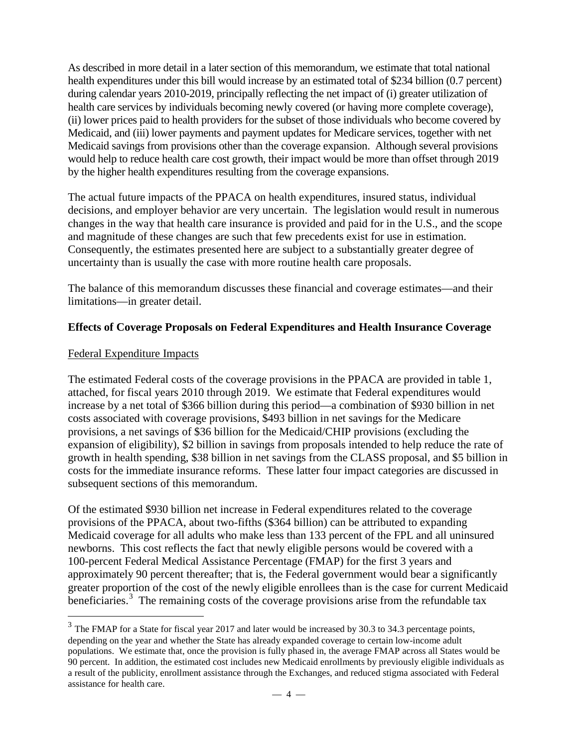As described in more detail in a later section of this memorandum, we estimate that total national health expenditures under this bill would increase by an estimated total of $234 billion (0.7 percent) during calendar years 2010-2019, principally reflecting the net impact of (i) greater utilization of health care services by individuals becoming newly covered (or having more complete coverage), (ii) lower prices paid to health providers for the subset of those individuals who become covered by Medicaid, and (iii) lower payments and payment updates for Medicare services, together with net Medicaid savings from provisions other than the coverage expansion. Although several provisions would help to reduce health care cost growth, their impact would be more than offset through 2019 by the higher health expenditures resulting from the coverage expansions.

The actual future impacts of the PPACA on health expenditures, insured status, individual decisions, and employer behavior are very uncertain. The legislation would result in numerous changes in the way that health care insurance is provided and paid for in the U.S., and the scope and magnitude of these changes are such that few precedents exist for use in estimation. Consequently, the estimates presented here are subject to a substantially greater degree of uncertainty than is usually the case with more routine health care proposals.

The balance of this memorandum discusses these financial and coverage estimates—and their limitations—in greater detail.

## Effects of Coverage Proposals on Federal Expenditures and Health Insurance Coverage

### Federal Expenditure Impacts

The estimated Federal costs of the coverage provisions in the PPACA are provided in table 1, attached, for fiscal years 2010 through 2019. We estimate that Federal expenditures would increase by a net total of $366 billion during this period—a combination of $930 billion in net costs associated with coverage provisions, $493 billion in net savings for the Medicare provisions, a net savings of $36 billion for the Medicaid/CHIP provisions (excluding the expansion of eligibility), $2 billion in savings from proposals intended to help reduce the rate of growth in health spending, $38 billion in net savings from the CLASS proposal, and $5 billion in costs for the immediate insurance reforms. These latter four impact categories are discussed in subsequent sections of this memorandum.

Of the estimated $930 billion net increase in Federal expenditures related to the coverage provisions of the PPACA, about two-fifths ($364 billion) can be attributed to expanding Medicaid coverage for all adults who make less than 133 percent of the FPL and all uninsured newborns. This cost reflects the fact that newly eligible persons would be covered with a 100-percent Federal Medical Assistance Percentage (FMAP) for the first 3 years and approximately 90 percent thereafter; that is, the Federal government would bear a significantly greater proportion of the cost of the newly eligible enrollees than is the case for current Medicaid beneficiaries.[3] The remaining costs of the coverage provisions arise from the refundable tax

[3] The FMAP for a State for fiscal year 2017 and later would be increased by 30.3 to 34.3 percentage points, depending on the year and whether the State has already expanded coverage to certain low-income adult populations. We estimate that, once the provision is fully phased in, the average FMAP across all States would be 90 percent. In addition, the estimated cost includes new Medicaid enrollments by previously eligible individuals as a result of the publicity, enrollment assistance through the Exchanges, and reduced stigma associated with Federal assistance for health care.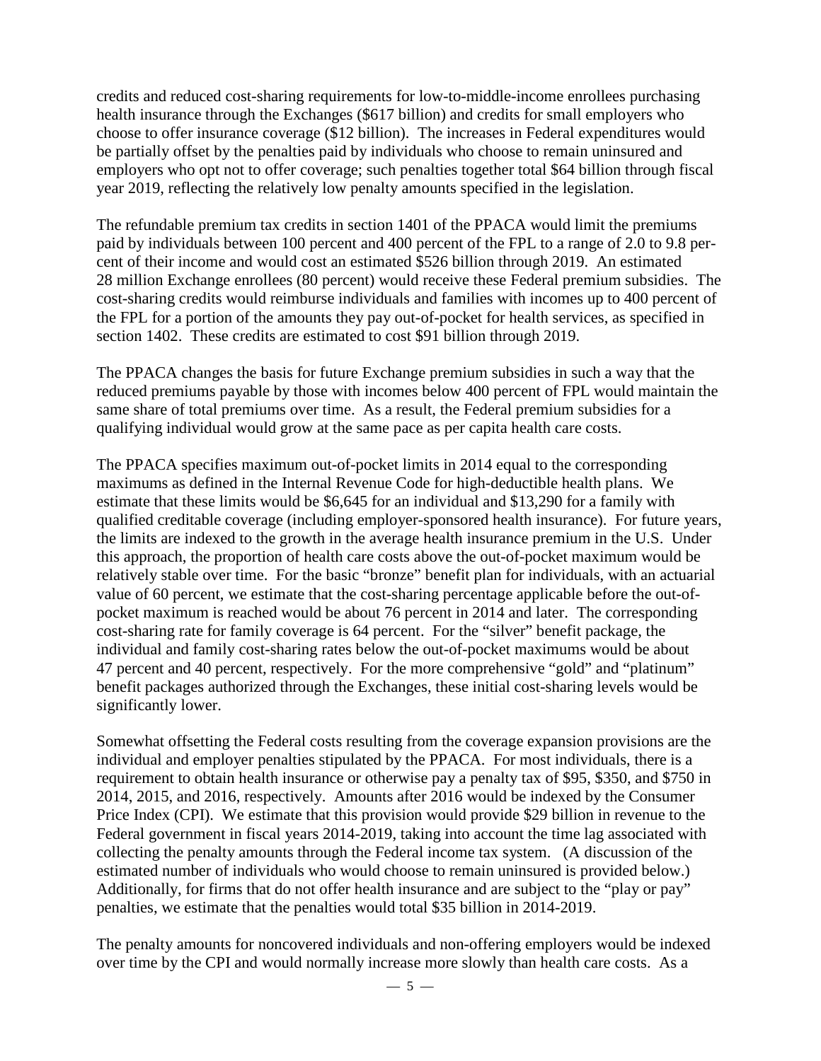credits and reduced cost-sharing requirements for low-to-middle-income enrollees purchasing health insurance through the Exchanges ($617 billion) and credits for small employers who choose to offer insurance coverage ($12 billion). The increases in Federal expenditures would be partially offset by the penalties paid by individuals who choose to remain uninsured and employers who opt not to offer coverage; such penalties together total $64 billion through fiscal year 2019, reflecting the relatively low penalty amounts specified in the legislation.

The refundable premium tax credits in section 1401 of the PPACA would limit the premiums paid by individuals between 100 percent and 400 percent of the FPL to a range of 2.0 to 9.8 percent of their income and would cost an estimated $526 billion through 2019. An estimated 28 million Exchange enrollees (80 percent) would receive these Federal premium subsidies. The cost-sharing credits would reimburse individuals and families with incomes up to 400 percent of the FPL for a portion of the amounts they pay out-of-pocket for health services, as specified in section 1402. These credits are estimated to cost $91 billion through 2019.

The PPACA changes the basis for future Exchange premium subsidies in such a way that the reduced premiums payable by those with incomes below 400 percent of FPL would maintain the same share of total premiums over time. As a result, the Federal premium subsidies for a qualifying individual would grow at the same pace as per capita health care costs.

The PPACA specifies maximum out-of-pocket limits in 2014 equal to the corresponding maximums as defined in the Internal Revenue Code for high-deductible health plans. We estimate that these limits would be $6,645 for an individual and $13,290 for a family with qualified creditable coverage (including employer-sponsored health insurance). For future years, the limits are indexed to the growth in the average health insurance premium in the U.S. Under this approach, the proportion of health care costs above the out-of-pocket maximum would be relatively stable over time. For the basic "bronze" benefit plan for individuals, with an actuarial value of 60 percent, we estimate that the cost-sharing percentage applicable before the out-of-pocket maximum is reached would be about 76 percent in 2014 and later. The corresponding cost-sharing rate for family coverage is 64 percent. For the "silver" benefit package, the individual and family cost-sharing rates below the out-of-pocket maximums would be about 47 percent and 40 percent, respectively. For the more comprehensive "gold" and "platinum" benefit packages authorized through the Exchanges, these initial cost-sharing levels would be significantly lower.

Somewhat offsetting the Federal costs resulting from the coverage expansion provisions are the individual and employer penalties stipulated by the PPACA. For most individuals, there is a requirement to obtain health insurance or otherwise pay a penalty tax of $95, $350, and $750 in 2014, 2015, and 2016, respectively. Amounts after 2016 would be indexed by the Consumer Price Index (CPI). We estimate that this provision would provide $29 billion in revenue to the Federal government in fiscal years 2014-2019, taking into account the time lag associated with collecting the penalty amounts through the Federal income tax system. (A discussion of the estimated number of individuals who would choose to remain uninsured is provided below.) Additionally, for firms that do not offer health insurance and are subject to the "play or pay" penalties, we estimate that the penalties would total $35 billion in 2014-2019.

The penalty amounts for noncovered individuals and non-offering employers would be indexed over time by the CPI and would normally increase more slowly than health care costs. As a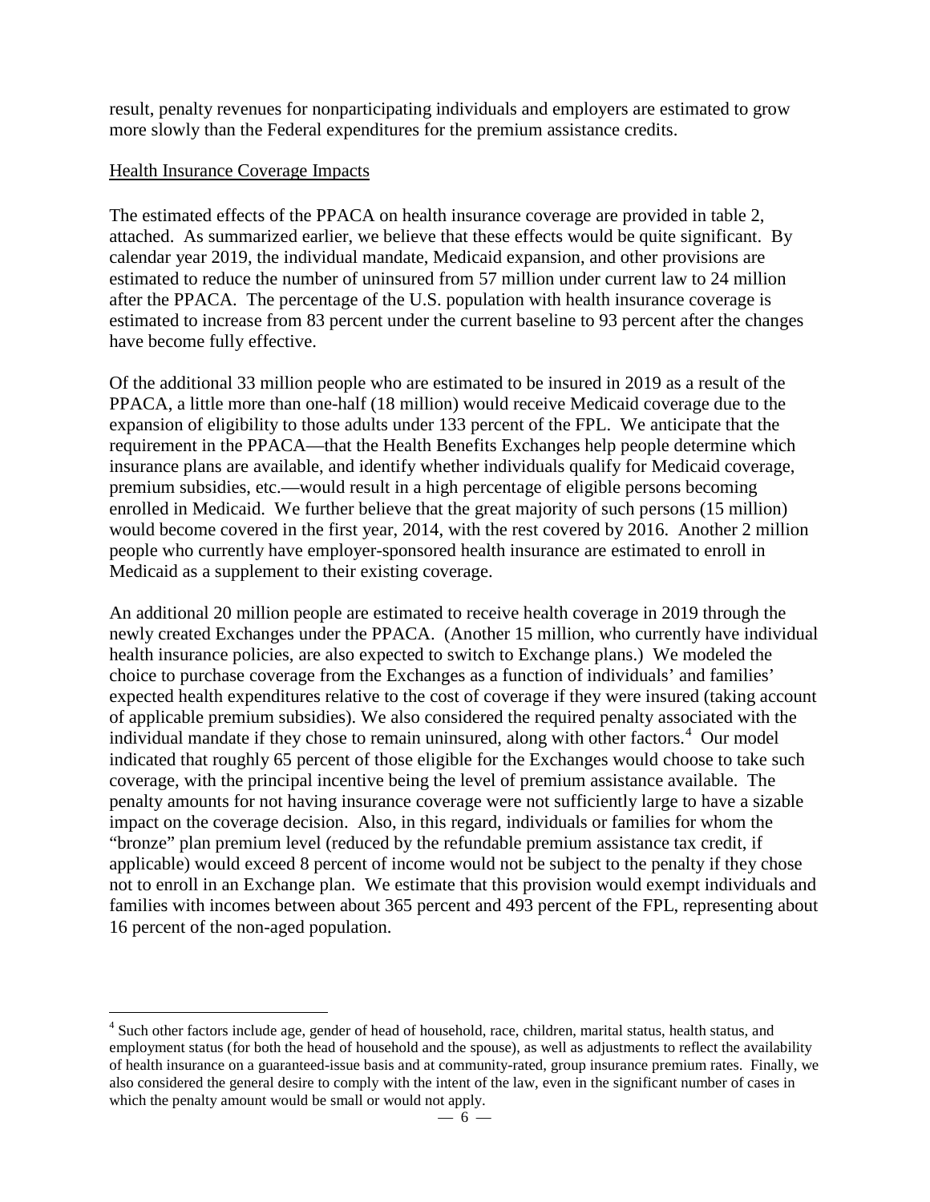result, penalty revenues for nonparticipating individuals and employers are estimated to grow more slowly than the Federal expenditures for the premium assistance credits.

<u>Health Insurance Coverage Impacts</u>

The estimated effects of the PPACA on health insurance coverage are provided in table 2, attached. As summarized earlier, we believe that these effects would be quite significant. By calendar year 2019, the individual mandate, Medicaid expansion, and other provisions are estimated to reduce the number of uninsured from 57 million under current law to 24 million after the PPACA. The percentage of the U.S. population with health insurance coverage is estimated to increase from 83 percent under the current baseline to 93 percent after the changes have become fully effective.

Of the additional 33 million people who are estimated to be insured in 2019 as a result of the PPACA, a little more than one-half (18 million) would receive Medicaid coverage due to the expansion of eligibility to those adults under 133 percent of the FPL. We anticipate that the requirement in the PPACA—that the Health Benefits Exchanges help people determine which insurance plans are available, and identify whether individuals qualify for Medicaid coverage, premium subsidies, etc.—would result in a high percentage of eligible persons becoming enrolled in Medicaid. We further believe that the great majority of such persons (15 million) would become covered in the first year, 2014, with the rest covered by 2016. Another 2 million people who currently have employer-sponsored health insurance are estimated to enroll in Medicaid as a supplement to their existing coverage.

An additional 20 million people are estimated to receive health coverage in 2019 through the newly created Exchanges under the PPACA. (Another 15 million, who currently have individual health insurance policies, are also expected to switch to Exchange plans.) We modeled the choice to purchase coverage from the Exchanges as a function of individuals' and families' expected health expenditures relative to the cost of coverage if they were insured (taking account of applicable premium subsidies). We also considered the required penalty associated with the individual mandate if they chose to remain uninsured, along with other factors.[4] Our model indicated that roughly 65 percent of those eligible for the Exchanges would choose to take such coverage, with the principal incentive being the level of premium assistance available. The penalty amounts for not having insurance coverage were not sufficiently large to have a sizable impact on the coverage decision. Also, in this regard, individuals or families for whom the "bronze" plan premium level (reduced by the refundable premium assistance tax credit, if applicable) would exceed 8 percent of income would not be subject to the penalty if they chose not to enroll in an Exchange plan. We estimate that this provision would exempt individuals and families with incomes between about 365 percent and 493 percent of the FPL, representing about 16 percent of the non-aged population.

---

[4] Such other factors include age, gender of head of household, race, children, marital status, health status, and employment status (for both the head of household and the spouse), as well as adjustments to reflect the availability of health insurance on a guaranteed-issue basis and at community-rated, group insurance premium rates. Finally, we also considered the general desire to comply with the intent of the law, even in the significant number of cases in which the penalty amount would be small or would not apply.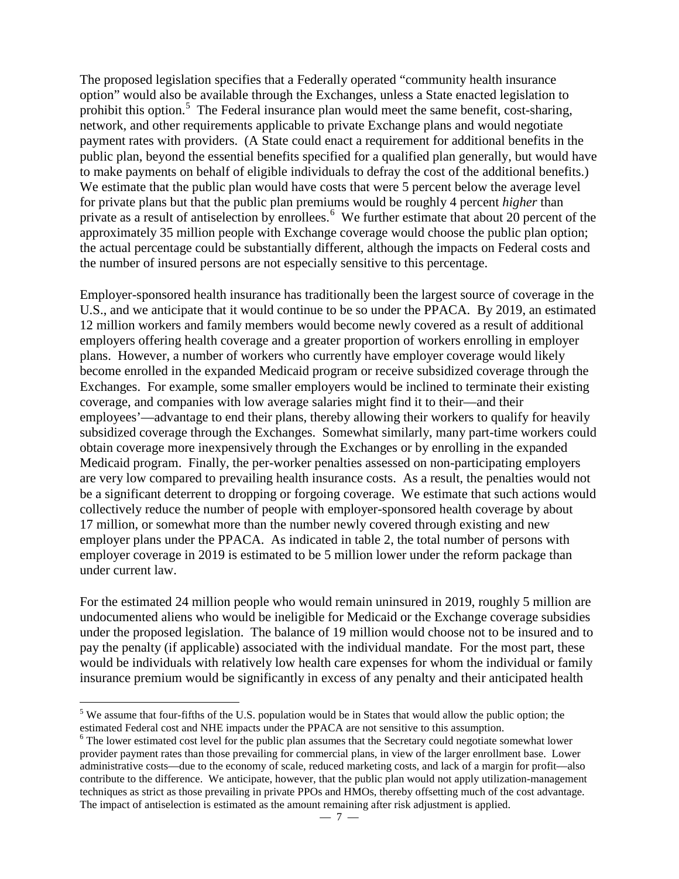The proposed legislation specifies that a Federally operated "community health insurance option" would also be available through the Exchanges, unless a State enacted legislation to prohibit this option.[5] The Federal insurance plan would meet the same benefit, cost-sharing, network, and other requirements applicable to private Exchange plans and would negotiate payment rates with providers. (A State could enact a requirement for additional benefits in the public plan, beyond the essential benefits specified for a qualified plan generally, but would have to make payments on behalf of eligible individuals to defray the cost of the additional benefits.) We estimate that the public plan would have costs that were 5 percent below the average level for private plans but that the public plan premiums would be roughly 4 percent *higher* than private as a result of antiselection by enrollees.[6] We further estimate that about 20 percent of the approximately 35 million people with Exchange coverage would choose the public plan option; the actual percentage could be substantially different, although the impacts on Federal costs and the number of insured persons are not especially sensitive to this percentage.

Employer-sponsored health insurance has traditionally been the largest source of coverage in the U.S., and we anticipate that it would continue to be so under the PPACA. By 2019, an estimated 12 million workers and family members would become newly covered as a result of additional employers offering health coverage and a greater proportion of workers enrolling in employer plans. However, a number of workers who currently have employer coverage would likely become enrolled in the expanded Medicaid program or receive subsidized coverage through the Exchanges. For example, some smaller employers would be inclined to terminate their existing coverage, and companies with low average salaries might find it to their—and their employees'—advantage to end their plans, thereby allowing their workers to qualify for heavily subsidized coverage through the Exchanges. Somewhat similarly, many part-time workers could obtain coverage more inexpensively through the Exchanges or by enrolling in the expanded Medicaid program. Finally, the per-worker penalties assessed on non-participating employers are very low compared to prevailing health insurance costs. As a result, the penalties would not be a significant deterrent to dropping or forgoing coverage. We estimate that such actions would collectively reduce the number of people with employer-sponsored health coverage by about 17 million, or somewhat more than the number newly covered through existing and new employer plans under the PPACA. As indicated in table 2, the total number of persons with employer coverage in 2019 is estimated to be 5 million lower under the reform package than under current law.

For the estimated 24 million people who would remain uninsured in 2019, roughly 5 million are undocumented aliens who would be ineligible for Medicaid or the Exchange coverage subsidies under the proposed legislation. The balance of 19 million would choose not to be insured and to pay the penalty (if applicable) associated with the individual mandate. For the most part, these would be individuals with relatively low health care expenses for whom the individual or family insurance premium would be significantly in excess of any penalty and their anticipated health

[5] We assume that four-fifths of the U.S. population would be in States that would allow the public option; the estimated Federal cost and NHE impacts under the PPACA are not sensitive to this assumption.

[6] The lower estimated cost level for the public plan assumes that the Secretary could negotiate somewhat lower provider payment rates than those prevailing for commercial plans, in view of the larger enrollment base. Lower administrative costs—due to the economy of scale, reduced marketing costs, and lack of a margin for profit—also contribute to the difference. We anticipate, however, that the public plan would not apply utilization-management techniques as strict as those prevailing in private PPOs and HMOs, thereby offsetting much of the cost advantage. The impact of antiselection is estimated as the amount remaining after risk adjustment is applied.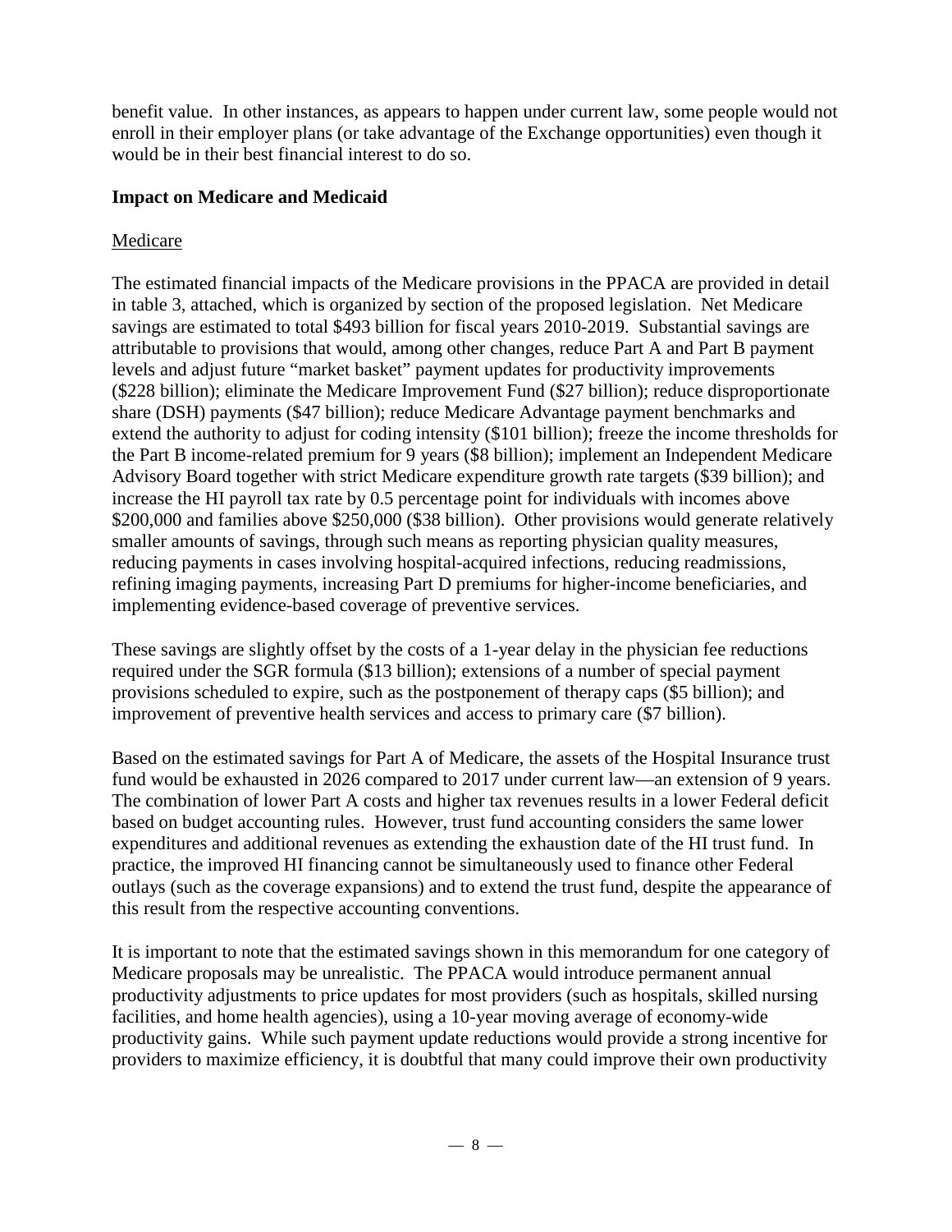benefit value. In other instances, as appears to happen under current law, some people would not enroll in their employer plans (or take advantage of the Exchange opportunities) even though it would be in their best financial interest to do so.

## Impact on Medicare and Medicaid

### Medicare

The estimated financial impacts of the Medicare provisions in the PPACA are provided in detail in table 3, attached, which is organized by section of the proposed legislation. Net Medicare savings are estimated to total $493 billion for fiscal years 2010-2019. Substantial savings are attributable to provisions that would, among other changes, reduce Part A and Part B payment levels and adjust future "market basket" payment updates for productivity improvements ($228 billion); eliminate the Medicare Improvement Fund ($27 billion); reduce disproportionate share (DSH) payments ($47 billion); reduce Medicare Advantage payment benchmarks and extend the authority to adjust for coding intensity ($101 billion); freeze the income thresholds for the Part B income-related premium for 9 years ($8 billion); implement an Independent Medicare Advisory Board together with strict Medicare expenditure growth rate targets ($39 billion); and increase the HI payroll tax rate by 0.5 percentage point for individuals with incomes above $200,000 and families above $250,000 ($38 billion). Other provisions would generate relatively smaller amounts of savings, through such means as reporting physician quality measures, reducing payments in cases involving hospital-acquired infections, reducing readmissions, refining imaging payments, increasing Part D premiums for higher-income beneficiaries, and implementing evidence-based coverage of preventive services.

These savings are slightly offset by the costs of a 1-year delay in the physician fee reductions required under the SGR formula ($13 billion); extensions of a number of special payment provisions scheduled to expire, such as the postponement of therapy caps ($5 billion); and improvement of preventive health services and access to primary care ($7 billion).

Based on the estimated savings for Part A of Medicare, the assets of the Hospital Insurance trust fund would be exhausted in 2026 compared to 2017 under current law—an extension of 9 years. The combination of lower Part A costs and higher tax revenues results in a lower Federal deficit based on budget accounting rules. However, trust fund accounting considers the same lower expenditures and additional revenues as extending the exhaustion date of the HI trust fund. In practice, the improved HI financing cannot be simultaneously used to finance other Federal outlays (such as the coverage expansions) and to extend the trust fund, despite the appearance of this result from the respective accounting conventions.

It is important to note that the estimated savings shown in this memorandum for one category of Medicare proposals may be unrealistic. The PPACA would introduce permanent annual productivity adjustments to price updates for most providers (such as hospitals, skilled nursing facilities, and home health agencies), using a 10-year moving average of economy-wide productivity gains. While such payment update reductions would provide a strong incentive for providers to maximize efficiency, it is doubtful that many could improve their own productivity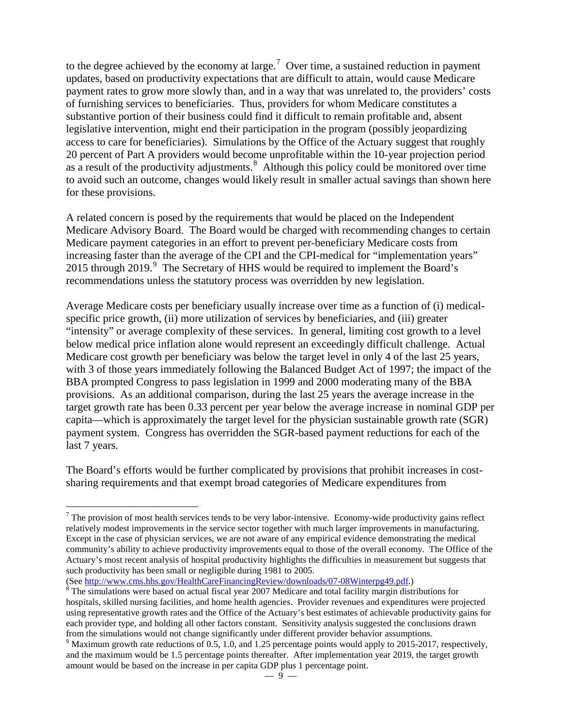to the degree achieved by the economy at large.[7] Over time, a sustained reduction in payment updates, based on productivity expectations that are difficult to attain, would cause Medicare payment rates to grow more slowly than, and in a way that was unrelated to, the providers' costs of furnishing services to beneficiaries. Thus, providers for whom Medicare constitutes a substantive portion of their business could find it difficult to remain profitable and, absent legislative intervention, might end their participation in the program (possibly jeopardizing access to care for beneficiaries). Simulations by the Office of the Actuary suggest that roughly 20 percent of Part A providers would become unprofitable within the 10-year projection period as a result of the productivity adjustments.[8] Although this policy could be monitored over time to avoid such an outcome, changes would likely result in smaller actual savings than shown here for these provisions.

A related concern is posed by the requirements that would be placed on the Independent Medicare Advisory Board. The Board would be charged with recommending changes to certain Medicare payment categories in an effort to prevent per-beneficiary Medicare costs from increasing faster than the average of the CPI and the CPI-medical for "implementation years" 2015 through 2019.[9] The Secretary of HHS would be required to implement the Board's recommendations unless the statutory process was overridden by new legislation.

Average Medicare costs per beneficiary usually increase over time as a function of (i) medical-specific price growth, (ii) more utilization of services by beneficiaries, and (iii) greater "intensity" or average complexity of these services. In general, limiting cost growth to a level below medical price inflation alone would represent an exceedingly difficult challenge. Actual Medicare cost growth per beneficiary was below the target level in only 4 of the last 25 years, with 3 of those years immediately following the Balanced Budget Act of 1997; the impact of the BBA prompted Congress to pass legislation in 1999 and 2000 moderating many of the BBA provisions. As an additional comparison, during the last 25 years the average increase in the target growth rate has been 0.33 percent per year below the average increase in nominal GDP per capita—which is approximately the target level for the physician sustainable growth rate (SGR) payment system. Congress has overridden the SGR-based payment reductions for each of the last 7 years.

The Board's efforts would be further complicated by provisions that prohibit increases in cost-sharing requirements and that exempt broad categories of Medicare expenditures from

---

[7] The provision of most health services tends to be very labor-intensive. Economy-wide productivity gains reflect relatively modest improvements in the service sector together with much larger improvements in manufacturing. Except in the case of physician services, we are not aware of any empirical evidence demonstrating the medical community's ability to achieve productivity improvements equal to those of the overall economy. The Office of the Actuary's most recent analysis of hospital productivity highlights the difficulties in measurement but suggests that such productivity has been small or negligible during 1981 to 2005.
(See http://www.cms.hhs.gov/HealthCareFinancingReview/downloads/07-08Winterpg49.pdf.)

[8] The simulations were based on actual fiscal year 2007 Medicare and total facility margin distributions for hospitals, skilled nursing facilities, and home health agencies. Provider revenues and expenditures were projected using representative growth rates and the Office of the Actuary's best estimates of achievable productivity gains for each provider type, and holding all other factors constant. Sensitivity analysis suggested the conclusions drawn from the simulations would not change significantly under different provider behavior assumptions.

[9] Maximum growth rate reductions of 0.5, 1.0, and 1.25 percentage points would apply to 2015-2017, respectively, and the maximum would be 1.5 percentage points thereafter. After implementation year 2019, the target growth amount would be based on the increase in per capita GDP plus 1 percentage point.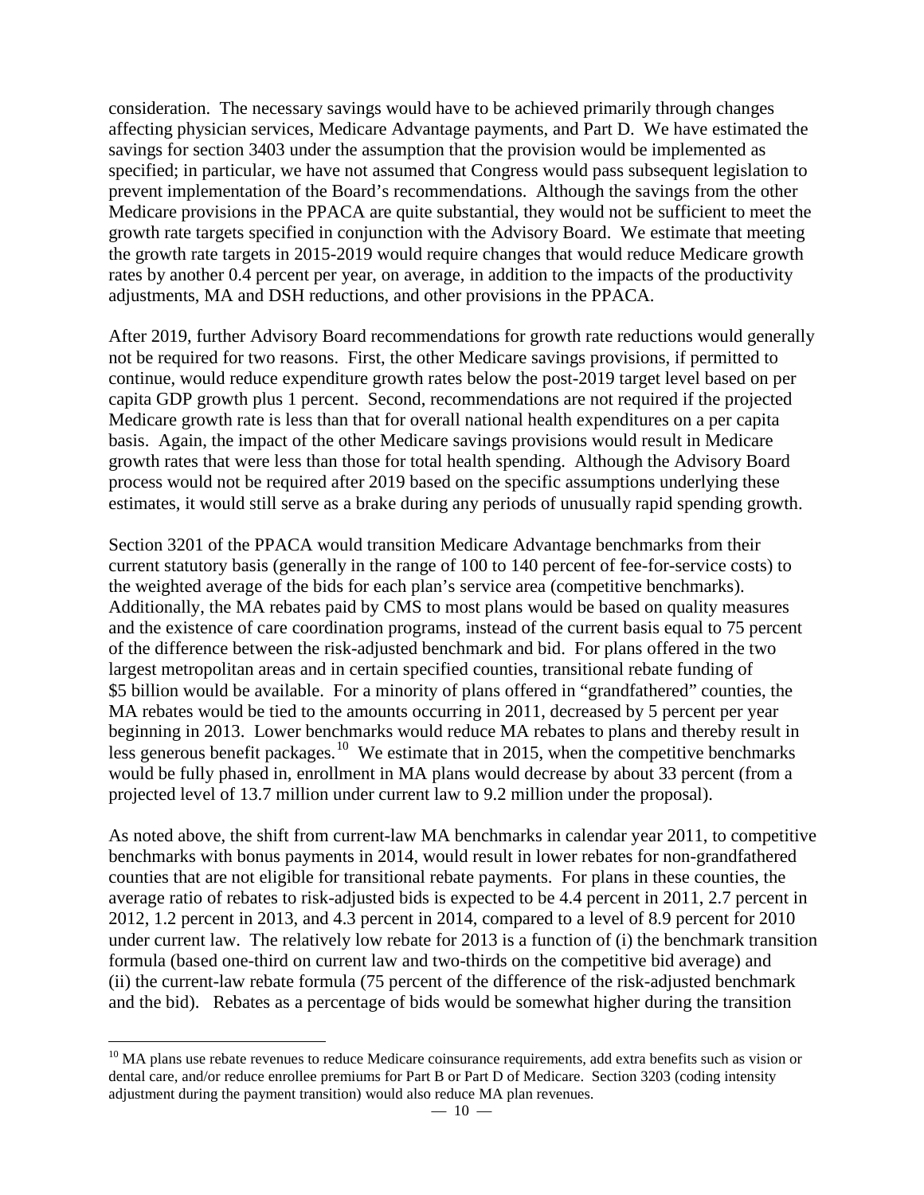consideration. The necessary savings would have to be achieved primarily through changes affecting physician services, Medicare Advantage payments, and Part D. We have estimated the savings for section 3403 under the assumption that the provision would be implemented as specified; in particular, we have not assumed that Congress would pass subsequent legislation to prevent implementation of the Board's recommendations. Although the savings from the other Medicare provisions in the PPACA are quite substantial, they would not be sufficient to meet the growth rate targets specified in conjunction with the Advisory Board. We estimate that meeting the growth rate targets in 2015-2019 would require changes that would reduce Medicare growth rates by another 0.4 percent per year, on average, in addition to the impacts of the productivity adjustments, MA and DSH reductions, and other provisions in the PPACA.

After 2019, further Advisory Board recommendations for growth rate reductions would generally not be required for two reasons. First, the other Medicare savings provisions, if permitted to continue, would reduce expenditure growth rates below the post-2019 target level based on per capita GDP growth plus 1 percent. Second, recommendations are not required if the projected Medicare growth rate is less than that for overall national health expenditures on a per capita basis. Again, the impact of the other Medicare savings provisions would result in Medicare growth rates that were less than those for total health spending. Although the Advisory Board process would not be required after 2019 based on the specific assumptions underlying these estimates, it would still serve as a brake during any periods of unusually rapid spending growth.

Section 3201 of the PPACA would transition Medicare Advantage benchmarks from their current statutory basis (generally in the range of 100 to 140 percent of fee-for-service costs) to the weighted average of the bids for each plan's service area (competitive benchmarks). Additionally, the MA rebates paid by CMS to most plans would be based on quality measures and the existence of care coordination programs, instead of the current basis equal to 75 percent of the difference between the risk-adjusted benchmark and bid. For plans offered in the two largest metropolitan areas and in certain specified counties, transitional rebate funding of $5 billion would be available. For a minority of plans offered in "grandfathered" counties, the MA rebates would be tied to the amounts occurring in 2011, decreased by 5 percent per year beginning in 2013. Lower benchmarks would reduce MA rebates to plans and thereby result in less generous benefit packages.[10] We estimate that in 2015, when the competitive benchmarks would be fully phased in, enrollment in MA plans would decrease by about 33 percent (from a projected level of 13.7 million under current law to 9.2 million under the proposal).

As noted above, the shift from current-law MA benchmarks in calendar year 2011, to competitive benchmarks with bonus payments in 2014, would result in lower rebates for non-grandfathered counties that are not eligible for transitional rebate payments. For plans in these counties, the average ratio of rebates to risk-adjusted bids is expected to be 4.4 percent in 2011, 2.7 percent in 2012, 1.2 percent in 2013, and 4.3 percent in 2014, compared to a level of 8.9 percent for 2010 under current law. The relatively low rebate for 2013 is a function of (i) the benchmark transition formula (based one-third on current law and two-thirds on the competitive bid average) and (ii) the current-law rebate formula (75 percent of the difference of the risk-adjusted benchmark and the bid). Rebates as a percentage of bids would be somewhat higher during the transition

[10] MA plans use rebate revenues to reduce Medicare coinsurance requirements, add extra benefits such as vision or dental care, and/or reduce enrollee premiums for Part B or Part D of Medicare. Section 3203 (coding intensity adjustment during the payment transition) would also reduce MA plan revenues.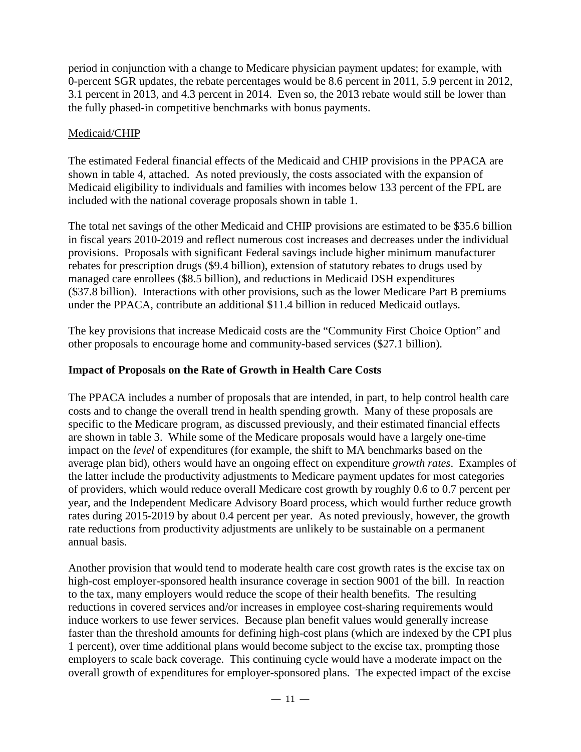period in conjunction with a change to Medicare physician payment updates; for example, with 0-percent SGR updates, the rebate percentages would be 8.6 percent in 2011, 5.9 percent in 2012, 3.1 percent in 2013, and 4.3 percent in 2014. Even so, the 2013 rebate would still be lower than the fully phased-in competitive benchmarks with bonus payments.

Medicaid/CHIP

The estimated Federal financial effects of the Medicaid and CHIP provisions in the PPACA are shown in table 4, attached. As noted previously, the costs associated with the expansion of Medicaid eligibility to individuals and families with incomes below 133 percent of the FPL are included with the national coverage proposals shown in table 1.

The total net savings of the other Medicaid and CHIP provisions are estimated to be $35.6 billion in fiscal years 2010-2019 and reflect numerous cost increases and decreases under the individual provisions. Proposals with significant Federal savings include higher minimum manufacturer rebates for prescription drugs ($9.4 billion), extension of statutory rebates to drugs used by managed care enrollees ($8.5 billion), and reductions in Medicaid DSH expenditures ($37.8 billion). Interactions with other provisions, such as the lower Medicare Part B premiums under the PPACA, contribute an additional $11.4 billion in reduced Medicaid outlays.

The key provisions that increase Medicaid costs are the "Community First Choice Option" and other proposals to encourage home and community-based services ($27.1 billion).

## Impact of Proposals on the Rate of Growth in Health Care Costs

The PPACA includes a number of proposals that are intended, in part, to help control health care costs and to change the overall trend in health spending growth. Many of these proposals are specific to the Medicare program, as discussed previously, and their estimated financial effects are shown in table 3. While some of the Medicare proposals would have a largely one-time impact on the *level* of expenditures (for example, the shift to MA benchmarks based on the average plan bid), others would have an ongoing effect on expenditure *growth rates*. Examples of the latter include the productivity adjustments to Medicare payment updates for most categories of providers, which would reduce overall Medicare cost growth by roughly 0.6 to 0.7 percent per year, and the Independent Medicare Advisory Board process, which would further reduce growth rates during 2015-2019 by about 0.4 percent per year. As noted previously, however, the growth rate reductions from productivity adjustments are unlikely to be sustainable on a permanent annual basis.

Another provision that would tend to moderate health care cost growth rates is the excise tax on high-cost employer-sponsored health insurance coverage in section 9001 of the bill. In reaction to the tax, many employers would reduce the scope of their health benefits. The resulting reductions in covered services and/or increases in employee cost-sharing requirements would induce workers to use fewer services. Because plan benefit values would generally increase faster than the threshold amounts for defining high-cost plans (which are indexed by the CPI plus 1 percent), over time additional plans would become subject to the excise tax, prompting those employers to scale back coverage. This continuing cycle would have a moderate impact on the overall growth of expenditures for employer-sponsored plans. The expected impact of the excise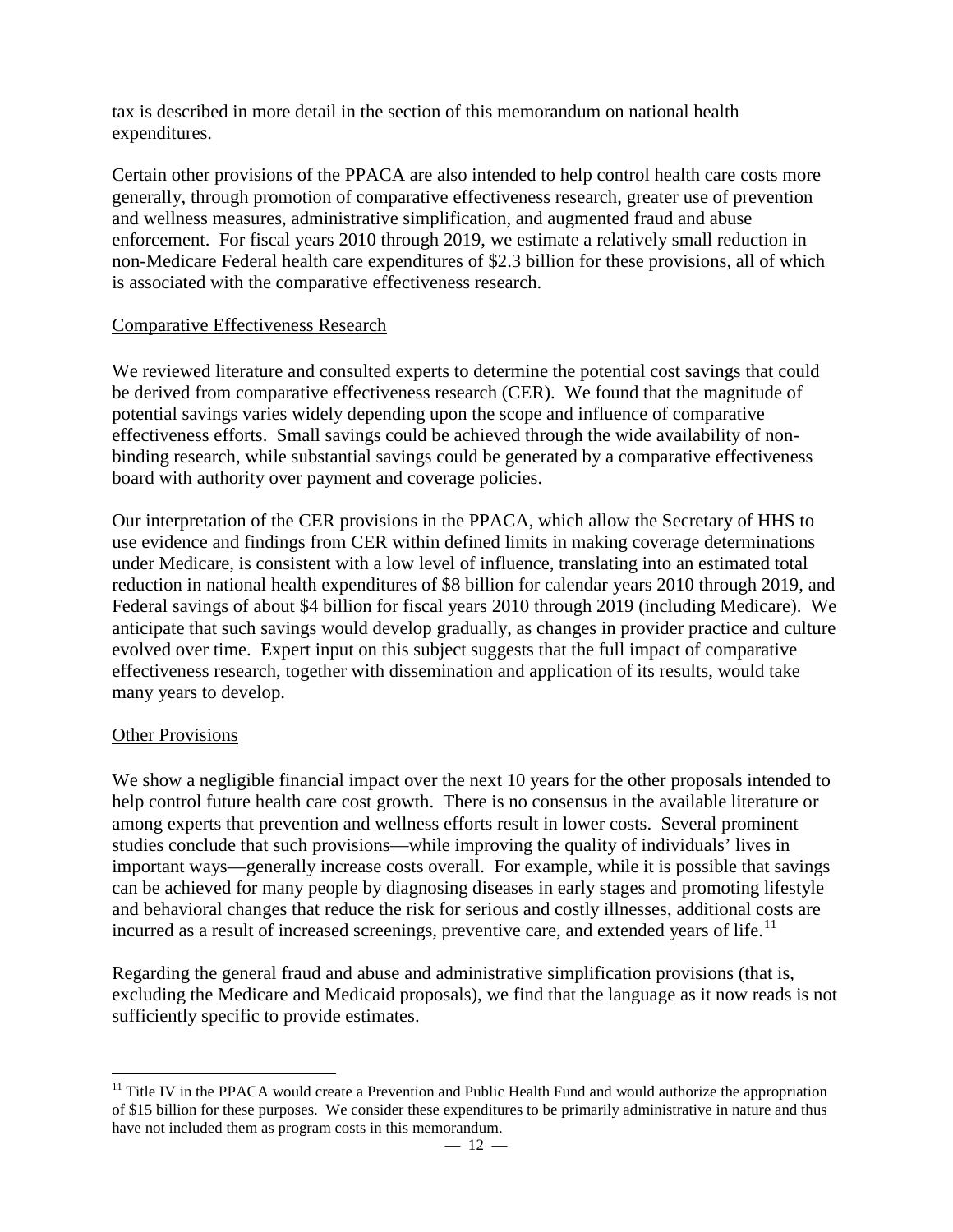tax is described in more detail in the section of this memorandum on national health expenditures.

Certain other provisions of the PPACA are also intended to help control health care costs more generally, through promotion of comparative effectiveness research, greater use of prevention and wellness measures, administrative simplification, and augmented fraud and abuse enforcement. For fiscal years 2010 through 2019, we estimate a relatively small reduction in non-Medicare Federal health care expenditures of $2.3 billion for these provisions, all of which is associated with the comparative effectiveness research.

<u>Comparative Effectiveness Research</u>

We reviewed literature and consulted experts to determine the potential cost savings that could be derived from comparative effectiveness research (CER). We found that the magnitude of potential savings varies widely depending upon the scope and influence of comparative effectiveness efforts. Small savings could be achieved through the wide availability of non-binding research, while substantial savings could be generated by a comparative effectiveness board with authority over payment and coverage policies.

Our interpretation of the CER provisions in the PPACA, which allow the Secretary of HHS to use evidence and findings from CER within defined limits in making coverage determinations under Medicare, is consistent with a low level of influence, translating into an estimated total reduction in national health expenditures of $8 billion for calendar years 2010 through 2019, and Federal savings of about $4 billion for fiscal years 2010 through 2019 (including Medicare). We anticipate that such savings would develop gradually, as changes in provider practice and culture evolved over time. Expert input on this subject suggests that the full impact of comparative effectiveness research, together with dissemination and application of its results, would take many years to develop.

<u>Other Provisions</u>

We show a negligible financial impact over the next 10 years for the other proposals intended to help control future health care cost growth. There is no consensus in the available literature or among experts that prevention and wellness efforts result in lower costs. Several prominent studies conclude that such provisions—while improving the quality of individuals' lives in important ways—generally increase costs overall. For example, while it is possible that savings can be achieved for many people by diagnosing diseases in early stages and promoting lifestyle and behavioral changes that reduce the risk for serious and costly illnesses, additional costs are incurred as a result of increased screenings, preventive care, and extended years of life.[11]

Regarding the general fraud and abuse and administrative simplification provisions (that is, excluding the Medicare and Medicaid proposals), we find that the language as it now reads is not sufficiently specific to provide estimates.

---

[11] Title IV in the PPACA would create a Prevention and Public Health Fund and would authorize the appropriation of $15 billion for these purposes. We consider these expenditures to be primarily administrative in nature and thus have not included them as program costs in this memorandum.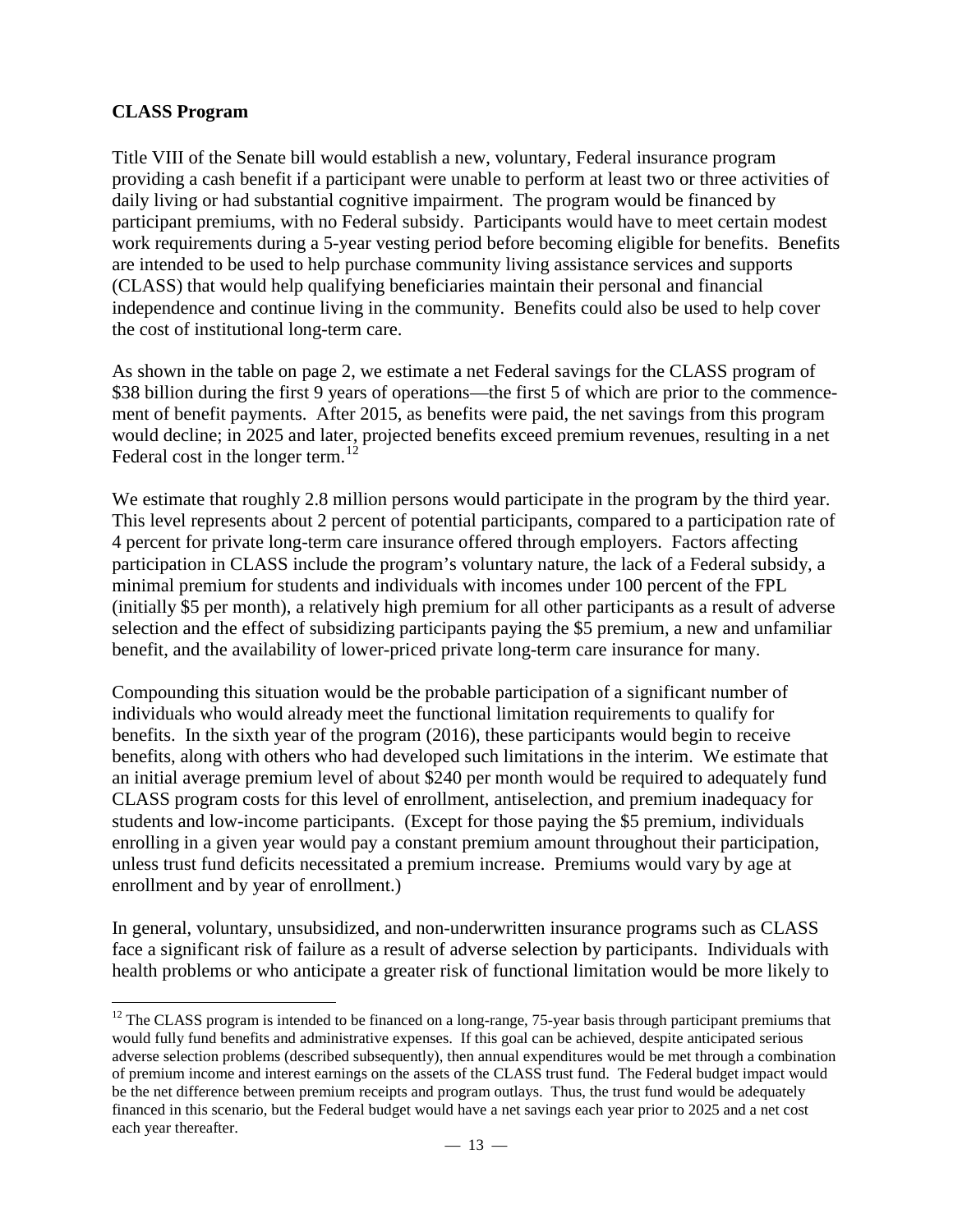**CLASS Program**

Title VIII of the Senate bill would establish a new, voluntary, Federal insurance program providing a cash benefit if a participant were unable to perform at least two or three activities of daily living or had substantial cognitive impairment. The program would be financed by participant premiums, with no Federal subsidy. Participants would have to meet certain modest work requirements during a 5-year vesting period before becoming eligible for benefits. Benefits are intended to be used to help purchase community living assistance services and supports (CLASS) that would help qualifying beneficiaries maintain their personal and financial independence and continue living in the community. Benefits could also be used to help cover the cost of institutional long-term care.

As shown in the table on page 2, we estimate a net Federal savings for the CLASS program of \$38 billion during the first 9 years of operations—the first 5 of which are prior to the commencement of benefit payments. After 2015, as benefits were paid, the net savings from this program would decline; in 2025 and later, projected benefits exceed premium revenues, resulting in a net Federal cost in the longer term.[12]

We estimate that roughly 2.8 million persons would participate in the program by the third year. This level represents about 2 percent of potential participants, compared to a participation rate of 4 percent for private long-term care insurance offered through employers. Factors affecting participation in CLASS include the program's voluntary nature, the lack of a Federal subsidy, a minimal premium for students and individuals with incomes under 100 percent of the FPL (initially \$5 per month), a relatively high premium for all other participants as a result of adverse selection and the effect of subsidizing participants paying the \$5 premium, a new and unfamiliar benefit, and the availability of lower-priced private long-term care insurance for many.

Compounding this situation would be the probable participation of a significant number of individuals who would already meet the functional limitation requirements to qualify for benefits. In the sixth year of the program (2016), these participants would begin to receive benefits, along with others who had developed such limitations in the interim. We estimate that an initial average premium level of about \$240 per month would be required to adequately fund CLASS program costs for this level of enrollment, antiselection, and premium inadequacy for students and low-income participants. (Except for those paying the \$5 premium, individuals enrolling in a given year would pay a constant premium amount throughout their participation, unless trust fund deficits necessitated a premium increase. Premiums would vary by age at enrollment and by year of enrollment.)

In general, voluntary, unsubsidized, and non-underwritten insurance programs such as CLASS face a significant risk of failure as a result of adverse selection by participants. Individuals with health problems or who anticipate a greater risk of functional limitation would be more likely to

---

[12] The CLASS program is intended to be financed on a long-range, 75-year basis through participant premiums that would fully fund benefits and administrative expenses. If this goal can be achieved, despite anticipated serious adverse selection problems (described subsequently), then annual expenditures would be met through a combination of premium income and interest earnings on the assets of the CLASS trust fund. The Federal budget impact would be the net difference between premium receipts and program outlays. Thus, the trust fund would be adequately financed in this scenario, but the Federal budget would have a net savings each year prior to 2025 and a net cost each year thereafter.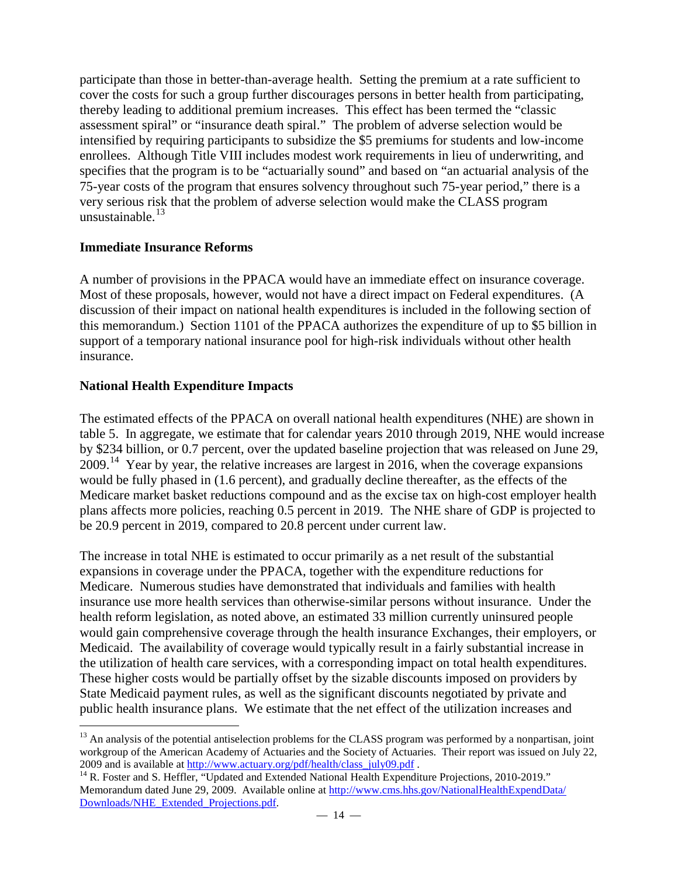participate than those in better-than-average health. Setting the premium at a rate sufficient to cover the costs for such a group further discourages persons in better health from participating, thereby leading to additional premium increases. This effect has been termed the "classic assessment spiral" or "insurance death spiral." The problem of adverse selection would be intensified by requiring participants to subsidize the $5 premiums for students and low-income enrollees. Although Title VIII includes modest work requirements in lieu of underwriting, and specifies that the program is to be "actuarially sound" and based on "an actuarial analysis of the 75-year costs of the program that ensures solvency throughout such 75-year period," there is a very serious risk that the problem of adverse selection would make the CLASS program unsustainable.[13]

**Immediate Insurance Reforms**

A number of provisions in the PPACA would have an immediate effect on insurance coverage. Most of these proposals, however, would not have a direct impact on Federal expenditures. (A discussion of their impact on national health expenditures is included in the following section of this memorandum.) Section 1101 of the PPACA authorizes the expenditure of up to $5 billion in support of a temporary national insurance pool for high-risk individuals without other health insurance.

**National Health Expenditure Impacts**

The estimated effects of the PPACA on overall national health expenditures (NHE) are shown in table 5. In aggregate, we estimate that for calendar years 2010 through 2019, NHE would increase by $234 billion, or 0.7 percent, over the updated baseline projection that was released on June 29, 2009.[14] Year by year, the relative increases are largest in 2016, when the coverage expansions would be fully phased in (1.6 percent), and gradually decline thereafter, as the effects of the Medicare market basket reductions compound and as the excise tax on high-cost employer health plans affects more policies, reaching 0.5 percent in 2019. The NHE share of GDP is projected to be 20.9 percent in 2019, compared to 20.8 percent under current law.

The increase in total NHE is estimated to occur primarily as a net result of the substantial expansions in coverage under the PPACA, together with the expenditure reductions for Medicare. Numerous studies have demonstrated that individuals and families with health insurance use more health services than otherwise-similar persons without insurance. Under the health reform legislation, as noted above, an estimated 33 million currently uninsured people would gain comprehensive coverage through the health insurance Exchanges, their employers, or Medicaid. The availability of coverage would typically result in a fairly substantial increase in the utilization of health care services, with a corresponding impact on total health expenditures. These higher costs would be partially offset by the sizable discounts imposed on providers by State Medicaid payment rules, as well as the significant discounts negotiated by private and public health insurance plans. We estimate that the net effect of the utilization increases and

---

[13] An analysis of the potential antiselection problems for the CLASS program was performed by a nonpartisan, joint workgroup of the American Academy of Actuaries and the Society of Actuaries. Their report was issued on July 22, 2009 and is available at http://www.actuary.org/pdf/health/class_july09.pdf .

[14] R. Foster and S. Heffler, "Updated and Extended National Health Expenditure Projections, 2010-2019." Memorandum dated June 29, 2009. Available online at http://www.cms.hhs.gov/NationalHealthExpendData/Downloads/NHE_Extended_Projections.pdf.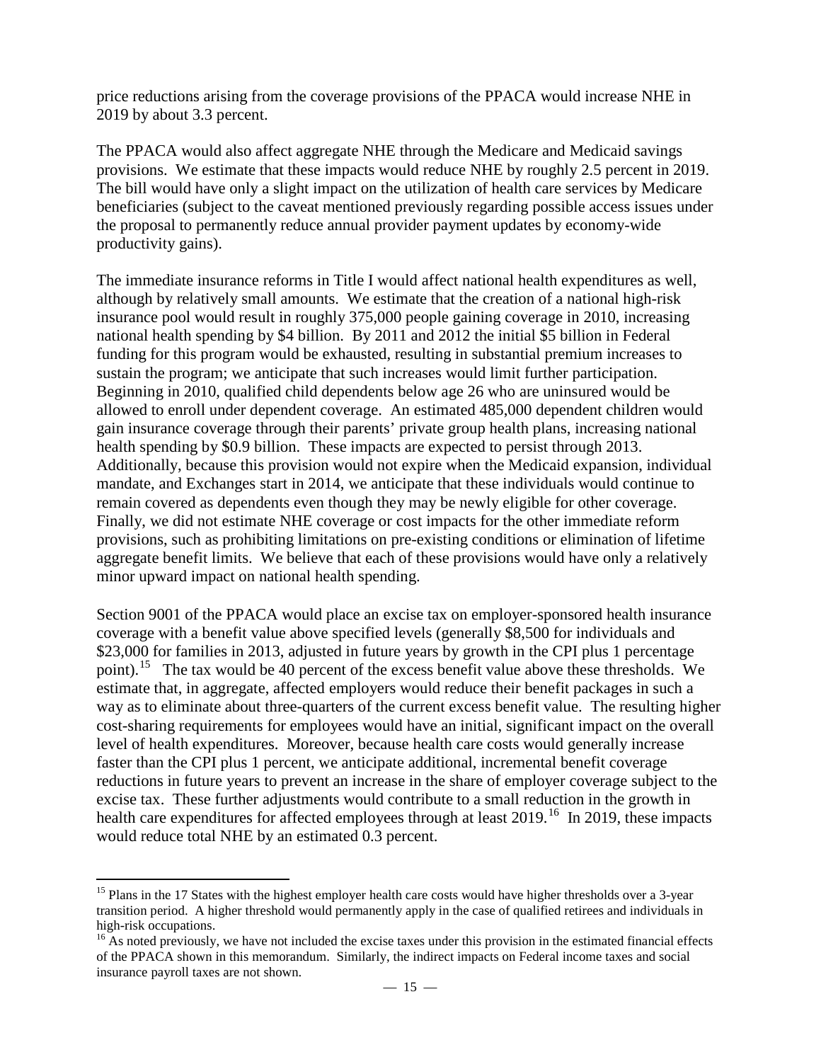price reductions arising from the coverage provisions of the PPACA would increase NHE in 2019 by about 3.3 percent.

The PPACA would also affect aggregate NHE through the Medicare and Medicaid savings provisions. We estimate that these impacts would reduce NHE by roughly 2.5 percent in 2019. The bill would have only a slight impact on the utilization of health care services by Medicare beneficiaries (subject to the caveat mentioned previously regarding possible access issues under the proposal to permanently reduce annual provider payment updates by economy-wide productivity gains).

The immediate insurance reforms in Title I would affect national health expenditures as well, although by relatively small amounts. We estimate that the creation of a national high-risk insurance pool would result in roughly 375,000 people gaining coverage in 2010, increasing national health spending by $4 billion. By 2011 and 2012 the initial $5 billion in Federal funding for this program would be exhausted, resulting in substantial premium increases to sustain the program; we anticipate that such increases would limit further participation. Beginning in 2010, qualified child dependents below age 26 who are uninsured would be allowed to enroll under dependent coverage. An estimated 485,000 dependent children would gain insurance coverage through their parents' private group health plans, increasing national health spending by $0.9 billion. These impacts are expected to persist through 2013. Additionally, because this provision would not expire when the Medicaid expansion, individual mandate, and Exchanges start in 2014, we anticipate that these individuals would continue to remain covered as dependents even though they may be newly eligible for other coverage. Finally, we did not estimate NHE coverage or cost impacts for the other immediate reform provisions, such as prohibiting limitations on pre-existing conditions or elimination of lifetime aggregate benefit limits. We believe that each of these provisions would have only a relatively minor upward impact on national health spending.

Section 9001 of the PPACA would place an excise tax on employer-sponsored health insurance coverage with a benefit value above specified levels (generally $8,500 for individuals and $23,000 for families in 2013, adjusted in future years by growth in the CPI plus 1 percentage point).[15] The tax would be 40 percent of the excess benefit value above these thresholds. We estimate that, in aggregate, affected employers would reduce their benefit packages in such a way as to eliminate about three-quarters of the current excess benefit value. The resulting higher cost-sharing requirements for employees would have an initial, significant impact on the overall level of health expenditures. Moreover, because health care costs would generally increase faster than the CPI plus 1 percent, we anticipate additional, incremental benefit coverage reductions in future years to prevent an increase in the share of employer coverage subject to the excise tax. These further adjustments would contribute to a small reduction in the growth in health care expenditures for affected employees through at least 2019.[16] In 2019, these impacts would reduce total NHE by an estimated 0.3 percent.

---

[15] Plans in the 17 States with the highest employer health care costs would have higher thresholds over a 3-year transition period. A higher threshold would permanently apply in the case of qualified retirees and individuals in high-risk occupations.

[16] As noted previously, we have not included the excise taxes under this provision in the estimated financial effects of the PPACA shown in this memorandum. Similarly, the indirect impacts on Federal income taxes and social insurance payroll taxes are not shown.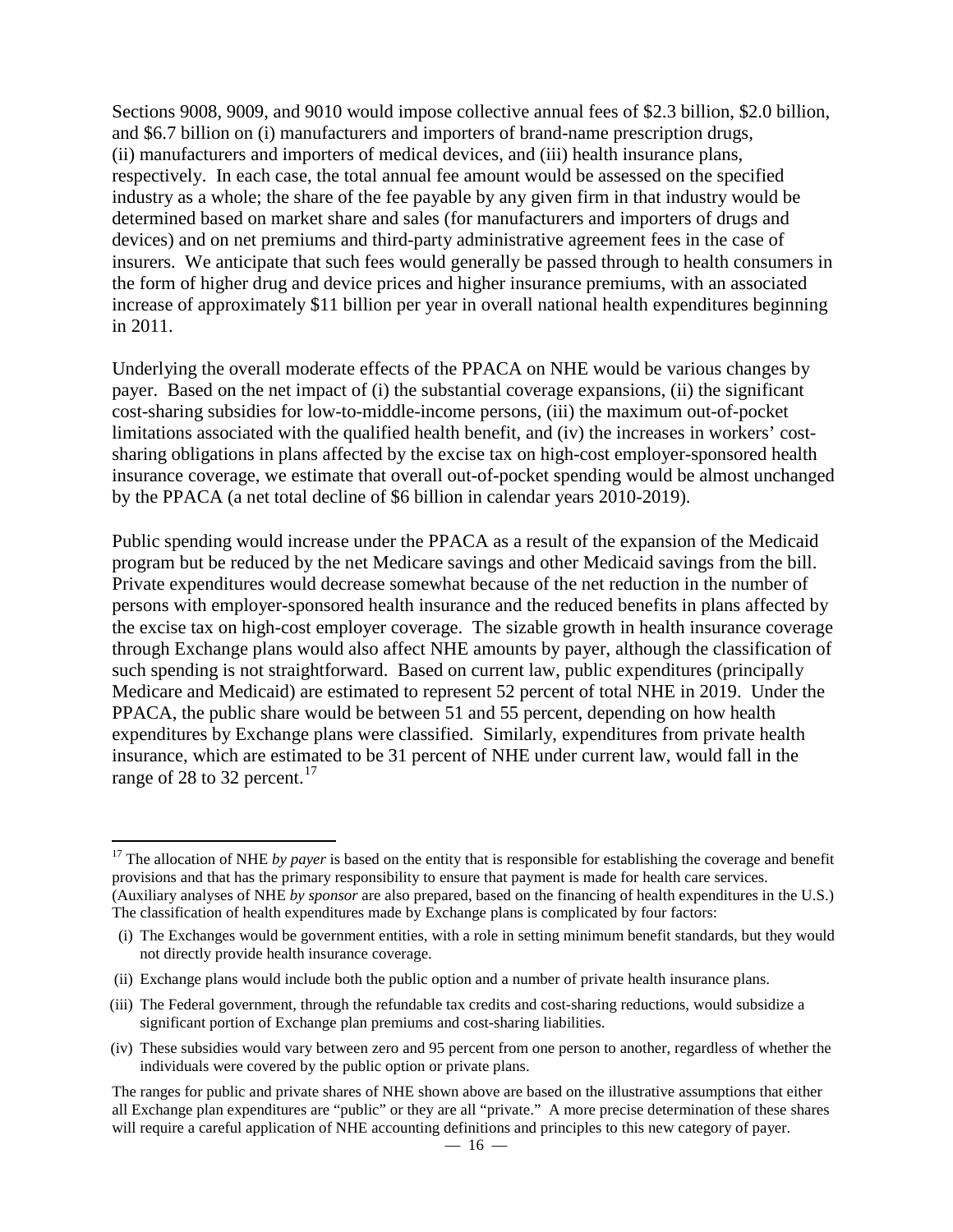Sections 9008, 9009, and 9010 would impose collective annual fees of \$2.3 billion, \$2.0 billion, and \$6.7 billion on (i) manufacturers and importers of brand-name prescription drugs, (ii) manufacturers and importers of medical devices, and (iii) health insurance plans, respectively. In each case, the total annual fee amount would be assessed on the specified industry as a whole; the share of the fee payable by any given firm in that industry would be determined based on market share and sales (for manufacturers and importers of drugs and devices) and on net premiums and third-party administrative agreement fees in the case of insurers. We anticipate that such fees would generally be passed through to health consumers in the form of higher drug and device prices and higher insurance premiums, with an associated increase of approximately \$11 billion per year in overall national health expenditures beginning in 2011.

Underlying the overall moderate effects of the PPACA on NHE would be various changes by payer. Based on the net impact of (i) the substantial coverage expansions, (ii) the significant cost-sharing subsidies for low-to-middle-income persons, (iii) the maximum out-of-pocket limitations associated with the qualified health benefit, and (iv) the increases in workers' cost-sharing obligations in plans affected by the excise tax on high-cost employer-sponsored health insurance coverage, we estimate that overall out-of-pocket spending would be almost unchanged by the PPACA (a net total decline of \$6 billion in calendar years 2010-2019).

Public spending would increase under the PPACA as a result of the expansion of the Medicaid program but be reduced by the net Medicare savings and other Medicaid savings from the bill. Private expenditures would decrease somewhat because of the net reduction in the number of persons with employer-sponsored health insurance and the reduced benefits in plans affected by the excise tax on high-cost employer coverage. The sizable growth in health insurance coverage through Exchange plans would also affect NHE amounts by payer, although the classification of such spending is not straightforward. Based on current law, public expenditures (principally Medicare and Medicaid) are estimated to represent 52 percent of total NHE in 2019. Under the PPACA, the public share would be between 51 and 55 percent, depending on how health expenditures by Exchange plans were classified. Similarly, expenditures from private health insurance, which are estimated to be 31 percent of NHE under current law, would fall in the range of 28 to 32 percent.[17]

---

[17] The allocation of NHE *by payer* is based on the entity that is responsible for establishing the coverage and benefit provisions and that has the primary responsibility to ensure that payment is made for health care services. (Auxiliary analyses of NHE *by sponsor* are also prepared, based on the financing of health expenditures in the U.S.) The classification of health expenditures made by Exchange plans is complicated by four factors:

(i) The Exchanges would be government entities, with a role in setting minimum benefit standards, but they would not directly provide health insurance coverage.

(ii) Exchange plans would include both the public option and a number of private health insurance plans.

(iii) The Federal government, through the refundable tax credits and cost-sharing reductions, would subsidize a significant portion of Exchange plan premiums and cost-sharing liabilities.

(iv) These subsidies would vary between zero and 95 percent from one person to another, regardless of whether the individuals were covered by the public option or private plans.

The ranges for public and private shares of NHE shown above are based on the illustrative assumptions that either all Exchange plan expenditures are "public" or they are all "private." A more precise determination of these shares will require a careful application of NHE accounting definitions and principles to this new category of payer.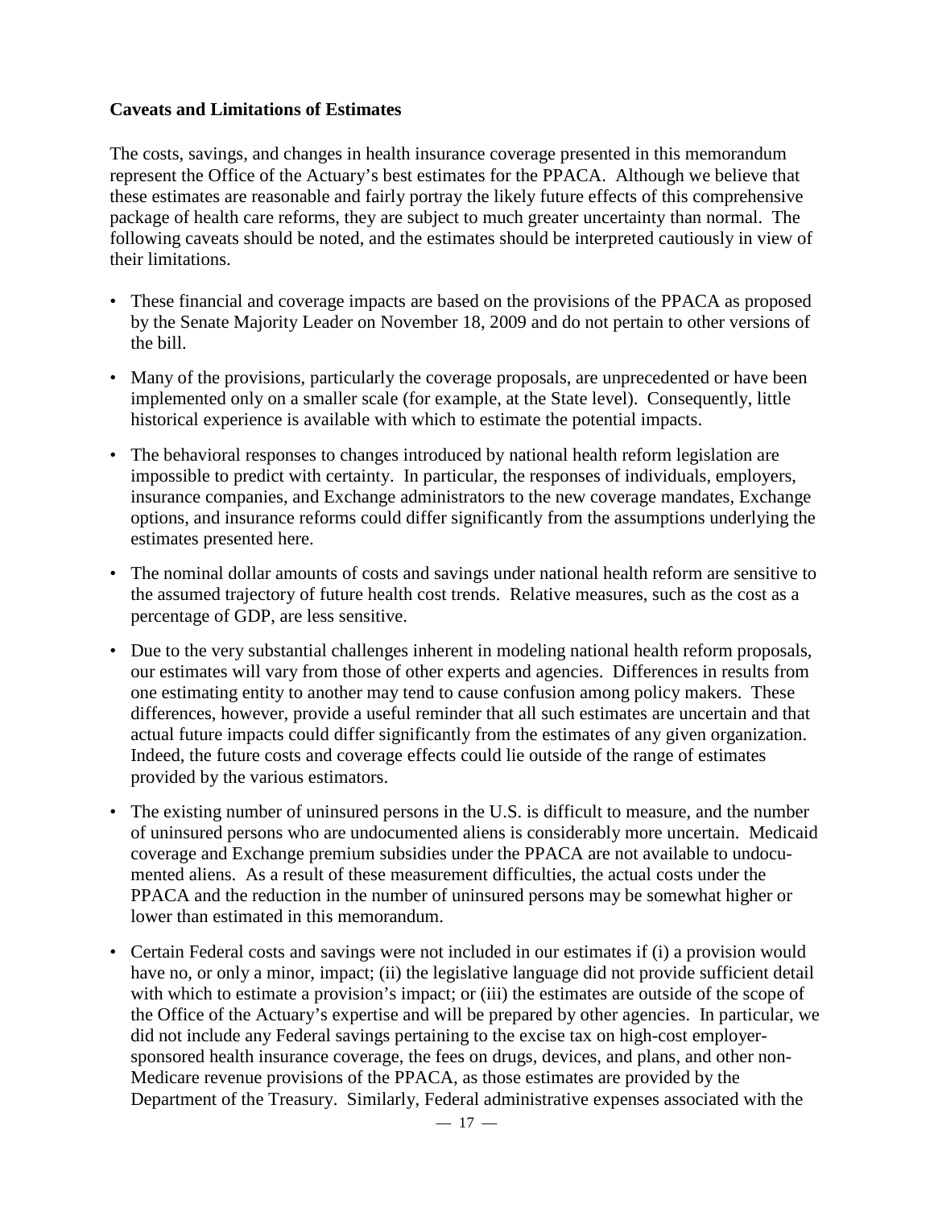## Caveats and Limitations of Estimates

The costs, savings, and changes in health insurance coverage presented in this memorandum represent the Office of the Actuary's best estimates for the PPACA. Although we believe that these estimates are reasonable and fairly portray the likely future effects of this comprehensive package of health care reforms, they are subject to much greater uncertainty than normal. The following caveats should be noted, and the estimates should be interpreted cautiously in view of their limitations.

- These financial and coverage impacts are based on the provisions of the PPACA as proposed by the Senate Majority Leader on November 18, 2009 and do not pertain to other versions of the bill.
- Many of the provisions, particularly the coverage proposals, are unprecedented or have been implemented only on a smaller scale (for example, at the State level). Consequently, little historical experience is available with which to estimate the potential impacts.
- The behavioral responses to changes introduced by national health reform legislation are impossible to predict with certainty. In particular, the responses of individuals, employers, insurance companies, and Exchange administrators to the new coverage mandates, Exchange options, and insurance reforms could differ significantly from the assumptions underlying the estimates presented here.
- The nominal dollar amounts of costs and savings under national health reform are sensitive to the assumed trajectory of future health cost trends. Relative measures, such as the cost as a percentage of GDP, are less sensitive.
- Due to the very substantial challenges inherent in modeling national health reform proposals, our estimates will vary from those of other experts and agencies. Differences in results from one estimating entity to another may tend to cause confusion among policy makers. These differences, however, provide a useful reminder that all such estimates are uncertain and that actual future impacts could differ significantly from the estimates of any given organization. Indeed, the future costs and coverage effects could lie outside of the range of estimates provided by the various estimators.
- The existing number of uninsured persons in the U.S. is difficult to measure, and the number of uninsured persons who are undocumented aliens is considerably more uncertain. Medicaid coverage and Exchange premium subsidies under the PPACA are not available to undocumented aliens. As a result of these measurement difficulties, the actual costs under the PPACA and the reduction in the number of uninsured persons may be somewhat higher or lower than estimated in this memorandum.
- Certain Federal costs and savings were not included in our estimates if (i) a provision would have no, or only a minor, impact; (ii) the legislative language did not provide sufficient detail with which to estimate a provision's impact; or (iii) the estimates are outside of the scope of the Office of the Actuary's expertise and will be prepared by other agencies. In particular, we did not include any Federal savings pertaining to the excise tax on high-cost employer-sponsored health insurance coverage, the fees on drugs, devices, and plans, and other non-Medicare revenue provisions of the PPACA, as those estimates are provided by the Department of the Treasury. Similarly, Federal administrative expenses associated with the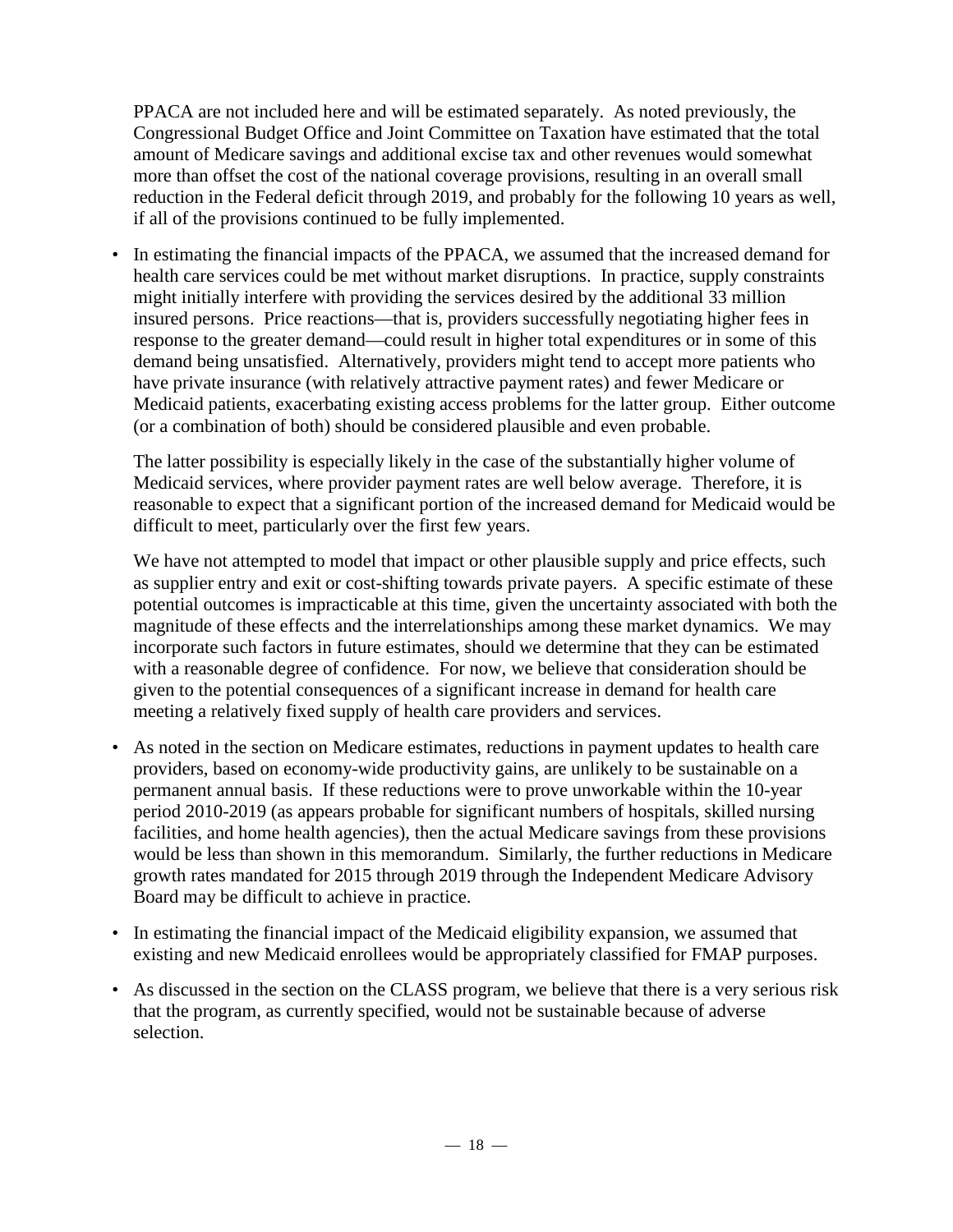PPACA are not included here and will be estimated separately. As noted previously, the Congressional Budget Office and Joint Committee on Taxation have estimated that the total amount of Medicare savings and additional excise tax and other revenues would somewhat more than offset the cost of the national coverage provisions, resulting in an overall small reduction in the Federal deficit through 2019, and probably for the following 10 years as well, if all of the provisions continued to be fully implemented.

- In estimating the financial impacts of the PPACA, we assumed that the increased demand for health care services could be met without market disruptions. In practice, supply constraints might initially interfere with providing the services desired by the additional 33 million insured persons. Price reactions—that is, providers successfully negotiating higher fees in response to the greater demand—could result in higher total expenditures or in some of this demand being unsatisfied. Alternatively, providers might tend to accept more patients who have private insurance (with relatively attractive payment rates) and fewer Medicare or Medicaid patients, exacerbating existing access problems for the latter group. Either outcome (or a combination of both) should be considered plausible and even probable.

  The latter possibility is especially likely in the case of the substantially higher volume of Medicaid services, where provider payment rates are well below average. Therefore, it is reasonable to expect that a significant portion of the increased demand for Medicaid would be difficult to meet, particularly over the first few years.

  We have not attempted to model that impact or other plausible supply and price effects, such as supplier entry and exit or cost-shifting towards private payers. A specific estimate of these potential outcomes is impracticable at this time, given the uncertainty associated with both the magnitude of these effects and the interrelationships among these market dynamics. We may incorporate such factors in future estimates, should we determine that they can be estimated with a reasonable degree of confidence. For now, we believe that consideration should be given to the potential consequences of a significant increase in demand for health care meeting a relatively fixed supply of health care providers and services.

- As noted in the section on Medicare estimates, reductions in payment updates to health care providers, based on economy-wide productivity gains, are unlikely to be sustainable on a permanent annual basis. If these reductions were to prove unworkable within the 10-year period 2010-2019 (as appears probable for significant numbers of hospitals, skilled nursing facilities, and home health agencies), then the actual Medicare savings from these provisions would be less than shown in this memorandum. Similarly, the further reductions in Medicare growth rates mandated for 2015 through 2019 through the Independent Medicare Advisory Board may be difficult to achieve in practice.

- In estimating the financial impact of the Medicaid eligibility expansion, we assumed that existing and new Medicaid enrollees would be appropriately classified for FMAP purposes.

- As discussed in the section on the CLASS program, we believe that there is a very serious risk that the program, as currently specified, would not be sustainable because of adverse selection.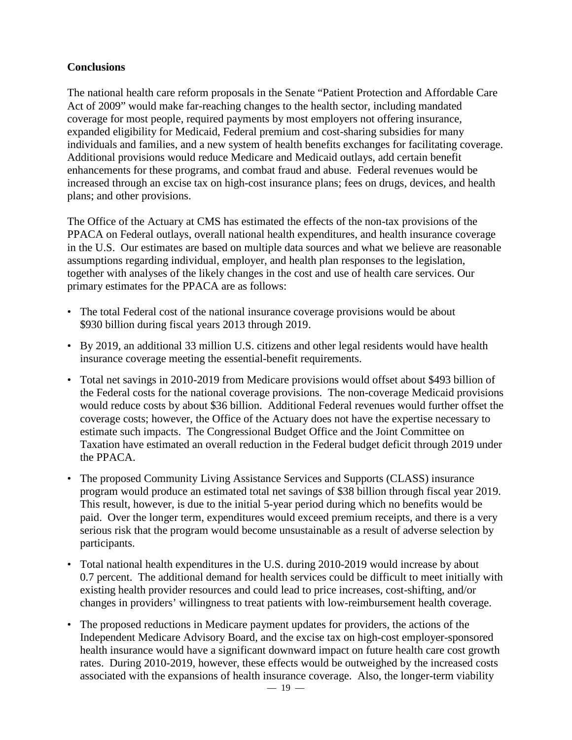**Conclusions**

The national health care reform proposals in the Senate "Patient Protection and Affordable Care Act of 2009" would make far-reaching changes to the health sector, including mandated coverage for most people, required payments by most employers not offering insurance, expanded eligibility for Medicaid, Federal premium and cost-sharing subsidies for many individuals and families, and a new system of health benefits exchanges for facilitating coverage. Additional provisions would reduce Medicare and Medicaid outlays, add certain benefit enhancements for these programs, and combat fraud and abuse. Federal revenues would be increased through an excise tax on high-cost insurance plans; fees on drugs, devices, and health plans; and other provisions.

The Office of the Actuary at CMS has estimated the effects of the non-tax provisions of the PPACA on Federal outlays, overall national health expenditures, and health insurance coverage in the U.S. Our estimates are based on multiple data sources and what we believe are reasonable assumptions regarding individual, employer, and health plan responses to the legislation, together with analyses of the likely changes in the cost and use of health care services. Our primary estimates for the PPACA are as follows:

- The total Federal cost of the national insurance coverage provisions would be about $930 billion during fiscal years 2013 through 2019.
- By 2019, an additional 33 million U.S. citizens and other legal residents would have health insurance coverage meeting the essential-benefit requirements.
- Total net savings in 2010-2019 from Medicare provisions would offset about $493 billion of the Federal costs for the national coverage provisions. The non-coverage Medicaid provisions would reduce costs by about $36 billion. Additional Federal revenues would further offset the coverage costs; however, the Office of the Actuary does not have the expertise necessary to estimate such impacts. The Congressional Budget Office and the Joint Committee on Taxation have estimated an overall reduction in the Federal budget deficit through 2019 under the PPACA.
- The proposed Community Living Assistance Services and Supports (CLASS) insurance program would produce an estimated total net savings of $38 billion through fiscal year 2019. This result, however, is due to the initial 5-year period during which no benefits would be paid. Over the longer term, expenditures would exceed premium receipts, and there is a very serious risk that the program would become unsustainable as a result of adverse selection by participants.
- Total national health expenditures in the U.S. during 2010-2019 would increase by about 0.7 percent. The additional demand for health services could be difficult to meet initially with existing health provider resources and could lead to price increases, cost-shifting, and/or changes in providers' willingness to treat patients with low-reimbursement health coverage.
- The proposed reductions in Medicare payment updates for providers, the actions of the Independent Medicare Advisory Board, and the excise tax on high-cost employer-sponsored health insurance would have a significant downward impact on future health care cost growth rates. During 2010-2019, however, these effects would be outweighed by the increased costs associated with the expansions of health insurance coverage. Also, the longer-term viability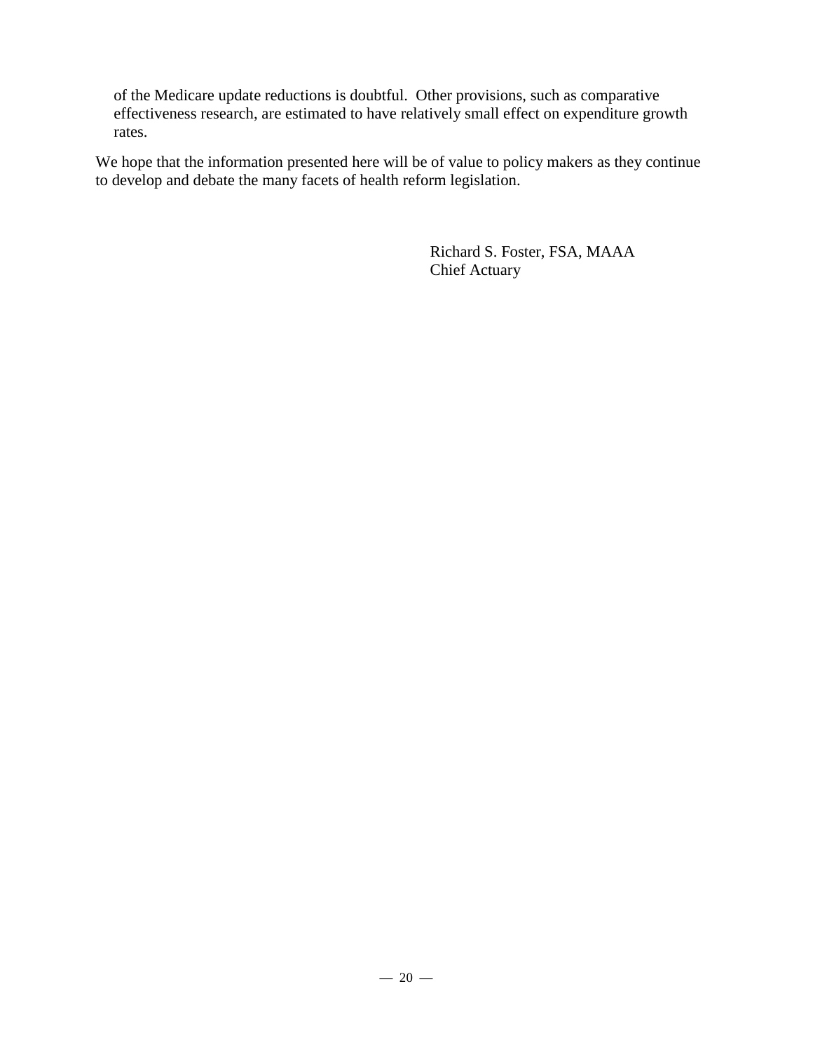of the Medicare update reductions is doubtful. Other provisions, such as comparative effectiveness research, are estimated to have relatively small effect on expenditure growth rates.

We hope that the information presented here will be of value to policy makers as they continue to develop and debate the many facets of health reform legislation.

Richard S. Foster, FSA, MAAA
Chief Actuary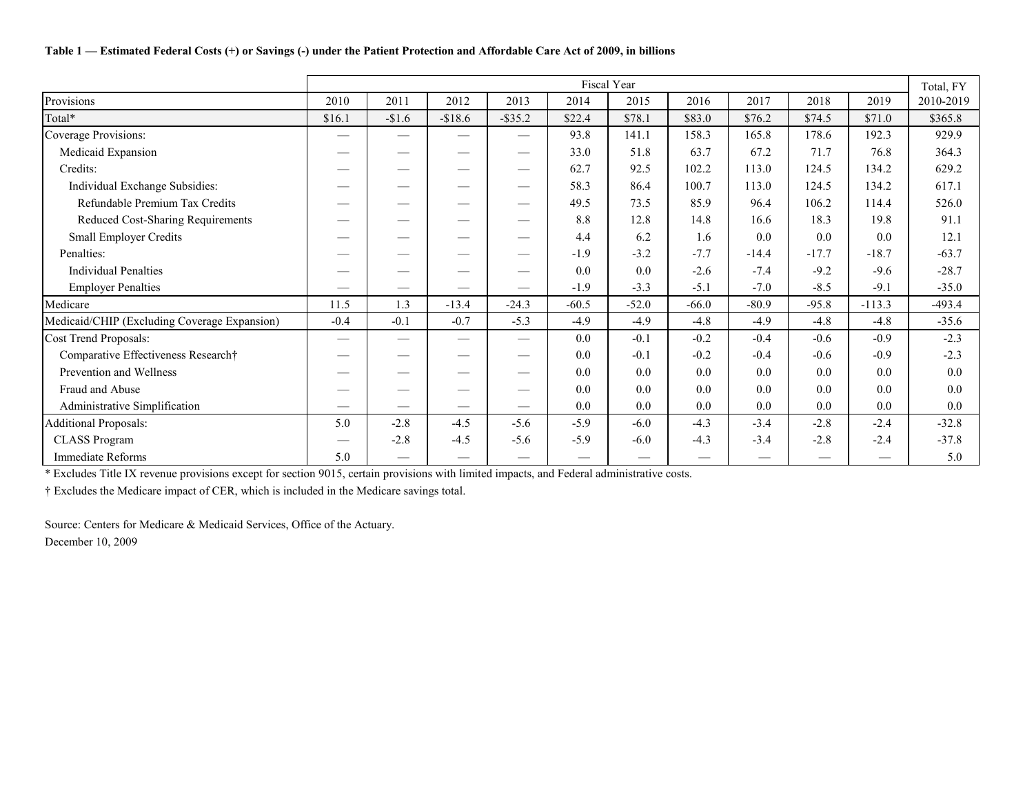**Table 1 — Estimated Federal Costs (+) or Savings (-) under the Patient Protection and Affordable Care Act of 2009, in billions**

| | Fiscal Year | | | | | | | | | | Total, FY |
|---|---|---|---|---|---|---|---|---|---|---|---|
| Provisions | 2010 | 2011 | 2012 | 2013 | 2014 | 2015 | 2016 | 2017 | 2018 | 2019 | 2010-2019 |
| Total* | $16.1 | -$1.6 | -$18.6 | -$35.2 | $22.4 | $78.1 | $83.0 | $76.2 | $74.5 | $71.0 | $365.8 |
| Coverage Provisions: | — | — | — | — | 93.8 | 141.1 | 158.3 | 165.8 | 178.6 | 192.3 | 929.9 |
| Medicaid Expansion | — | — | — | — | 33.0 | 51.8 | 63.7 | 67.2 | 71.7 | 76.8 | 364.3 |
| Credits: | — | — | — | — | 62.7 | 92.5 | 102.2 | 113.0 | 124.5 | 134.2 | 629.2 |
| Individual Exchange Subsidies: | — | — | — | — | 58.3 | 86.4 | 100.7 | 113.0 | 124.5 | 134.2 | 617.1 |
| Refundable Premium Tax Credits | — | — | — | — | 49.5 | 73.5 | 85.9 | 96.4 | 106.2 | 114.4 | 526.0 |
| Reduced Cost-Sharing Requirements | — | — | — | — | 8.8 | 12.8 | 14.8 | 16.6 | 18.3 | 19.8 | 91.1 |
| Small Employer Credits | — | — | — | — | 4.4 | 6.2 | 1.6 | 0.0 | 0.0 | 0.0 | 12.1 |
| Penalties: | — | — | — | — | -1.9 | -3.2 | -7.7 | -14.4 | -17.7 | -18.7 | -63.7 |
| Individual Penalties | — | — | — | — | 0.0 | 0.0 | -2.6 | -7.4 | -9.2 | -9.6 | -28.7 |
| Employer Penalties | — | — | — | — | -1.9 | -3.3 | -5.1 | -7.0 | -8.5 | -9.1 | -35.0 |
| Medicare | 11.5 | 1.3 | -13.4 | -24.3 | -60.5 | -52.0 | -66.0 | -80.9 | -95.8 | -113.3 | -493.4 |
| Medicaid/CHIP (Excluding Coverage Expansion) | -0.4 | -0.1 | -0.7 | -5.3 | -4.9 | -4.9 | -4.8 | -4.9 | -4.8 | -4.8 | -35.6 |
| Cost Trend Proposals: | — | — | — | — | 0.0 | -0.1 | -0.2 | -0.4 | -0.6 | -0.9 | -2.3 |
| Comparative Effectiveness Research† | — | — | — | — | 0.0 | -0.1 | -0.2 | -0.4 | -0.6 | -0.9 | -2.3 |
| Prevention and Wellness | — | — | — | — | 0.0 | 0.0 | 0.0 | 0.0 | 0.0 | 0.0 | 0.0 |
| Fraud and Abuse | — | — | — | — | 0.0 | 0.0 | 0.0 | 0.0 | 0.0 | 0.0 | 0.0 |
| Administrative Simplification | — | — | — | — | 0.0 | 0.0 | 0.0 | 0.0 | 0.0 | 0.0 | 0.0 |
| Additional Proposals: | 5.0 | -2.8 | -4.5 | -5.6 | -5.9 | -6.0 | -4.3 | -3.4 | -2.8 | -2.4 | -32.8 |
| CLASS Program | — | -2.8 | -4.5 | -5.6 | -5.9 | -6.0 | -4.3 | -3.4 | -2.8 | -2.4 | -37.8 |
| Immediate Reforms | 5.0 | — | — | — | — | — | — | — | — | — | 5.0 |

\* Excludes Title IX revenue provisions except for section 9015, certain provisions with limited impacts, and Federal administrative costs.

† Excludes the Medicare impact of CER, which is included in the Medicare savings total.

Source: Centers for Medicare & Medicaid Services, Office of the Actuary.
December 10, 2009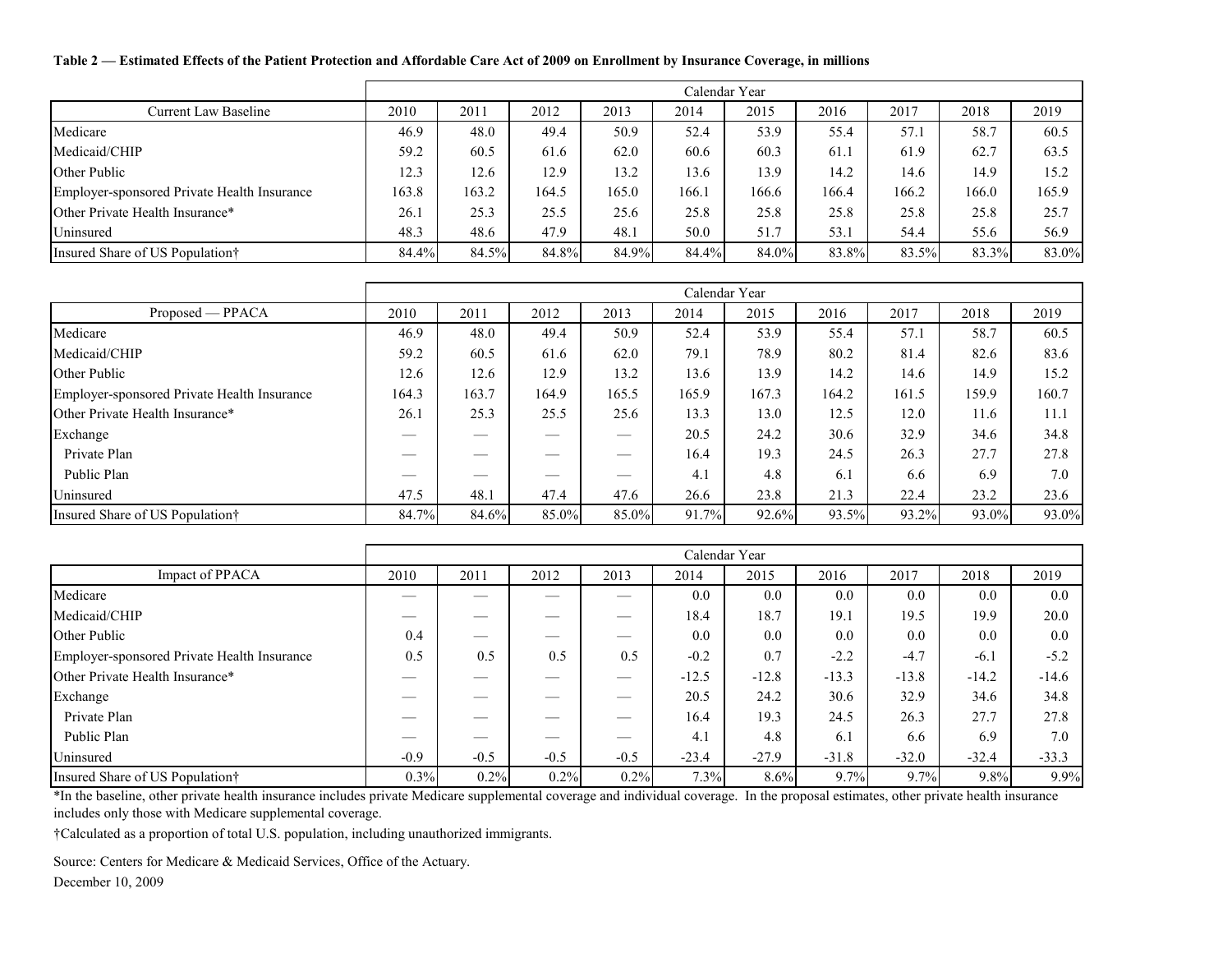**Table 2 — Estimated Effects of the Patient Protection and Affordable Care Act of 2009 on Enrollment by Insurance Coverage, in millions**

| | Calendar Year | | | | | | | | | |
|---|---|---|---|---|---|---|---|---|---|---|
| Current Law Baseline | 2010 | 2011 | 2012 | 2013 | 2014 | 2015 | 2016 | 2017 | 2018 | 2019 |
| Medicare | 46.9 | 48.0 | 49.4 | 50.9 | 52.4 | 53.9 | 55.4 | 57.1 | 58.7 | 60.5 |
| Medicaid/CHIP | 59.2 | 60.5 | 61.6 | 62.0 | 60.6 | 60.3 | 61.1 | 61.9 | 62.7 | 63.5 |
| Other Public | 12.3 | 12.6 | 12.9 | 13.2 | 13.6 | 13.9 | 14.2 | 14.6 | 14.9 | 15.2 |
| Employer-sponsored Private Health Insurance | 163.8 | 163.2 | 164.5 | 165.0 | 166.1 | 166.6 | 166.4 | 166.2 | 166.0 | 165.9 |
| Other Private Health Insurance* | 26.1 | 25.3 | 25.5 | 25.6 | 25.8 | 25.8 | 25.8 | 25.8 | 25.8 | 25.7 |
| Uninsured | 48.3 | 48.6 | 47.9 | 48.1 | 50.0 | 51.7 | 53.1 | 54.4 | 55.6 | 56.9 |
| Insured Share of US Population† | 84.4% | 84.5% | 84.8% | 84.9% | 84.4% | 84.0% | 83.8% | 83.5% | 83.3% | 83.0% |

| | Calendar Year | | | | | | | | | |
|---|---|---|---|---|---|---|---|---|---|---|
| Proposed — PPACA | 2010 | 2011 | 2012 | 2013 | 2014 | 2015 | 2016 | 2017 | 2018 | 2019 |
| Medicare | 46.9 | 48.0 | 49.4 | 50.9 | 52.4 | 53.9 | 55.4 | 57.1 | 58.7 | 60.5 |
| Medicaid/CHIP | 59.2 | 60.5 | 61.6 | 62.0 | 79.1 | 78.9 | 80.2 | 81.4 | 82.6 | 83.6 |
| Other Public | 12.6 | 12.6 | 12.9 | 13.2 | 13.6 | 13.9 | 14.2 | 14.6 | 14.9 | 15.2 |
| Employer-sponsored Private Health Insurance | 164.3 | 163.7 | 164.9 | 165.5 | 165.9 | 167.3 | 164.2 | 161.5 | 159.9 | 160.7 |
| Other Private Health Insurance* | 26.1 | 25.3 | 25.5 | 25.6 | 13.3 | 13.0 | 12.5 | 12.0 | 11.6 | 11.1 |
| Exchange | — | — | — | — | 20.5 | 24.2 | 30.6 | 32.9 | 34.6 | 34.8 |
| Private Plan | — | — | — | — | 16.4 | 19.3 | 24.5 | 26.3 | 27.7 | 27.8 |
| Public Plan | — | — | — | — | 4.1 | 4.8 | 6.1 | 6.6 | 6.9 | 7.0 |
| Uninsured | 47.5 | 48.1 | 47.4 | 47.6 | 26.6 | 23.8 | 21.3 | 22.4 | 23.2 | 23.6 |
| Insured Share of US Population† | 84.7% | 84.6% | 85.0% | 85.0% | 91.7% | 92.6% | 93.5% | 93.2% | 93.0% | 93.0% |

| | Calendar Year | | | | | | | | | |
|---|---|---|---|---|---|---|---|---|---|---|
| Impact of PPACA | 2010 | 2011 | 2012 | 2013 | 2014 | 2015 | 2016 | 2017 | 2018 | 2019 |
| Medicare | — | — | — | — | 0.0 | 0.0 | 0.0 | 0.0 | 0.0 | 0.0 |
| Medicaid/CHIP | — | — | — | — | 18.4 | 18.7 | 19.1 | 19.5 | 19.9 | 20.0 |
| Other Public | 0.4 | — | — | — | 0.0 | 0.0 | 0.0 | 0.0 | 0.0 | 0.0 |
| Employer-sponsored Private Health Insurance | 0.5 | 0.5 | 0.5 | 0.5 | -0.2 | 0.7 | -2.2 | -4.7 | -6.1 | -5.2 |
| Other Private Health Insurance* | — | — | — | — | -12.5 | -12.8 | -13.3 | -13.8 | -14.2 | -14.6 |
| Exchange | — | — | — | — | 20.5 | 24.2 | 30.6 | 32.9 | 34.6 | 34.8 |
| Private Plan | — | — | — | — | 16.4 | 19.3 | 24.5 | 26.3 | 27.7 | 27.8 |
| Public Plan | — | — | — | — | 4.1 | 4.8 | 6.1 | 6.6 | 6.9 | 7.0 |
| Uninsured | -0.9 | -0.5 | -0.5 | -0.5 | -23.4 | -27.9 | -31.8 | -32.0 | -32.4 | -33.3 |
| Insured Share of US Population† | 0.3% | 0.2% | 0.2% | 0.2% | 7.3% | 8.6% | 9.7% | 9.7% | 9.8% | 9.9% |

*In the baseline, other private health insurance includes private Medicare supplemental coverage and individual coverage. In the proposal estimates, other private health insurance includes only those with Medicare supplemental coverage.

†Calculated as a proportion of total U.S. population, including unauthorized immigrants.

Source: Centers for Medicare & Medicaid Services, Office of the Actuary.

December 10, 2009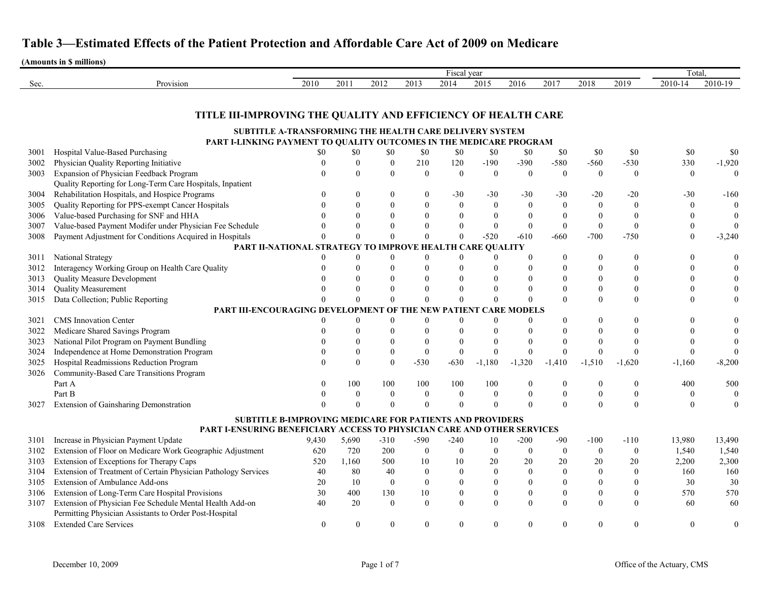# Table 3—Estimated Effects of the Patient Protection and Affordable Care Act of 2009 on Medicare

**(Amounts in $ millions)**

| Sec. | Provision | 2010 | 2011 | 2012 | 2013 | 2014 | 2015 | 2016 | 2017 | 2018 | 2019 | Total, 2010-14 | Total, 2010-19 |
|---|---|---|---|---|---|---|---|---|---|---|---|---|---|
| | **TITLE III-IMPROVING THE QUALITY AND EFFICIENCY OF HEALTH CARE** | | | | | | | | | | | | |
| | **SUBTITLE A-TRANSFORMING THE HEALTH CARE DELIVERY SYSTEM** | | | | | | | | | | | | |
| | **PART I-LINKING PAYMENT TO QUALITY OUTCOMES IN THE MEDICARE PROGRAM** | | | | | | | | | | | | |
| 3001 | Hospital Value-Based Purchasing | $0 | $0 | $0 | $0 | $0 | $0 | $0 | $0 | $0 | $0 | $0 | $0 |
| 3002 | Physician Quality Reporting Initiative | 0 | 0 | 0 | 210 | 120 | -190 | -390 | -580 | -560 | -530 | 330 | -1,920 |
| 3003 | Expansion of Physician Feedback Program | 0 | 0 | 0 | 0 | 0 | 0 | 0 | 0 | 0 | 0 | 0 | 0 |
| 3004 | Quality Reporting for Long-Term Care Hospitals, Inpatient Rehabilitation Hospitals, and Hospice Programs | 0 | 0 | 0 | 0 | -30 | -30 | -30 | -30 | -20 | -20 | -30 | -160 |
| 3005 | Quality Reporting for PPS-exempt Cancer Hospitals | 0 | 0 | 0 | 0 | 0 | 0 | 0 | 0 | 0 | 0 | 0 | 0 |
| 3006 | Value-based Purchasing for SNF and HHA | 0 | 0 | 0 | 0 | 0 | 0 | 0 | 0 | 0 | 0 | 0 | 0 |
| 3007 | Value-based Payment Modifer under Physician Fee Schedule | 0 | 0 | 0 | 0 | 0 | 0 | 0 | 0 | 0 | 0 | 0 | 0 |
| 3008 | Payment Adjustment for Conditions Acquired in Hospitals | 0 | 0 | 0 | 0 | 0 | -520 | -610 | -660 | -700 | -750 | 0 | -3,240 |
| | **PART II-NATIONAL STRATEGY TO IMPROVE HEALTH CARE QUALITY** | | | | | | | | | | | | |
| 3011 | National Strategy | 0 | 0 | 0 | 0 | 0 | 0 | 0 | 0 | 0 | 0 | 0 | 0 |
| 3012 | Interagency Working Group on Health Care Quality | 0 | 0 | 0 | 0 | 0 | 0 | 0 | 0 | 0 | 0 | 0 | 0 |
| 3013 | Quality Measure Development | 0 | 0 | 0 | 0 | 0 | 0 | 0 | 0 | 0 | 0 | 0 | 0 |
| 3014 | Quality Measurement | 0 | 0 | 0 | 0 | 0 | 0 | 0 | 0 | 0 | 0 | 0 | 0 |
| 3015 | Data Collection; Public Reporting | 0 | 0 | 0 | 0 | 0 | 0 | 0 | 0 | 0 | 0 | 0 | 0 |
| | **PART III-ENCOURAGING DEVELOPMENT OF THE NEW PATIENT CARE MODELS** | | | | | | | | | | | | |
| 3021 | CMS Innovation Center | 0 | 0 | 0 | 0 | 0 | 0 | 0 | 0 | 0 | 0 | 0 | 0 |
| 3022 | Medicare Shared Savings Program | 0 | 0 | 0 | 0 | 0 | 0 | 0 | 0 | 0 | 0 | 0 | 0 |
| 3023 | National Pilot Program on Payment Bundling | 0 | 0 | 0 | 0 | 0 | 0 | 0 | 0 | 0 | 0 | 0 | 0 |
| 3024 | Independence at Home Demonstration Program | 0 | 0 | 0 | 0 | 0 | 0 | 0 | 0 | 0 | 0 | 0 | 0 |
| 3025 | Hospital Readmissions Reduction Program | 0 | 0 | 0 | -530 | -630 | -1,180 | -1,320 | -1,410 | -1,510 | -1,620 | -1,160 | -8,200 |
| 3026 | Community-Based Care Transitions Program | | | | | | | | | | | | |
| | Part A | 0 | 100 | 100 | 100 | 100 | 100 | 0 | 0 | 0 | 0 | 400 | 500 |
| | Part B | 0 | 0 | 0 | 0 | 0 | 0 | 0 | 0 | 0 | 0 | 0 | 0 |
| 3027 | Extension of Gainsharing Demonstration | 0 | 0 | 0 | 0 | 0 | 0 | 0 | 0 | 0 | 0 | 0 | 0 |
| | **SUBTITLE B-IMPROVING MEDICARE FOR PATIENTS AND PROVIDERS** | | | | | | | | | | | | |
| | **PART I-ENSURING BENEFICIARY ACCESS TO PHYSICIAN CARE AND OTHER SERVICES** | | | | | | | | | | | | |
| 3101 | Increase in Physician Payment Update | 9,430 | 5,690 | -310 | -590 | -240 | 10 | -200 | -90 | -100 | -110 | 13,980 | 13,490 |
| 3102 | Extension of Floor on Medicare Work Geographic Adjustment | 620 | 720 | 200 | 0 | 0 | 0 | 0 | 0 | 0 | 0 | 1,540 | 1,540 |
| 3103 | Extension of Exceptions for Therapy Caps | 520 | 1,160 | 500 | 10 | 10 | 20 | 20 | 20 | 20 | 20 | 2,200 | 2,300 |
| 3104 | Extension of Treatment of Certain Physician Pathology Services | 40 | 80 | 40 | 0 | 0 | 0 | 0 | 0 | 0 | 0 | 160 | 160 |
| 3105 | Extension of Ambulance Add-ons | 20 | 10 | 0 | 0 | 0 | 0 | 0 | 0 | 0 | 0 | 30 | 30 |
| 3106 | Extension of Long-Term Care Hospital Provisions | 30 | 400 | 130 | 10 | 0 | 0 | 0 | 0 | 0 | 0 | 570 | 570 |
| 3107 | Extension of Physician Fee Schedule Mental Health Add-on | 40 | 20 | 0 | 0 | 0 | 0 | 0 | 0 | 0 | 0 | 60 | 60 |
| 3108 | Permitting Physician Assistants to Order Post-Hospital Extended Care Services | 0 | 0 | 0 | 0 | 0 | 0 | 0 | 0 | 0 | 0 | 0 | 0 |

December 10, 2009 — Office of the Actuary, CMS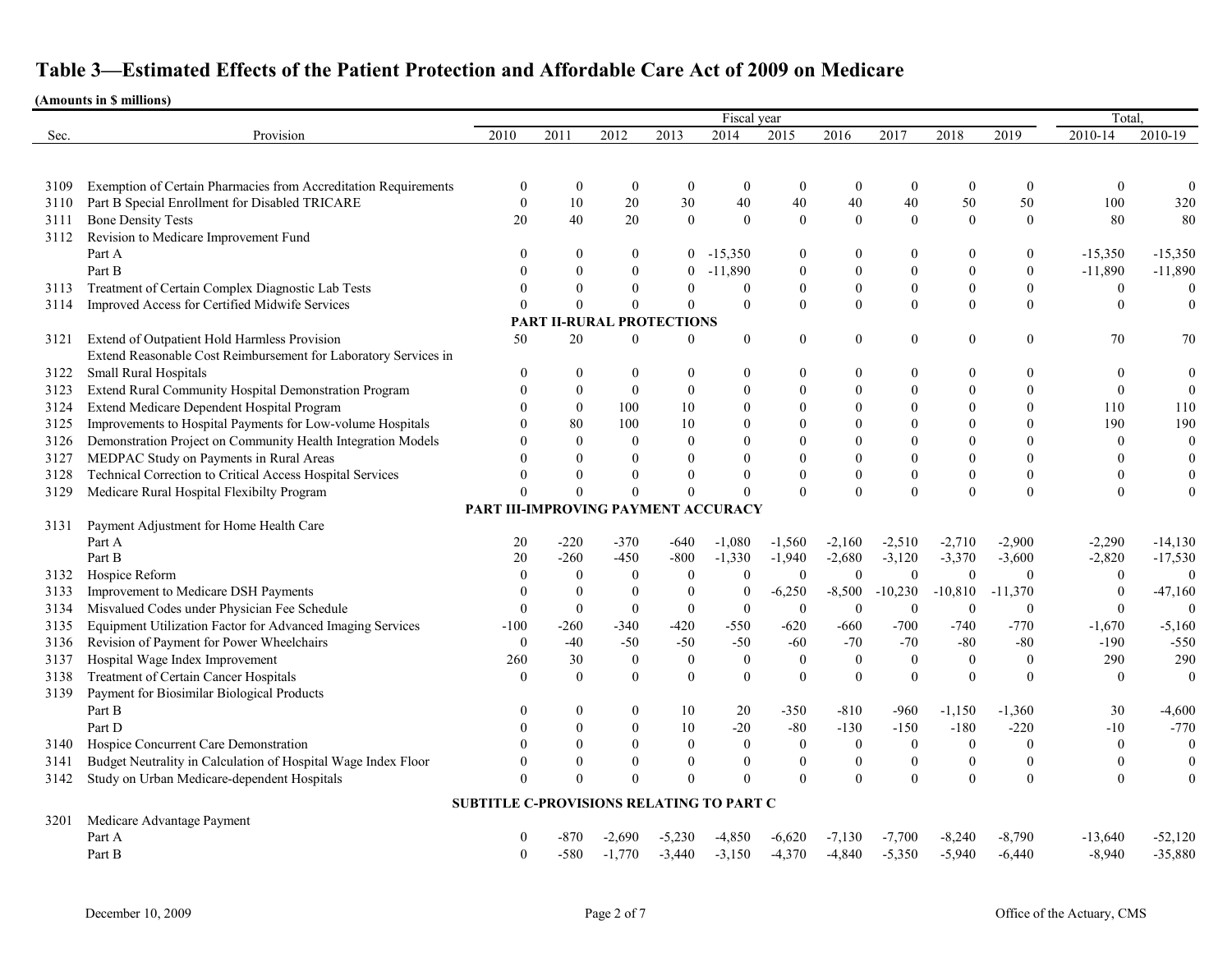# Table 3—Estimated Effects of the Patient Protection and Affordable Care Act of 2009 on Medicare

**(Amounts in $ millions)**

| Sec. | Provision | 2010 | 2011 | 2012 | 2013 | 2014 | 2015 | 2016 | 2017 | 2018 | 2019 | Total, 2010-14 | Total, 2010-19 |
|---|---|---|---|---|---|---|---|---|---|---|---|---|---|
| 3109 | Exemption of Certain Pharmacies from Accreditation Requirements | 0 | 0 | 0 | 0 | 0 | 0 | 0 | 0 | 0 | 0 | 0 | 0 |
| 3110 | Part B Special Enrollment for Disabled TRICARE | 0 | 10 | 20 | 30 | 40 | 40 | 40 | 40 | 50 | 50 | 100 | 320 |
| 3111 | Bone Density Tests | 20 | 40 | 20 | 0 | 0 | 0 | 0 | 0 | 0 | 0 | 80 | 80 |
| 3112 | Revision to Medicare Improvement Fund | | | | | | | | | | | | |
| | Part A | 0 | 0 | 0 | 0 | -15,350 | 0 | 0 | 0 | 0 | 0 | -15,350 | -15,350 |
| | Part B | 0 | 0 | 0 | 0 | -11,890 | 0 | 0 | 0 | 0 | 0 | -11,890 | -11,890 |
| 3113 | Treatment of Certain Complex Diagnostic Lab Tests | 0 | 0 | 0 | 0 | 0 | 0 | 0 | 0 | 0 | 0 | 0 | 0 |
| 3114 | Improved Access for Certified Midwife Services | 0 | 0 | 0 | 0 | 0 | 0 | 0 | 0 | 0 | 0 | 0 | 0 |
| | **PART II-RURAL PROTECTIONS** | | | | | | | | | | | | |
| 3121 | Extend of Outpatient Hold Harmless Provision | 50 | 20 | 0 | 0 | 0 | 0 | 0 | 0 | 0 | 0 | 70 | 70 |
| 3122 | Extend Reasonable Cost Reimbursement for Laboratory Services in Small Rural Hospitals | 0 | 0 | 0 | 0 | 0 | 0 | 0 | 0 | 0 | 0 | 0 | 0 |
| 3123 | Extend Rural Community Hospital Demonstration Program | 0 | 0 | 0 | 0 | 0 | 0 | 0 | 0 | 0 | 0 | 0 | 0 |
| 3124 | Extend Medicare Dependent Hospital Program | 0 | 0 | 100 | 10 | 0 | 0 | 0 | 0 | 0 | 0 | 110 | 110 |
| 3125 | Improvements to Hospital Payments for Low-volume Hospitals | 0 | 80 | 100 | 10 | 0 | 0 | 0 | 0 | 0 | 0 | 190 | 190 |
| 3126 | Demonstration Project on Community Health Integration Models | 0 | 0 | 0 | 0 | 0 | 0 | 0 | 0 | 0 | 0 | 0 | 0 |
| 3127 | MEDPAC Study on Payments in Rural Areas | 0 | 0 | 0 | 0 | 0 | 0 | 0 | 0 | 0 | 0 | 0 | 0 |
| 3128 | Technical Correction to Critical Access Hospital Services | 0 | 0 | 0 | 0 | 0 | 0 | 0 | 0 | 0 | 0 | 0 | 0 |
| 3129 | Medicare Rural Hospital Flexibilty Program | 0 | 0 | 0 | 0 | 0 | 0 | 0 | 0 | 0 | 0 | 0 | 0 |
| | **PART III-IMPROVING PAYMENT ACCURACY** | | | | | | | | | | | | |
| 3131 | Payment Adjustment for Home Health Care | | | | | | | | | | | | |
| | Part A | 20 | -220 | -370 | -640 | -1,080 | -1,560 | -2,160 | -2,510 | -2,710 | -2,900 | -2,290 | -14,130 |
| | Part B | 20 | -260 | -450 | -800 | -1,330 | -1,940 | -2,680 | -3,120 | -3,370 | -3,600 | -2,820 | -17,530 |
| 3132 | Hospice Reform | 0 | 0 | 0 | 0 | 0 | 0 | 0 | 0 | 0 | 0 | 0 | 0 |
| 3133 | Improvement to Medicare DSH Payments | 0 | 0 | 0 | 0 | 0 | -6,250 | -8,500 | -10,230 | -10,810 | -11,370 | 0 | -47,160 |
| 3134 | Misvalued Codes under Physician Fee Schedule | 0 | 0 | 0 | 0 | 0 | 0 | 0 | 0 | 0 | 0 | 0 | 0 |
| 3135 | Equipment Utilization Factor for Advanced Imaging Services | -100 | -260 | -340 | -420 | -550 | -620 | -660 | -700 | -740 | -770 | -1,670 | -5,160 |
| 3136 | Revision of Payment for Power Wheelchairs | 0 | -40 | -50 | -50 | -50 | -60 | -70 | -70 | -80 | -80 | -190 | -550 |
| 3137 | Hospital Wage Index Improvement | 260 | 30 | 0 | 0 | 0 | 0 | 0 | 0 | 0 | 0 | 290 | 290 |
| 3138 | Treatment of Certain Cancer Hospitals | 0 | 0 | 0 | 0 | 0 | 0 | 0 | 0 | 0 | 0 | 0 | 0 |
| 3139 | Payment for Biosimilar Biological Products | | | | | | | | | | | | |
| | Part B | 0 | 0 | 0 | 10 | 20 | -350 | -810 | -960 | -1,150 | -1,360 | 30 | -4,600 |
| | Part D | 0 | 0 | 0 | 10 | -20 | -80 | -130 | -150 | -180 | -220 | -10 | -770 |
| 3140 | Hospice Concurrent Care Demonstration | 0 | 0 | 0 | 0 | 0 | 0 | 0 | 0 | 0 | 0 | 0 | 0 |
| 3141 | Budget Neutrality in Calculation of Hospital Wage Index Floor | 0 | 0 | 0 | 0 | 0 | 0 | 0 | 0 | 0 | 0 | 0 | 0 |
| 3142 | Study on Urban Medicare-dependent Hospitals | 0 | 0 | 0 | 0 | 0 | 0 | 0 | 0 | 0 | 0 | 0 | 0 |
| | **SUBTITLE C-PROVISIONS RELATING TO PART C** | | | | | | | | | | | | |
| 3201 | Medicare Advantage Payment | | | | | | | | | | | | |
| | Part A | 0 | -870 | -2,690 | -5,230 | -4,850 | -6,620 | -7,130 | -7,700 | -8,240 | -8,790 | -13,640 | -52,120 |
| | Part B | 0 | -580 | -1,770 | -3,440 | -3,150 | -4,370 | -4,840 | -5,350 | -5,940 | -6,440 | -8,940 | -35,880 |

December 10, 2009 — Office of the Actuary, CMS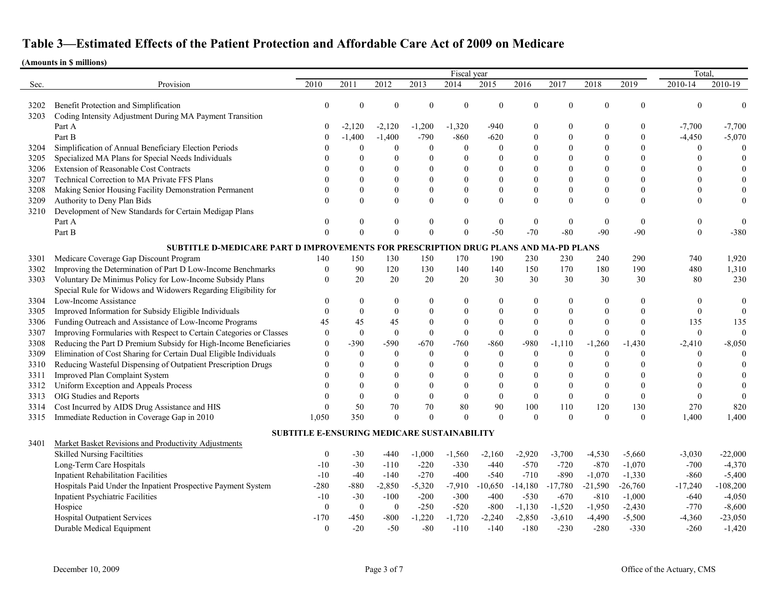# Table 3—Estimated Effects of the Patient Protection and Affordable Care Act of 2009 on Medicare

**(Amounts in $ millions)**

| Sec. | Provision | 2010 | 2011 | 2012 | 2013 | 2014 | 2015 | 2016 | 2017 | 2018 | 2019 | Total, 2010-14 | Total, 2010-19 |
|---|---|---|---|---|---|---|---|---|---|---|---|---|---|
| 3202 | Benefit Protection and Simplification | 0 | 0 | 0 | 0 | 0 | 0 | 0 | 0 | 0 | 0 | 0 | 0 |
| 3203 | Coding Intensity Adjustment During MA Payment Transition | | | | | | | | | | | | |
| | Part A | 0 | -2,120 | -2,120 | -1,200 | -1,320 | -940 | 0 | 0 | 0 | 0 | -7,700 | -7,700 |
| | Part B | 0 | -1,400 | -1,400 | -790 | -860 | -620 | 0 | 0 | 0 | 0 | -4,450 | -5,070 |
| 3204 | Simplification of Annual Beneficiary Election Periods | 0 | 0 | 0 | 0 | 0 | 0 | 0 | 0 | 0 | 0 | 0 | 0 |
| 3205 | Specialized MA Plans for Special Needs Individuals | 0 | 0 | 0 | 0 | 0 | 0 | 0 | 0 | 0 | 0 | 0 | 0 |
| 3206 | Extension of Reasonable Cost Contracts | 0 | 0 | 0 | 0 | 0 | 0 | 0 | 0 | 0 | 0 | 0 | 0 |
| 3207 | Technical Correction to MA Private FFS Plans | 0 | 0 | 0 | 0 | 0 | 0 | 0 | 0 | 0 | 0 | 0 | 0 |
| 3208 | Making Senior Housing Facility Demonstration Permanent | 0 | 0 | 0 | 0 | 0 | 0 | 0 | 0 | 0 | 0 | 0 | 0 |
| 3209 | Authority to Deny Plan Bids | 0 | 0 | 0 | 0 | 0 | 0 | 0 | 0 | 0 | 0 | 0 | 0 |
| 3210 | Development of New Standards for Certain Medigap Plans | | | | | | | | | | | | |
| | Part A | 0 | 0 | 0 | 0 | 0 | 0 | 0 | 0 | 0 | 0 | 0 | 0 |
| | Part B | 0 | 0 | 0 | 0 | 0 | -50 | -70 | -80 | -90 | -90 | 0 | -380 |
| | **SUBTITLE D-MEDICARE PART D IMPROVEMENTS FOR PRESCRIPTION DRUG PLANS AND MA-PD PLANS** | | | | | | | | | | | | |
| 3301 | Medicare Coverage Gap Discount Program | 140 | 150 | 130 | 150 | 170 | 190 | 230 | 230 | 240 | 290 | 740 | 1,920 |
| 3302 | Improving the Determination of Part D Low-Income Benchmarks | 0 | 90 | 120 | 130 | 140 | 140 | 150 | 170 | 180 | 190 | 480 | 1,310 |
| 3303 | Voluntary De Minimus Policy for Low-Income Subsidy Plans | 0 | 20 | 20 | 20 | 20 | 30 | 30 | 30 | 30 | 30 | 80 | 230 |
| 3304 | Special Rule for Widows and Widowers Regarding Eligibility for Low-Income Assistance | 0 | 0 | 0 | 0 | 0 | 0 | 0 | 0 | 0 | 0 | 0 | 0 |
| 3305 | Improved Information for Subsidy Eligible Individuals | 0 | 0 | 0 | 0 | 0 | 0 | 0 | 0 | 0 | 0 | 0 | 0 |
| 3306 | Funding Outreach and Assistance of Low-Income Programs | 45 | 45 | 45 | 0 | 0 | 0 | 0 | 0 | 0 | 0 | 135 | 135 |
| 3307 | Improving Formularies with Respect to Certain Categories or Classes | 0 | 0 | 0 | 0 | 0 | 0 | 0 | 0 | 0 | 0 | 0 | 0 |
| 3308 | Reducing the Part D Premium Subsidy for High-Income Beneficiaries | 0 | -390 | -590 | -670 | -760 | -860 | -980 | -1,110 | -1,260 | -1,430 | -2,410 | -8,050 |
| 3309 | Elimination of Cost Sharing for Certain Dual Eligible Individuals | 0 | 0 | 0 | 0 | 0 | 0 | 0 | 0 | 0 | 0 | 0 | 0 |
| 3310 | Reducing Wasteful Dispensing of Outpatient Prescription Drugs | 0 | 0 | 0 | 0 | 0 | 0 | 0 | 0 | 0 | 0 | 0 | 0 |
| 3311 | Improved Plan Complaint System | 0 | 0 | 0 | 0 | 0 | 0 | 0 | 0 | 0 | 0 | 0 | 0 |
| 3312 | Uniform Exception and Appeals Process | 0 | 0 | 0 | 0 | 0 | 0 | 0 | 0 | 0 | 0 | 0 | 0 |
| 3313 | OIG Studies and Reports | 0 | 0 | 0 | 0 | 0 | 0 | 0 | 0 | 0 | 0 | 0 | 0 |
| 3314 | Cost Incurred by AIDS Drug Assistance and HIS | 0 | 50 | 70 | 70 | 80 | 90 | 100 | 110 | 120 | 130 | 270 | 820 |
| 3315 | Immediate Reduction in Coverage Gap in 2010 | 1,050 | 350 | 0 | 0 | 0 | 0 | 0 | 0 | 0 | 0 | 1,400 | 1,400 |
| | **SUBTITLE E-ENSURING MEDICARE SUSTAINABILITY** | | | | | | | | | | | | |
| 3401 | Market Basket Revisions and Productivity Adjustments | | | | | | | | | | | | |
| | Skilled Nursing Faciltities | 0 | -30 | -440 | -1,000 | -1,560 | -2,160 | -2,920 | -3,700 | -4,530 | -5,660 | -3,030 | -22,000 |
| | Long-Term Care Hospitals | -10 | -30 | -110 | -220 | -330 | -440 | -570 | -720 | -870 | -1,070 | -700 | -4,370 |
| | Inpatient Rehabilitation Facilities | -10 | -40 | -140 | -270 | -400 | -540 | -710 | -890 | -1,070 | -1,330 | -860 | -5,400 |
| | Hospitals Paid Under the Inpatient Prospective Payment System | -280 | -880 | -2,850 | -5,320 | -7,910 | -10,650 | -14,180 | -17,780 | -21,590 | -26,760 | -17,240 | -108,200 |
| | Inpatient Psychiatric Facilities | -10 | -30 | -100 | -200 | -300 | -400 | -530 | -670 | -810 | -1,000 | -640 | -4,050 |
| | Hospice | 0 | 0 | 0 | -250 | -520 | -800 | -1,130 | -1,520 | -1,950 | -2,430 | -770 | -8,600 |
| | Hospital Outpatient Services | -170 | -450 | -800 | -1,220 | -1,720 | -2,240 | -2,850 | -3,610 | -4,490 | -5,500 | -4,360 | -23,050 |
| | Durable Medical Equipment | 0 | -20 | -50 | -80 | -110 | -140 | -180 | -230 | -280 | -330 | -260 | -1,420 |

December 10, 2009 — Office of the Actuary, CMS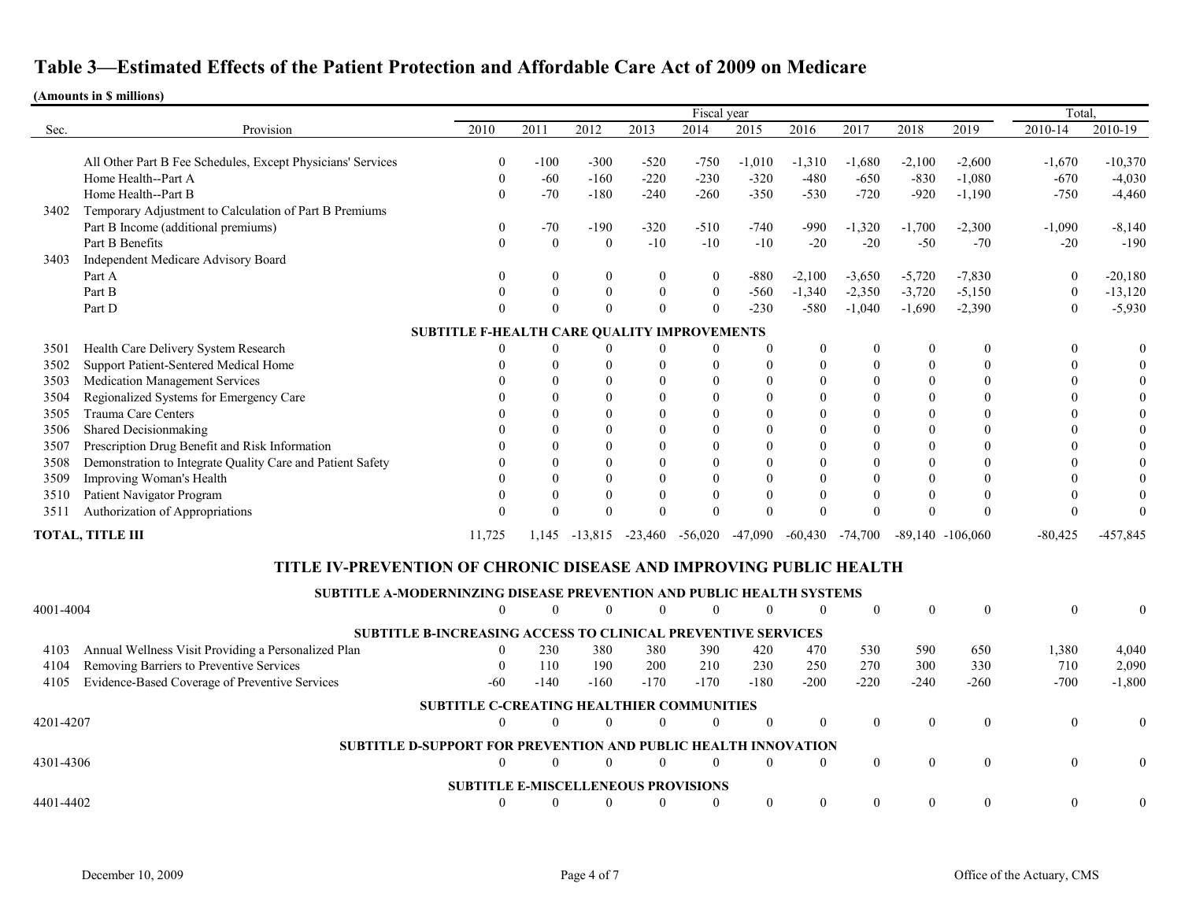# Table 3—Estimated Effects of the Patient Protection and Affordable Care Act of 2009 on Medicare

**(Amounts in $ millions)**

| Sec. | Provision | Fiscal year 2010 | 2011 | 2012 | 2013 | 2014 | 2015 | 2016 | 2017 | 2018 | 2019 | Total, 2010-14 | Total, 2010-19 |
|---|---|---|---|---|---|---|---|---|---|---|---|---|---|
| | All Other Part B Fee Schedules, Except Physicians' Services | 0 | -100 | -300 | -520 | -750 | -1,010 | -1,310 | -1,680 | -2,100 | -2,600 | -1,670 | -10,370 |
| | Home Health--Part A | 0 | -60 | -160 | -220 | -230 | -320 | -480 | -650 | -830 | -1,080 | -670 | -4,030 |
| | Home Health--Part B | 0 | -70 | -180 | -240 | -260 | -350 | -530 | -720 | -920 | -1,190 | -750 | -4,460 |
| 3402 | Temporary Adjustment to Calculation of Part B Premiums | | | | | | | | | | | | |
| | Part B Income (additional premiums) | 0 | -70 | -190 | -320 | -510 | -740 | -990 | -1,320 | -1,700 | -2,300 | -1,090 | -8,140 |
| | Part B Benefits | 0 | 0 | 0 | -10 | -10 | -10 | -20 | -20 | -50 | -70 | -20 | -190 |
| 3403 | Independent Medicare Advisory Board | | | | | | | | | | | | |
| | Part A | 0 | 0 | 0 | 0 | 0 | -880 | -2,100 | -3,650 | -5,720 | -7,830 | 0 | -20,180 |
| | Part B | 0 | 0 | 0 | 0 | 0 | -560 | -1,340 | -2,350 | -3,720 | -5,150 | 0 | -13,120 |
| | Part D | 0 | 0 | 0 | 0 | 0 | -230 | -580 | -1,040 | -1,690 | -2,390 | 0 | -5,930 |
| | **SUBTITLE F-HEALTH CARE QUALITY IMPROVEMENTS** | | | | | | | | | | | | |
| 3501 | Health Care Delivery System Research | 0 | 0 | 0 | 0 | 0 | 0 | 0 | 0 | 0 | 0 | 0 | 0 |
| 3502 | Support Patient-Sentered Medical Home | 0 | 0 | 0 | 0 | 0 | 0 | 0 | 0 | 0 | 0 | 0 | 0 |
| 3503 | Medication Management Services | 0 | 0 | 0 | 0 | 0 | 0 | 0 | 0 | 0 | 0 | 0 | 0 |
| 3504 | Regionalized Systems for Emergency Care | 0 | 0 | 0 | 0 | 0 | 0 | 0 | 0 | 0 | 0 | 0 | 0 |
| 3505 | Trauma Care Centers | 0 | 0 | 0 | 0 | 0 | 0 | 0 | 0 | 0 | 0 | 0 | 0 |
| 3506 | Shared Decisionmaking | 0 | 0 | 0 | 0 | 0 | 0 | 0 | 0 | 0 | 0 | 0 | 0 |
| 3507 | Prescription Drug Benefit and Risk Information | 0 | 0 | 0 | 0 | 0 | 0 | 0 | 0 | 0 | 0 | 0 | 0 |
| 3508 | Demonstration to Integrate Quality Care and Patient Safety | 0 | 0 | 0 | 0 | 0 | 0 | 0 | 0 | 0 | 0 | 0 | 0 |
| 3509 | Improving Woman's Health | 0 | 0 | 0 | 0 | 0 | 0 | 0 | 0 | 0 | 0 | 0 | 0 |
| 3510 | Patient Navigator Program | 0 | 0 | 0 | 0 | 0 | 0 | 0 | 0 | 0 | 0 | 0 | 0 |
| 3511 | Authorization of Appropriations | 0 | 0 | 0 | 0 | 0 | 0 | 0 | 0 | 0 | 0 | 0 | 0 |
| **TOTAL, TITLE III** | | 11,725 | 1,145 | -13,815 | -23,460 | -56,020 | -47,090 | -60,430 | -74,700 | -89,140 | -106,060 | -80,425 | -457,845 |
| | **TITLE IV-PREVENTION OF CHRONIC DISEASE AND IMPROVING PUBLIC HEALTH** | | | | | | | | | | | | |
| | **SUBTITLE A-MODERNINZING DISEASE PREVENTION AND PUBLIC HEALTH SYSTEMS** | | | | | | | | | | | | |
| 4001-4004 | | 0 | 0 | 0 | 0 | 0 | 0 | 0 | 0 | 0 | 0 | 0 | 0 |
| | **SUBTITLE B-INCREASING ACCESS TO CLINICAL PREVENTIVE SERVICES** | | | | | | | | | | | | |
| 4103 | Annual Wellness Visit Providing a Personalized Plan | 0 | 230 | 380 | 380 | 390 | 420 | 470 | 530 | 590 | 650 | 1,380 | 4,040 |
| 4104 | Removing Barriers to Preventive Services | 0 | 110 | 190 | 200 | 210 | 230 | 250 | 270 | 300 | 330 | 710 | 2,090 |
| 4105 | Evidence-Based Coverage of Preventive Services | -60 | -140 | -160 | -170 | -170 | -180 | -200 | -220 | -240 | -260 | -700 | -1,800 |
| | **SUBTITLE C-CREATING HEALTHIER COMMUNITIES** | | | | | | | | | | | | |
| 4201-4207 | | 0 | 0 | 0 | 0 | 0 | 0 | 0 | 0 | 0 | 0 | 0 | 0 |
| | **SUBTITLE D-SUPPORT FOR PREVENTION AND PUBLIC HEALTH INNOVATION** | | | | | | | | | | | | |
| 4301-4306 | | 0 | 0 | 0 | 0 | 0 | 0 | 0 | 0 | 0 | 0 | 0 | 0 |
| | **SUBTITLE E-MISCELLENEOUS PROVISIONS** | | | | | | | | | | | | |
| 4401-4402 | | 0 | 0 | 0 | 0 | 0 | 0 | 0 | 0 | 0 | 0 | 0 | 0 |

December 10, 2009 — Office of the Actuary, CMS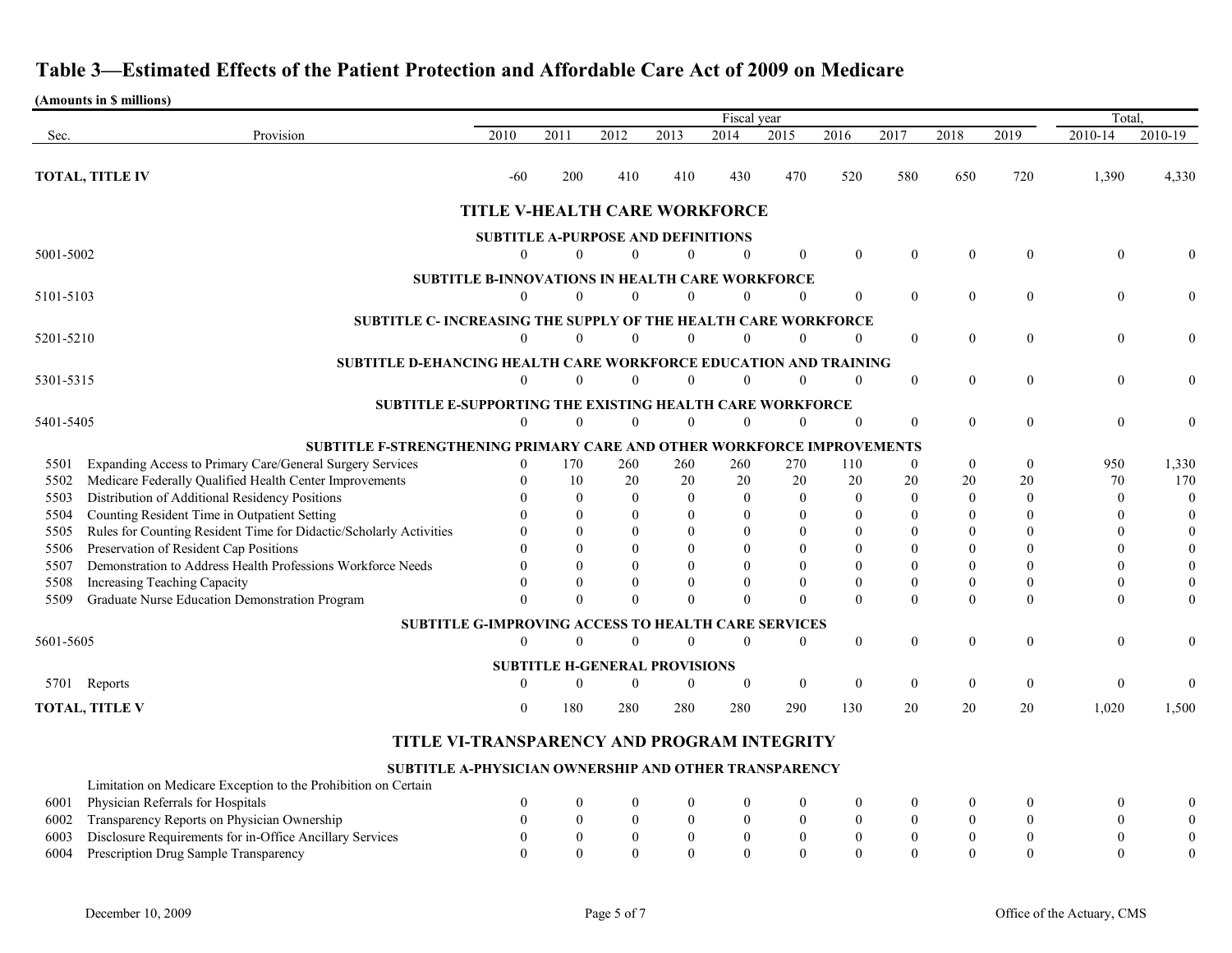# Table 3—Estimated Effects of the Patient Protection and Affordable Care Act of 2009 on Medicare

**(Amounts in $ millions)**

| Sec. | Provision | 2010 | 2011 | 2012 | 2013 | 2014 | 2015 | 2016 | 2017 | 2018 | 2019 | Total, 2010-14 | Total, 2010-19 |
|---|---|---|---|---|---|---|---|---|---|---|---|---|---|
| **TOTAL, TITLE IV** | | -60 | 200 | 410 | 410 | 430 | 470 | 520 | 580 | 650 | 720 | 1,390 | 4,330 |
| | **TITLE V-HEALTH CARE WORKFORCE** | | | | | | | | | | | | |
| | **SUBTITLE A-PURPOSE AND DEFINITIONS** | | | | | | | | | | | | |
| 5001-5002 | | 0 | 0 | 0 | 0 | 0 | 0 | 0 | 0 | 0 | 0 | 0 | 0 |
| | **SUBTITLE B-INNOVATIONS IN HEALTH CARE WORKFORCE** | | | | | | | | | | | | |
| 5101-5103 | | 0 | 0 | 0 | 0 | 0 | 0 | 0 | 0 | 0 | 0 | 0 | 0 |
| | **SUBTITLE C- INCREASING THE SUPPLY OF THE HEALTH CARE WORKFORCE** | | | | | | | | | | | | |
| 5201-5210 | | 0 | 0 | 0 | 0 | 0 | 0 | 0 | 0 | 0 | 0 | 0 | 0 |
| | **SUBTITLE D-EHANCING HEALTH CARE WORKFORCE EDUCATION AND TRAINING** | | | | | | | | | | | | |
| 5301-5315 | | 0 | 0 | 0 | 0 | 0 | 0 | 0 | 0 | 0 | 0 | 0 | 0 |
| | **SUBTITLE E-SUPPORTING THE EXISTING HEALTH CARE WORKFORCE** | | | | | | | | | | | | |
| 5401-5405 | | 0 | 0 | 0 | 0 | 0 | 0 | 0 | 0 | 0 | 0 | 0 | 0 |
| | **SUBTITLE F-STRENGTHENING PRIMARY CARE AND OTHER WORKFORCE IMPROVEMENTS** | | | | | | | | | | | | |
| 5501 | Expanding Access to Primary Care/General Surgery Services | 0 | 170 | 260 | 260 | 260 | 270 | 110 | 0 | 0 | 0 | 950 | 1,330 |
| 5502 | Medicare Federally Qualified Health Center Improvements | 0 | 10 | 20 | 20 | 20 | 20 | 20 | 20 | 20 | 20 | 70 | 170 |
| 5503 | Distribution of Additional Residency Positions | 0 | 0 | 0 | 0 | 0 | 0 | 0 | 0 | 0 | 0 | 0 | 0 |
| 5504 | Counting Resident Time in Outpatient Setting | 0 | 0 | 0 | 0 | 0 | 0 | 0 | 0 | 0 | 0 | 0 | 0 |
| 5505 | Rules for Counting Resident Time for Didactic/Scholarly Activities | 0 | 0 | 0 | 0 | 0 | 0 | 0 | 0 | 0 | 0 | 0 | 0 |
| 5506 | Preservation of Resident Cap Positions | 0 | 0 | 0 | 0 | 0 | 0 | 0 | 0 | 0 | 0 | 0 | 0 |
| 5507 | Demonstration to Address Health Professions Workforce Needs | 0 | 0 | 0 | 0 | 0 | 0 | 0 | 0 | 0 | 0 | 0 | 0 |
| 5508 | Increasing Teaching Capacity | 0 | 0 | 0 | 0 | 0 | 0 | 0 | 0 | 0 | 0 | 0 | 0 |
| 5509 | Graduate Nurse Education Demonstration Program | 0 | 0 | 0 | 0 | 0 | 0 | 0 | 0 | 0 | 0 | 0 | 0 |
| | **SUBTITLE G-IMPROVING ACCESS TO HEALTH CARE SERVICES** | | | | | | | | | | | | |
| 5601-5605 | | 0 | 0 | 0 | 0 | 0 | 0 | 0 | 0 | 0 | 0 | 0 | 0 |
| | **SUBTITLE H-GENERAL PROVISIONS** | | | | | | | | | | | | |
| 5701 | Reports | 0 | 0 | 0 | 0 | 0 | 0 | 0 | 0 | 0 | 0 | 0 | 0 |
| **TOTAL, TITLE V** | | 0 | 180 | 280 | 280 | 280 | 290 | 130 | 20 | 20 | 20 | 1,020 | 1,500 |
| | **TITLE VI-TRANSPARENCY AND PROGRAM INTEGRITY** | | | | | | | | | | | | |
| | **SUBTITLE A-PHYSICIAN OWNERSHIP AND OTHER TRANSPARENCY** | | | | | | | | | | | | |
| 6001 | Limitation on Medicare Exception to the Prohibition on Certain Physician Referrals for Hospitals | 0 | 0 | 0 | 0 | 0 | 0 | 0 | 0 | 0 | 0 | 0 | 0 |
| 6002 | Transparency Reports on Physician Ownership | 0 | 0 | 0 | 0 | 0 | 0 | 0 | 0 | 0 | 0 | 0 | 0 |
| 6003 | Disclosure Requirements for in-Office Ancillary Services | 0 | 0 | 0 | 0 | 0 | 0 | 0 | 0 | 0 | 0 | 0 | 0 |
| 6004 | Prescription Drug Sample Transparency | 0 | 0 | 0 | 0 | 0 | 0 | 0 | 0 | 0 | 0 | 0 | 0 |

December 10, 2009 — Office of the Actuary, CMS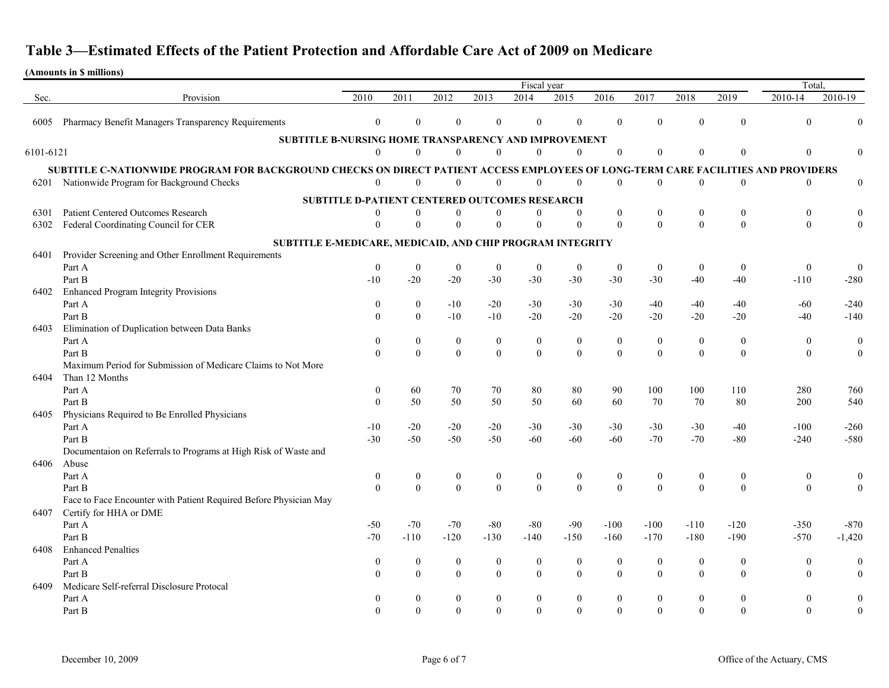# Table 3—Estimated Effects of the Patient Protection and Affordable Care Act of 2009 on Medicare

**(Amounts in $ millions)**

| Sec. | Provision | 2010 | 2011 | 2012 | 2013 | 2014 | 2015 | 2016 | 2017 | 2018 | 2019 | Total, 2010-14 | Total, 2010-19 |
|---|---|---|---|---|---|---|---|---|---|---|---|---|---|
| 6005 | Pharmacy Benefit Managers Transparency Requirements | 0 | 0 | 0 | 0 | 0 | 0 | 0 | 0 | 0 | 0 | 0 | 0 |
| | **SUBTITLE B-NURSING HOME TRANSPARENCY AND IMPROVEMENT** | | | | | | | | | | | | |
| 6101-6121 | | 0 | 0 | 0 | 0 | 0 | 0 | 0 | 0 | 0 | 0 | 0 | 0 |
| | **SUBTITLE C-NATIONWIDE PROGRAM FOR BACKGROUND CHECKS ON DIRECT PATIENT ACCESS EMPLOYEES OF LONG-TERM CARE FACILITIES AND PROVIDERS** | | | | | | | | | | | | |
| 6201 | Nationwide Program for Background Checks | 0 | 0 | 0 | 0 | 0 | 0 | 0 | 0 | 0 | 0 | 0 | 0 |
| | **SUBTITLE D-PATIENT CENTERED OUTCOMES RESEARCH** | | | | | | | | | | | | |
| 6301 | Patient Centered Outcomes Research | 0 | 0 | 0 | 0 | 0 | 0 | 0 | 0 | 0 | 0 | 0 | 0 |
| 6302 | Federal Coordinating Council for CER | 0 | 0 | 0 | 0 | 0 | 0 | 0 | 0 | 0 | 0 | 0 | 0 |
| | **SUBTITLE E-MEDICARE, MEDICAID, AND CHIP PROGRAM INTEGRITY** | | | | | | | | | | | | |
| 6401 | Provider Screening and Other Enrollment Requirements | | | | | | | | | | | | |
| | Part A | 0 | 0 | 0 | 0 | 0 | 0 | 0 | 0 | 0 | 0 | 0 | 0 |
| | Part B | -10 | -20 | -20 | -30 | -30 | -30 | -30 | -30 | -40 | -40 | -110 | -280 |
| 6402 | Enhanced Program Integrity Provisions | | | | | | | | | | | | |
| | Part A | 0 | 0 | -10 | -20 | -30 | -30 | -30 | -40 | -40 | -40 | -60 | -240 |
| | Part B | 0 | 0 | -10 | -10 | -20 | -20 | -20 | -20 | -20 | -20 | -40 | -140 |
| 6403 | Elimination of Duplication between Data Banks | | | | | | | | | | | | |
| | Part A | 0 | 0 | 0 | 0 | 0 | 0 | 0 | 0 | 0 | 0 | 0 | 0 |
| | Part B | 0 | 0 | 0 | 0 | 0 | 0 | 0 | 0 | 0 | 0 | 0 | 0 |
| 6404 | Maximum Period for Submission of Medicare Claims to Not More Than 12 Months | | | | | | | | | | | | |
| | Part A | 0 | 60 | 70 | 70 | 80 | 80 | 90 | 100 | 100 | 110 | 280 | 760 |
| | Part B | 0 | 50 | 50 | 50 | 50 | 60 | 60 | 70 | 70 | 80 | 200 | 540 |
| 6405 | Physicians Required to Be Enrolled Physicians | | | | | | | | | | | | |
| | Part A | -10 | -20 | -20 | -20 | -30 | -30 | -30 | -30 | -30 | -40 | -100 | -260 |
| | Part B | -30 | -50 | -50 | -50 | -60 | -60 | -60 | -70 | -70 | -80 | -240 | -580 |
| 6406 | Documentaion on Referrals to Programs at High Risk of Waste and Abuse | | | | | | | | | | | | |
| | Part A | 0 | 0 | 0 | 0 | 0 | 0 | 0 | 0 | 0 | 0 | 0 | 0 |
| | Part B | 0 | 0 | 0 | 0 | 0 | 0 | 0 | 0 | 0 | 0 | 0 | 0 |
| 6407 | Face to Face Encounter with Patient Required Before Physician May Certify for HHA or DME | | | | | | | | | | | | |
| | Part A | -50 | -70 | -70 | -80 | -80 | -90 | -100 | -100 | -110 | -120 | -350 | -870 |
| | Part B | -70 | -110 | -120 | -130 | -140 | -150 | -160 | -170 | -180 | -190 | -570 | -1,420 |
| 6408 | Enhanced Penalties | | | | | | | | | | | | |
| | Part A | 0 | 0 | 0 | 0 | 0 | 0 | 0 | 0 | 0 | 0 | 0 | 0 |
| | Part B | 0 | 0 | 0 | 0 | 0 | 0 | 0 | 0 | 0 | 0 | 0 | 0 |
| 6409 | Medicare Self-referral Disclosure Protocal | | | | | | | | | | | | |
| | Part A | 0 | 0 | 0 | 0 | 0 | 0 | 0 | 0 | 0 | 0 | 0 | 0 |
| | Part B | 0 | 0 | 0 | 0 | 0 | 0 | 0 | 0 | 0 | 0 | 0 | 0 |

December 10, 2009 — Office of the Actuary, CMS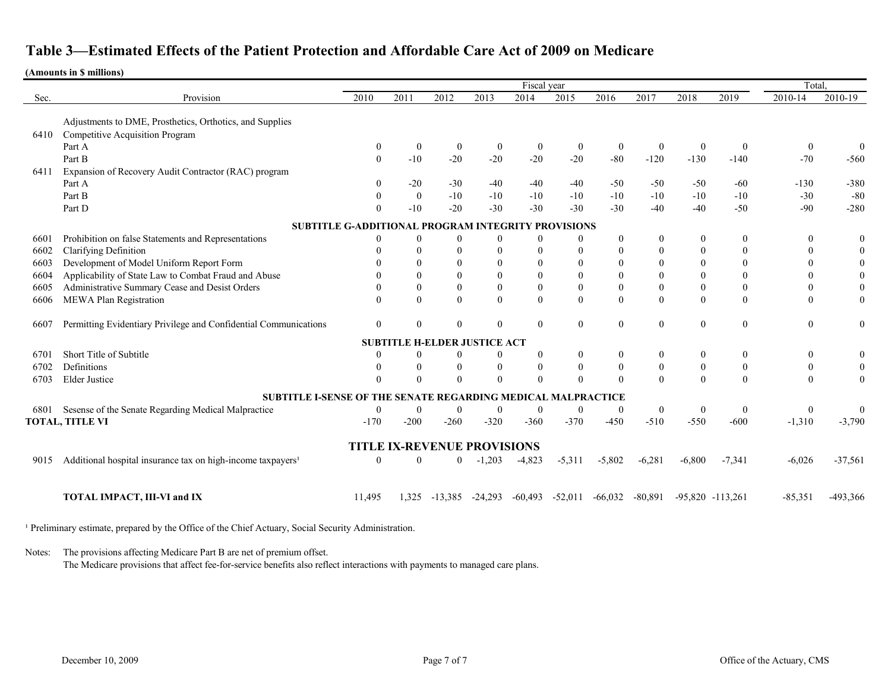# Table 3—Estimated Effects of the Patient Protection and Affordable Care Act of 2009 on Medicare

**(Amounts in $ millions)**

| Sec. | Provision | 2010 | 2011 | 2012 | 2013 | 2014 | 2015 | 2016 | 2017 | 2018 | 2019 | Total, 2010-14 | Total, 2010-19 |
|---|---|---|---|---|---|---|---|---|---|---|---|---|---|
| | | Fiscal year | | | | | | | | | | | |
| | Adjustments to DME, Prosthetics, Orthotics, and Supplies | | | | | | | | | | | | |
| 6410 | Competitive Acquisition Program | | | | | | | | | | | | |
| | Part A | 0 | 0 | 0 | 0 | 0 | 0 | 0 | 0 | 0 | 0 | 0 | 0 |
| | Part B | 0 | -10 | -20 | -20 | -20 | -20 | -80 | -120 | -130 | -140 | -70 | -560 |
| 6411 | Expansion of Recovery Audit Contractor (RAC) program | | | | | | | | | | | | |
| | Part A | 0 | -20 | -30 | -40 | -40 | -40 | -50 | -50 | -50 | -60 | -130 | -380 |
| | Part B | 0 | 0 | -10 | -10 | -10 | -10 | -10 | -10 | -10 | -10 | -30 | -80 |
| | Part D | 0 | -10 | -20 | -30 | -30 | -30 | -30 | -40 | -40 | -50 | -90 | -280 |
| | **SUBTITLE G-ADDITIONAL PROGRAM INTEGRITY PROVISIONS** | | | | | | | | | | | | |
| 6601 | Prohibition on false Statements and Representations | 0 | 0 | 0 | 0 | 0 | 0 | 0 | 0 | 0 | 0 | 0 | 0 |
| 6602 | Clarifying Definition | 0 | 0 | 0 | 0 | 0 | 0 | 0 | 0 | 0 | 0 | 0 | 0 |
| 6603 | Development of Model Uniform Report Form | 0 | 0 | 0 | 0 | 0 | 0 | 0 | 0 | 0 | 0 | 0 | 0 |
| 6604 | Applicability of State Law to Combat Fraud and Abuse | 0 | 0 | 0 | 0 | 0 | 0 | 0 | 0 | 0 | 0 | 0 | 0 |
| 6605 | Administrative Summary Cease and Desist Orders | 0 | 0 | 0 | 0 | 0 | 0 | 0 | 0 | 0 | 0 | 0 | 0 |
| 6606 | MEWA Plan Registration | 0 | 0 | 0 | 0 | 0 | 0 | 0 | 0 | 0 | 0 | 0 | 0 |
| 6607 | Permitting Evidentiary Privilege and Confidential Communications | 0 | 0 | 0 | 0 | 0 | 0 | 0 | 0 | 0 | 0 | 0 | 0 |
| | **SUBTITLE H-ELDER JUSTICE ACT** | | | | | | | | | | | | |
| 6701 | Short Title of Subtitle | 0 | 0 | 0 | 0 | 0 | 0 | 0 | 0 | 0 | 0 | 0 | 0 |
| 6702 | Definitions | 0 | 0 | 0 | 0 | 0 | 0 | 0 | 0 | 0 | 0 | 0 | 0 |
| 6703 | Elder Justice | 0 | 0 | 0 | 0 | 0 | 0 | 0 | 0 | 0 | 0 | 0 | 0 |
| | **SUBTITLE I-SENSE OF THE SENATE REGARDING MEDICAL MALPRACTICE** | | | | | | | | | | | | |
| 6801 | Sesense of the Senate Regarding Medical Malpractice | 0 | 0 | 0 | 0 | 0 | 0 | 0 | 0 | 0 | 0 | 0 | 0 |
| **TOTAL, TITLE VI** | | -170 | -200 | -260 | -320 | -360 | -370 | -450 | -510 | -550 | -600 | -1,310 | -3,790 |
| | **TITLE IX-REVENUE PROVISIONS** | | | | | | | | | | | | |
| 9015 | Additional hospital insurance tax on high-income taxpayers[1] | 0 | 0 | 0 | -1,203 | -4,823 | -5,311 | -5,802 | -6,281 | -6,800 | -7,341 | -6,026 | -37,561 |
| | **TOTAL IMPACT, III-VI and IX** | 11,495 | 1,325 | -13,385 | -24,293 | -60,493 | -52,011 | -66,032 | -80,891 | -95,820 | -113,261 | -85,351 | -493,366 |

[1] Preliminary estimate, prepared by the Office of the Chief Actuary, Social Security Administration.

Notes: The provisions affecting Medicare Part B are net of premium offset.
The Medicare provisions that affect fee-for-service benefits also reflect interactions with payments to managed care plans.

December 10, 2009 — Office of the Actuary, CMS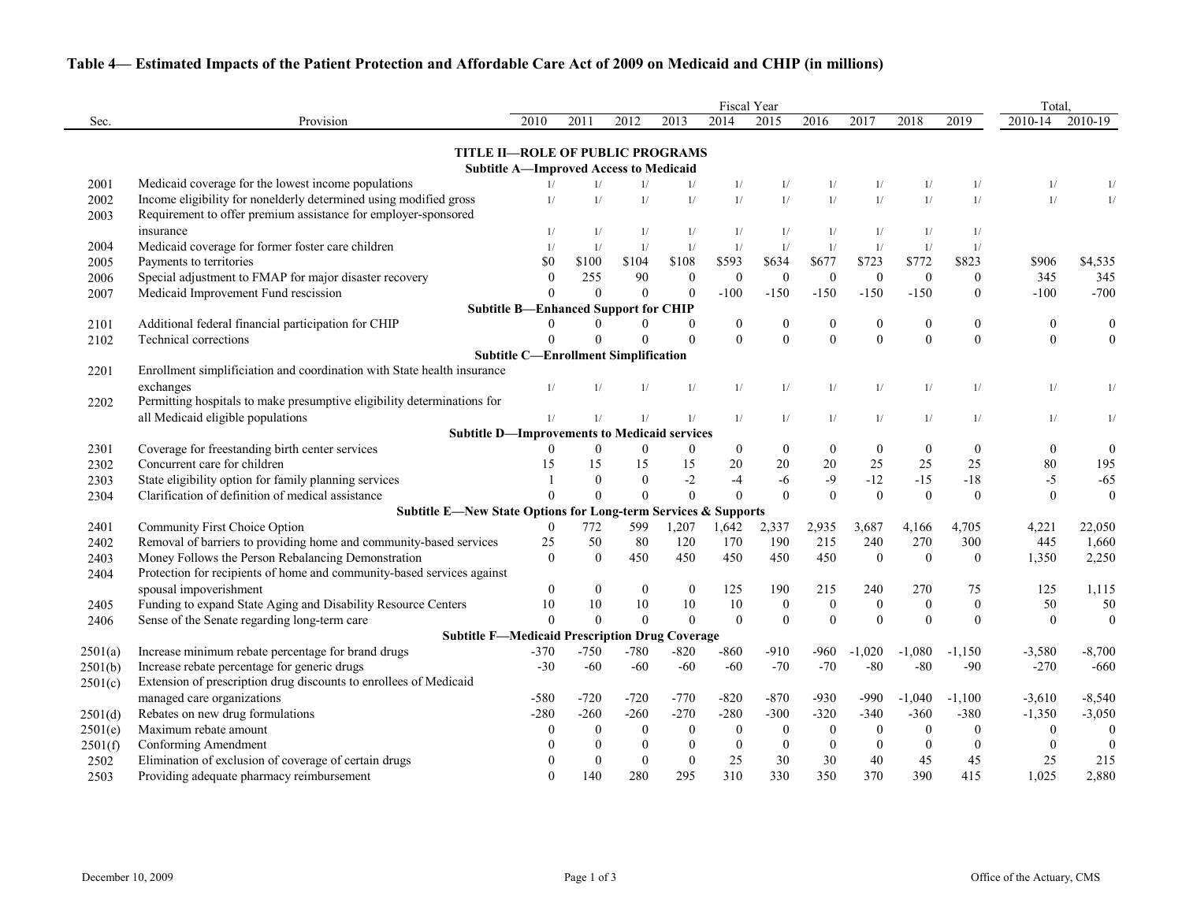## Table 4— Estimated Impacts of the Patient Protection and Affordable Care Act of 2009 on Medicaid and CHIP (in millions)

| Sec. | Provision | Fiscal Year 2010 | 2011 | 2012 | 2013 | 2014 | 2015 | 2016 | 2017 | 2018 | 2019 | Total, 2010-14 | Total, 2010-19 |
|---|---|---|---|---|---|---|---|---|---|---|---|---|---|
| | **TITLE II—ROLE OF PUBLIC PROGRAMS** | | | | | | | | | | | | |
| | **Subtitle A—Improved Access to Medicaid** | | | | | | | | | | | | |
| 2001 | Medicaid coverage for the lowest income populations | 1/ | 1/ | 1/ | 1/ | 1/ | 1/ | 1/ | 1/ | 1/ | 1/ | 1/ | 1/ |
| 2002 | Income eligibility for nonelderly determined using modified gross | 1/ | 1/ | 1/ | 1/ | 1/ | 1/ | 1/ | 1/ | 1/ | 1/ | 1/ | 1/ |
| 2003 | Requirement to offer premium assistance for employer-sponsored insurance | 1/ | 1/ | 1/ | 1/ | 1/ | 1/ | 1/ | 1/ | 1/ | 1/ | | |
| 2004 | Medicaid coverage for former foster care children | 1/ | 1/ | 1/ | 1/ | 1/ | 1/ | 1/ | 1/ | 1/ | 1/ | | |
| 2005 | Payments to territories | $0 | $100 | $104 | $108 | $593 | $634 | $677 | $723 | $772 | $823 | $906 | $4,535 |
| 2006 | Special adjustment to FMAP for major disaster recovery | 0 | 255 | 90 | 0 | 0 | 0 | 0 | 0 | 0 | 0 | 345 | 345 |
| 2007 | Medicaid Improvement Fund rescission | 0 | 0 | 0 | 0 | -100 | -150 | -150 | -150 | -150 | 0 | -100 | -700 |
| | **Subtitle B—Enhanced Support for CHIP** | | | | | | | | | | | | |
| 2101 | Additional federal financial participation for CHIP | 0 | 0 | 0 | 0 | 0 | 0 | 0 | 0 | 0 | 0 | 0 | 0 |
| 2102 | Technical corrections | 0 | 0 | 0 | 0 | 0 | 0 | 0 | 0 | 0 | 0 | 0 | 0 |
| | **Subtitle C—Enrollment Simplification** | | | | | | | | | | | | |
| 2201 | Enrollment simplificiation and coordination with State health insurance exchanges | 1/ | 1/ | 1/ | 1/ | 1/ | 1/ | 1/ | 1/ | 1/ | 1/ | 1/ | 1/ |
| 2202 | Permitting hospitals to make presumptive eligibility determinations for all Medicaid eligible populations | 1/ | 1/ | 1/ | 1/ | 1/ | 1/ | 1/ | 1/ | 1/ | 1/ | 1/ | 1/ |
| | **Subtitle D—Improvements to Medicaid services** | | | | | | | | | | | | |
| 2301 | Coverage for freestanding birth center services | 0 | 0 | 0 | 0 | 0 | 0 | 0 | 0 | 0 | 0 | 0 | 0 |
| 2302 | Concurrent care for children | 15 | 15 | 15 | 15 | 20 | 20 | 20 | 25 | 25 | 25 | 80 | 195 |
| 2303 | State eligibility option for family planning services | 1 | 0 | 0 | -2 | -4 | -6 | -9 | -12 | -15 | -18 | -5 | -65 |
| 2304 | Clarification of definition of medical assistance | 0 | 0 | 0 | 0 | 0 | 0 | 0 | 0 | 0 | 0 | 0 | 0 |
| | **Subtitle E—New State Options for Long-term Services & Supports** | | | | | | | | | | | | |
| 2401 | Community First Choice Option | 0 | 772 | 599 | 1,207 | 1,642 | 2,337 | 2,935 | 3,687 | 4,166 | 4,705 | 4,221 | 22,050 |
| 2402 | Removal of barriers to providing home and community-based services | 25 | 50 | 80 | 120 | 170 | 190 | 215 | 240 | 270 | 300 | 445 | 1,660 |
| 2403 | Money Follows the Person Rebalancing Demonstration | 0 | 0 | 450 | 450 | 450 | 450 | 450 | 0 | 0 | 0 | 1,350 | 2,250 |
| 2404 | Protection for recipients of home and community-based services against spousal impoverishment | 0 | 0 | 0 | 0 | 125 | 190 | 215 | 240 | 270 | 75 | 125 | 1,115 |
| 2405 | Funding to expand State Aging and Disability Resource Centers | 10 | 10 | 10 | 10 | 10 | 0 | 0 | 0 | 0 | 0 | 50 | 50 |
| 2406 | Sense of the Senate regarding long-term care | 0 | 0 | 0 | 0 | 0 | 0 | 0 | 0 | 0 | 0 | 0 | 0 |
| | **Subtitle F—Medicaid Prescription Drug Coverage** | | | | | | | | | | | | |
| 2501(a) | Increase minimum rebate percentage for brand drugs | -370 | -750 | -780 | -820 | -860 | -910 | -960 | -1,020 | -1,080 | -1,150 | -3,580 | -8,700 |
| 2501(b) | Increase rebate percentage for generic drugs | -30 | -60 | -60 | -60 | -60 | -70 | -70 | -80 | -80 | -90 | -270 | -660 |
| 2501(c) | Extension of prescription drug discounts to enrollees of Medicaid managed care organizations | -580 | -720 | -720 | -770 | -820 | -870 | -930 | -990 | -1,040 | -1,100 | -3,610 | -8,540 |
| 2501(d) | Rebates on new drug formulations | -280 | -260 | -260 | -270 | -280 | -300 | -320 | -340 | -360 | -380 | -1,350 | -3,050 |
| 2501(e) | Maximum rebate amount | 0 | 0 | 0 | 0 | 0 | 0 | 0 | 0 | 0 | 0 | 0 | 0 |
| 2501(f) | Conforming Amendment | 0 | 0 | 0 | 0 | 0 | 0 | 0 | 0 | 0 | 0 | 0 | 0 |
| 2502 | Elimination of exclusion of coverage of certain drugs | 0 | 0 | 0 | 0 | 25 | 30 | 30 | 40 | 45 | 45 | 25 | 215 |
| 2503 | Providing adequate pharmacy reimbursement | 0 | 140 | 280 | 295 | 310 | 330 | 350 | 370 | 390 | 415 | 1,025 | 2,880 |

December 10, 2009 — Office of the Actuary, CMS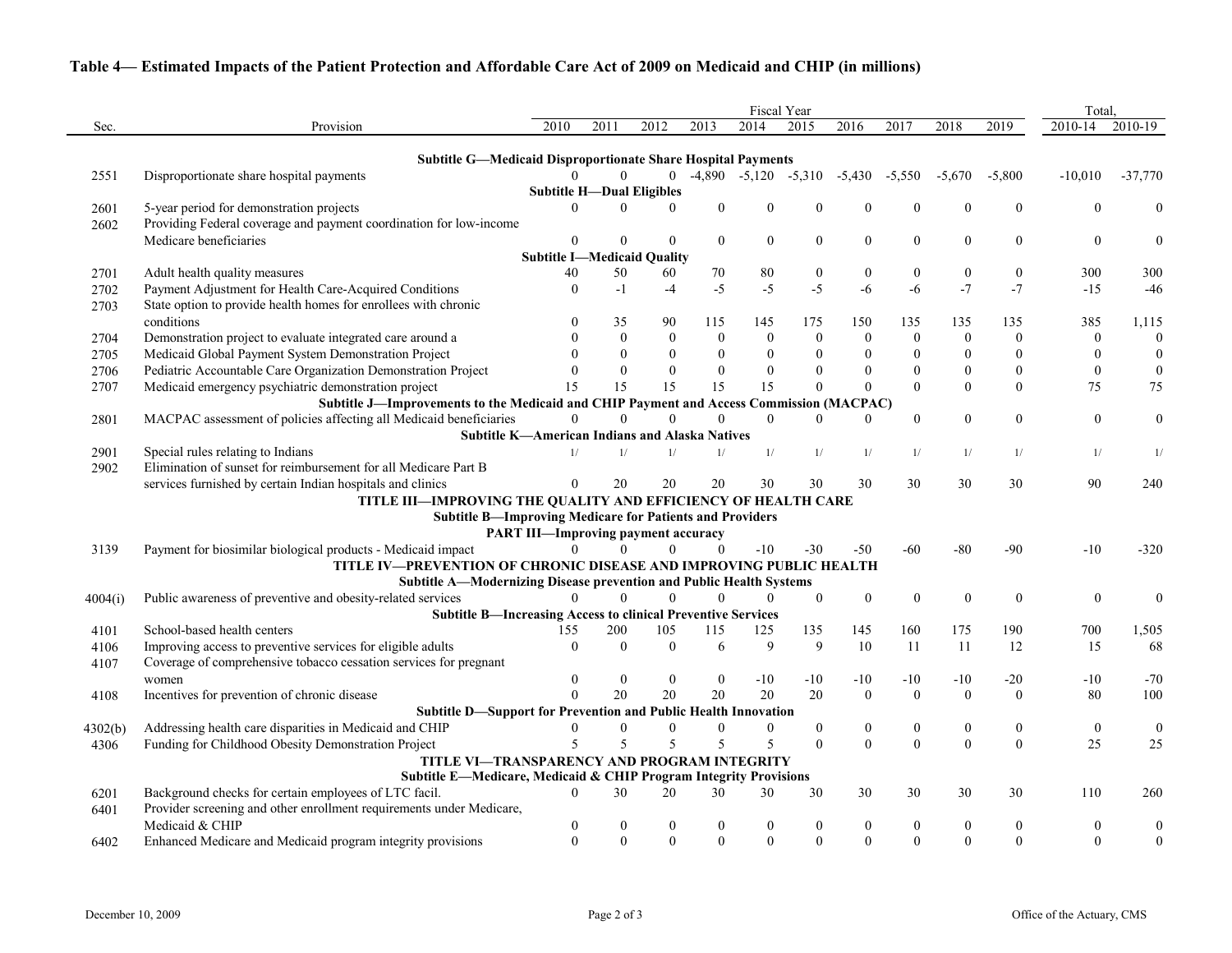## Table 4— Estimated Impacts of the Patient Protection and Affordable Care Act of 2009 on Medicaid and CHIP (in millions)

| Sec. | Provision | 2010 | 2011 | 2012 | 2013 | 2014 | 2015 | 2016 | 2017 | 2018 | 2019 | Total, 2010-14 | Total, 2010-19 |
|---|---|---|---|---|---|---|---|---|---|---|---|---|---|
| | **Subtitle G—Medicaid Disproportionate Share Hospital Payments** | | | | | | | | | | | | |
| 2551 | Disproportionate share hospital payments | 0 | 0 | 0 | -4,890 | -5,120 | -5,310 | -5,430 | -5,550 | -5,670 | -5,800 | -10,010 | -37,770 |
| | **Subtitle H—Dual Eligibles** | | | | | | | | | | | | |
| 2601 | 5-year period for demonstration projects | 0 | 0 | 0 | 0 | 0 | 0 | 0 | 0 | 0 | 0 | 0 | 0 |
| 2602 | Providing Federal coverage and payment coordination for low-income Medicare beneficiaries | 0 | 0 | 0 | 0 | 0 | 0 | 0 | 0 | 0 | 0 | 0 | 0 |
| | **Subtitle I—Medicaid Quality** | | | | | | | | | | | | |
| 2701 | Adult health quality measures | 40 | 50 | 60 | 70 | 80 | 0 | 0 | 0 | 0 | 0 | 300 | 300 |
| 2702 | Payment Adjustment for Health Care-Acquired Conditions | 0 | -1 | -4 | -5 | -5 | -5 | -6 | -6 | -7 | -7 | -15 | -46 |
| 2703 | State option to provide health homes for enrollees with chronic conditions | 0 | 35 | 90 | 115 | 145 | 175 | 150 | 135 | 135 | 135 | 385 | 1,115 |
| 2704 | Demonstration project to evaluate integrated care around a | 0 | 0 | 0 | 0 | 0 | 0 | 0 | 0 | 0 | 0 | 0 | 0 |
| 2705 | Medicaid Global Payment System Demonstration Project | 0 | 0 | 0 | 0 | 0 | 0 | 0 | 0 | 0 | 0 | 0 | 0 |
| 2706 | Pediatric Accountable Care Organization Demonstration Project | 0 | 0 | 0 | 0 | 0 | 0 | 0 | 0 | 0 | 0 | 0 | 0 |
| 2707 | Medicaid emergency psychiatric demonstration project | 15 | 15 | 15 | 15 | 15 | 0 | 0 | 0 | 0 | 0 | 75 | 75 |
| | **Subtitle J—Improvements to the Medicaid and CHIP Payment and Access Commission (MACPAC)** | | | | | | | | | | | | |
| 2801 | MACPAC assessment of policies affecting all Medicaid beneficiaries | 0 | 0 | 0 | 0 | 0 | 0 | 0 | 0 | 0 | 0 | 0 | 0 |
| | **Subtitle K—American Indians and Alaska Natives** | | | | | | | | | | | | |
| 2901 | Special rules relating to Indians | 1/ | 1/ | 1/ | 1/ | 1/ | 1/ | 1/ | 1/ | 1/ | 1/ | 1/ | 1/ |
| 2902 | Elimination of sunset for reimbursement for all Medicare Part B services furnished by certain Indian hospitals and clinics | 0 | 20 | 20 | 20 | 30 | 30 | 30 | 30 | 30 | 30 | 90 | 240 |
| | **TITLE III—IMPROVING THE QUALITY AND EFFICIENCY OF HEALTH CARE** | | | | | | | | | | | | |
| | **Subtitle B—Improving Medicare for Patients and Providers** | | | | | | | | | | | | |
| | **PART III—Improving payment accuracy** | | | | | | | | | | | | |
| 3139 | Payment for biosimilar biological products - Medicaid impact | 0 | 0 | 0 | 0 | -10 | -30 | -50 | -60 | -80 | -90 | -10 | -320 |
| | **TITLE IV—PREVENTION OF CHRONIC DISEASE AND IMPROVING PUBLIC HEALTH** | | | | | | | | | | | | |
| | **Subtitle A—Modernizing Disease prevention and Public Health Systems** | | | | | | | | | | | | |
| 4004(i) | Public awareness of preventive and obesity-related services | 0 | 0 | 0 | 0 | 0 | 0 | 0 | 0 | 0 | 0 | 0 | 0 |
| | **Subtitle B—Increasing Access to clinical Preventive Services** | | | | | | | | | | | | |
| 4101 | School-based health centers | 155 | 200 | 105 | 115 | 125 | 135 | 145 | 160 | 175 | 190 | 700 | 1,505 |
| 4106 | Improving access to preventive services for eligible adults | 0 | 0 | 0 | 6 | 9 | 9 | 10 | 11 | 11 | 12 | 15 | 68 |
| 4107 | Coverage of comprehensive tobacco cessation services for pregnant women | 0 | 0 | 0 | 0 | -10 | -10 | -10 | -10 | -10 | -20 | -10 | -70 |
| 4108 | Incentives for prevention of chronic disease | 0 | 20 | 20 | 20 | 20 | 20 | 0 | 0 | 0 | 0 | 80 | 100 |
| | **Subtitle D—Support for Prevention and Public Health Innovation** | | | | | | | | | | | | |
| 4302(b) | Addressing health care disparities in Medicaid and CHIP | 0 | 0 | 0 | 0 | 0 | 0 | 0 | 0 | 0 | 0 | 0 | 0 |
| 4306 | Funding for Childhood Obesity Demonstration Project | 5 | 5 | 5 | 5 | 5 | 0 | 0 | 0 | 0 | 0 | 25 | 25 |
| | **TITLE VI—TRANSPARENCY AND PROGRAM INTEGRITY** | | | | | | | | | | | | |
| | **Subtitle E—Medicare, Medicaid & CHIP Program Integrity Provisions** | | | | | | | | | | | | |
| 6201 | Background checks for certain employees of LTC facil. | 0 | 30 | 20 | 30 | 30 | 30 | 30 | 30 | 30 | 30 | 110 | 260 |
| 6401 | Provider screening and other enrollment requirements under Medicare, Medicaid & CHIP | 0 | 0 | 0 | 0 | 0 | 0 | 0 | 0 | 0 | 0 | 0 | 0 |
| 6402 | Enhanced Medicare and Medicaid program integrity provisions | 0 | 0 | 0 | 0 | 0 | 0 | 0 | 0 | 0 | 0 | 0 | 0 |

December 10, 2009 | Office of the Actuary, CMS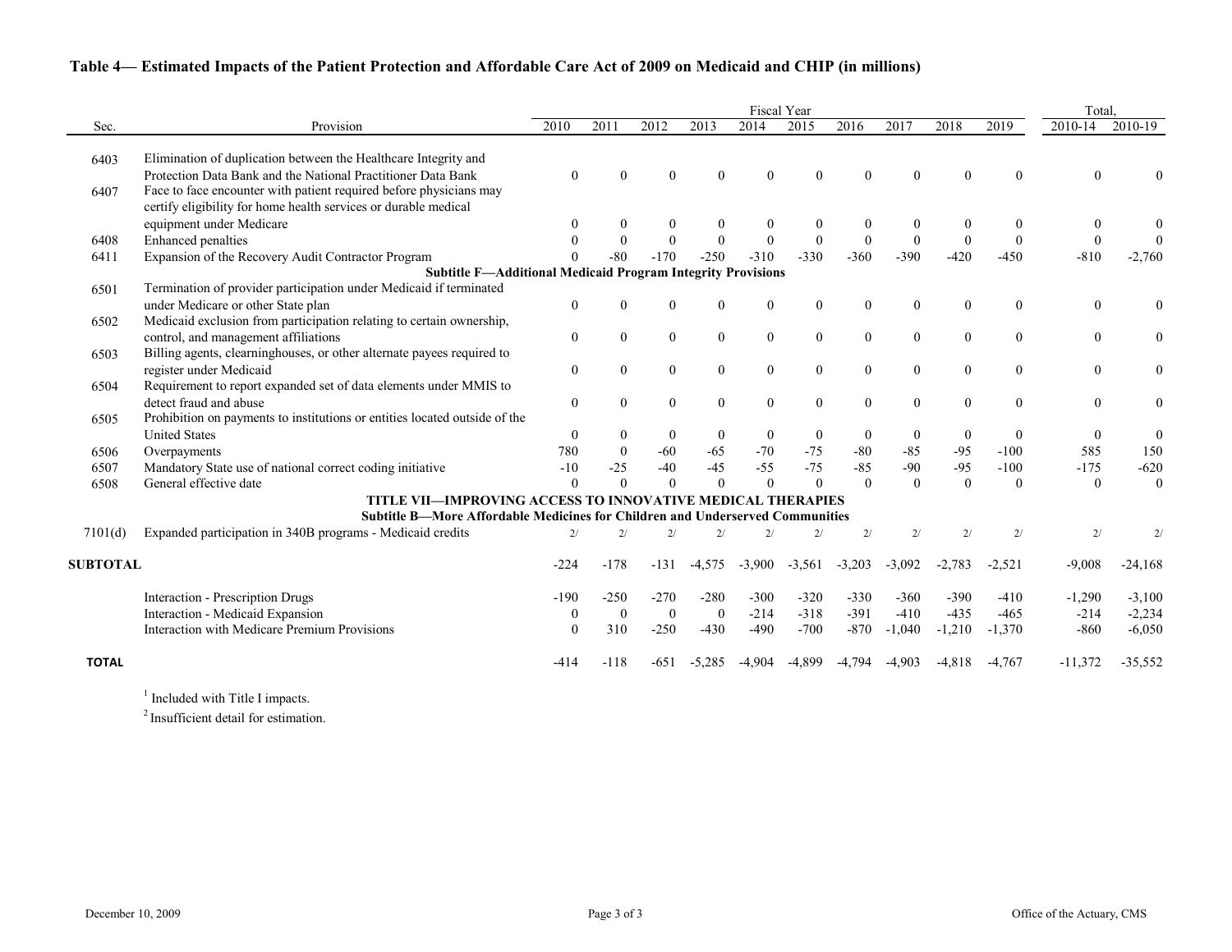## Table 4— Estimated Impacts of the Patient Protection and Affordable Care Act of 2009 on Medicaid and CHIP (in millions)

| Sec. | Provision | Fiscal Year 2010 | 2011 | 2012 | 2013 | 2014 | 2015 | 2016 | 2017 | 2018 | 2019 | Total, 2010-14 | 2010-19 |
|---|---|---|---|---|---|---|---|---|---|---|---|---|---|
| 6403 | Elimination of duplication between the Healthcare Integrity and Protection Data Bank and the National Practitioner Data Bank | 0 | 0 | 0 | 0 | 0 | 0 | 0 | 0 | 0 | 0 | 0 | 0 |
| 6407 | Face to face encounter with patient required before physicians may certify eligibility for home health services or durable medical equipment under Medicare | 0 | 0 | 0 | 0 | 0 | 0 | 0 | 0 | 0 | 0 | 0 | 0 |
| 6408 | Enhanced penalties | 0 | 0 | 0 | 0 | 0 | 0 | 0 | 0 | 0 | 0 | 0 | 0 |
| 6411 | Expansion of the Recovery Audit Contractor Program | 0 | -80 | -170 | -250 | -310 | -330 | -360 | -390 | -420 | -450 | -810 | -2,760 |
| | **Subtitle F—Additional Medicaid Program Integrity Provisions** | | | | | | | | | | | | |
| 6501 | Termination of provider participation under Medicaid if terminated under Medicare or other State plan | 0 | 0 | 0 | 0 | 0 | 0 | 0 | 0 | 0 | 0 | 0 | 0 |
| 6502 | Medicaid exclusion from participation relating to certain ownership, control, and management affiliations | 0 | 0 | 0 | 0 | 0 | 0 | 0 | 0 | 0 | 0 | 0 | 0 |
| 6503 | Billing agents, clearninghouses, or other alternate payees required to register under Medicaid | 0 | 0 | 0 | 0 | 0 | 0 | 0 | 0 | 0 | 0 | 0 | 0 |
| 6504 | Requirement to report expanded set of data elements under MMIS to detect fraud and abuse | 0 | 0 | 0 | 0 | 0 | 0 | 0 | 0 | 0 | 0 | 0 | 0 |
| 6505 | Prohibition on payments to institutions or entities located outside of the United States | 0 | 0 | 0 | 0 | 0 | 0 | 0 | 0 | 0 | 0 | 0 | 0 |
| 6506 | Overpayments | 780 | 0 | -60 | -65 | -70 | -75 | -80 | -85 | -95 | -100 | 585 | 150 |
| 6507 | Mandatory State use of national correct coding initiative | -10 | -25 | -40 | -45 | -55 | -75 | -85 | -90 | -95 | -100 | -175 | -620 |
| 6508 | General effective date | 0 | 0 | 0 | 0 | 0 | 0 | 0 | 0 | 0 | 0 | 0 | 0 |
| | **TITLE VII—IMPROVING ACCESS TO INNOVATIVE MEDICAL THERAPIES** | | | | | | | | | | | | |
| | **Subtitle B—More Affordable Medicines for Children and Underserved Communities** | | | | | | | | | | | | |
| 7101(d) | Expanded participation in 340B programs - Medicaid credits | 2/ | 2/ | 2/ | 2/ | 2/ | 2/ | 2/ | 2/ | 2/ | 2/ | 2/ | 2/ |
| **SUBTOTAL** | | -224 | -178 | -131 | -4,575 | -3,900 | -3,561 | -3,203 | -3,092 | -2,783 | -2,521 | -9,008 | -24,168 |
| | Interaction - Prescription Drugs | -190 | -250 | -270 | -280 | -300 | -320 | -330 | -360 | -390 | -410 | -1,290 | -3,100 |
| | Interaction - Medicaid Expansion | 0 | 0 | 0 | 0 | -214 | -318 | -391 | -410 | -435 | -465 | -214 | -2,234 |
| | Interaction with Medicare Premium Provisions | 0 | 310 | -250 | -430 | -490 | -700 | -870 | -1,040 | -1,210 | -1,370 | -860 | -6,050 |
| **TOTAL** | | -414 | -118 | -651 | -5,285 | -4,904 | -4,899 | -4,794 | -4,903 | -4,818 | -4,767 | -11,372 | -35,552 |

[1] Included with Title I impacts.

[2] Insufficient detail for estimation.

December 10, 2009

Office of the Actuary, CMS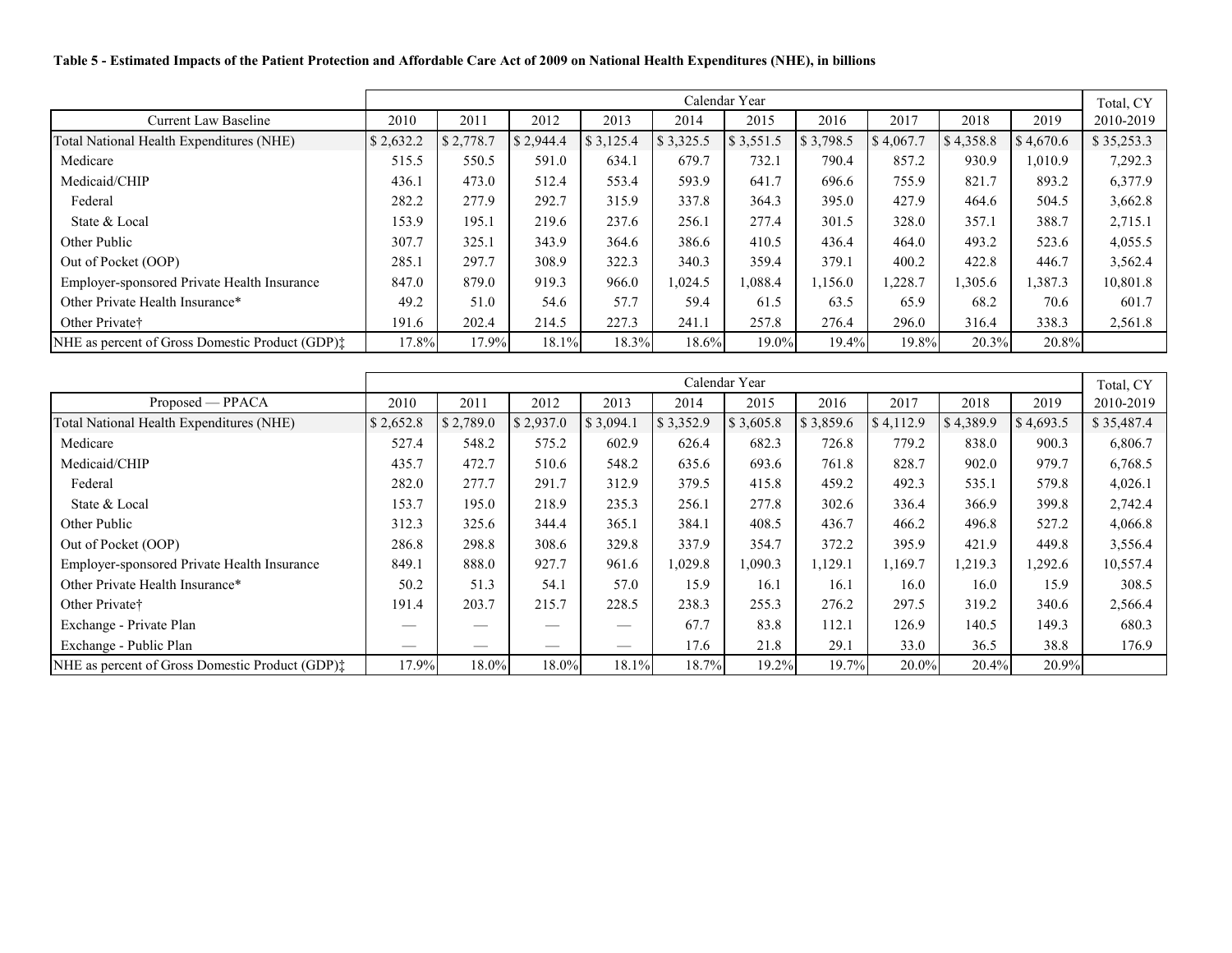**Table 5 - Estimated Impacts of the Patient Protection and Affordable Care Act of 2009 on National Health Expenditures (NHE), in billions**

| | Calendar Year | | | | | | | | | | Total, CY |
|---|---|---|---|---|---|---|---|---|---|---|---|
| Current Law Baseline | 2010 | 2011 | 2012 | 2013 | 2014 | 2015 | 2016 | 2017 | 2018 | 2019 | 2010-2019 |
| Total National Health Expenditures (NHE) | $ 2,632.2 | $ 2,778.7 | $ 2,944.4 | $ 3,125.4 | $ 3,325.5 | $ 3,551.5 | $ 3,798.5 | $ 4,067.7 | $ 4,358.8 | $ 4,670.6 | $ 35,253.3 |
| Medicare | 515.5 | 550.5 | 591.0 | 634.1 | 679.7 | 732.1 | 790.4 | 857.2 | 930.9 | 1,010.9 | 7,292.3 |
| Medicaid/CHIP | 436.1 | 473.0 | 512.4 | 553.4 | 593.9 | 641.7 | 696.6 | 755.9 | 821.7 | 893.2 | 6,377.9 |
| Federal | 282.2 | 277.9 | 292.7 | 315.9 | 337.8 | 364.3 | 395.0 | 427.9 | 464.6 | 504.5 | 3,662.8 |
| State & Local | 153.9 | 195.1 | 219.6 | 237.6 | 256.1 | 277.4 | 301.5 | 328.0 | 357.1 | 388.7 | 2,715.1 |
| Other Public | 307.7 | 325.1 | 343.9 | 364.6 | 386.6 | 410.5 | 436.4 | 464.0 | 493.2 | 523.6 | 4,055.5 |
| Out of Pocket (OOP) | 285.1 | 297.7 | 308.9 | 322.3 | 340.3 | 359.4 | 379.1 | 400.2 | 422.8 | 446.7 | 3,562.4 |
| Employer-sponsored Private Health Insurance | 847.0 | 879.0 | 919.3 | 966.0 | 1,024.5 | 1,088.4 | 1,156.0 | 1,228.7 | 1,305.6 | 1,387.3 | 10,801.8 |
| Other Private Health Insurance* | 49.2 | 51.0 | 54.6 | 57.7 | 59.4 | 61.5 | 63.5 | 65.9 | 68.2 | 70.6 | 601.7 |
| Other Private† | 191.6 | 202.4 | 214.5 | 227.3 | 241.1 | 257.8 | 276.4 | 296.0 | 316.4 | 338.3 | 2,561.8 |
| NHE as percent of Gross Domestic Product (GDP)‡ | 17.8% | 17.9% | 18.1% | 18.3% | 18.6% | 19.0% | 19.4% | 19.8% | 20.3% | 20.8% | |

| | Calendar Year | | | | | | | | | | Total, CY |
|---|---|---|---|---|---|---|---|---|---|---|---|
| Proposed — PPACA | 2010 | 2011 | 2012 | 2013 | 2014 | 2015 | 2016 | 2017 | 2018 | 2019 | 2010-2019 |
| Total National Health Expenditures (NHE) | $ 2,652.8 | $ 2,789.0 | $ 2,937.0 | $ 3,094.1 | $ 3,352.9 | $ 3,605.8 | $ 3,859.6 | $ 4,112.9 | $ 4,389.9 | $ 4,693.5 | $ 35,487.4 |
| Medicare | 527.4 | 548.2 | 575.2 | 602.9 | 626.4 | 682.3 | 726.8 | 779.2 | 838.0 | 900.3 | 6,806.7 |
| Medicaid/CHIP | 435.7 | 472.7 | 510.6 | 548.2 | 635.6 | 693.6 | 761.8 | 828.7 | 902.0 | 979.7 | 6,768.5 |
| Federal | 282.0 | 277.7 | 291.7 | 312.9 | 379.5 | 415.8 | 459.2 | 492.3 | 535.1 | 579.8 | 4,026.1 |
| State & Local | 153.7 | 195.0 | 218.9 | 235.3 | 256.1 | 277.8 | 302.6 | 336.4 | 366.9 | 399.8 | 2,742.4 |
| Other Public | 312.3 | 325.6 | 344.4 | 365.1 | 384.1 | 408.5 | 436.7 | 466.2 | 496.8 | 527.2 | 4,066.8 |
| Out of Pocket (OOP) | 286.8 | 298.8 | 308.6 | 329.8 | 337.9 | 354.7 | 372.2 | 395.9 | 421.9 | 449.8 | 3,556.4 |
| Employer-sponsored Private Health Insurance | 849.1 | 888.0 | 927.7 | 961.6 | 1,029.8 | 1,090.3 | 1,129.1 | 1,169.7 | 1,219.3 | 1,292.6 | 10,557.4 |
| Other Private Health Insurance* | 50.2 | 51.3 | 54.1 | 57.0 | 15.9 | 16.1 | 16.1 | 16.0 | 16.0 | 15.9 | 308.5 |
| Other Private† | 191.4 | 203.7 | 215.7 | 228.5 | 238.3 | 255.3 | 276.2 | 297.5 | 319.2 | 340.6 | 2,566.4 |
| Exchange - Private Plan | — | — | — | — | 67.7 | 83.8 | 112.1 | 126.9 | 140.5 | 149.3 | 680.3 |
| Exchange - Public Plan | — | — | — | — | 17.6 | 21.8 | 29.1 | 33.0 | 36.5 | 38.8 | 176.9 |
| NHE as percent of Gross Domestic Product (GDP)‡ | 17.9% | 18.0% | 18.0% | 18.1% | 18.7% | 19.2% | 19.7% | 20.0% | 20.4% | 20.9% | |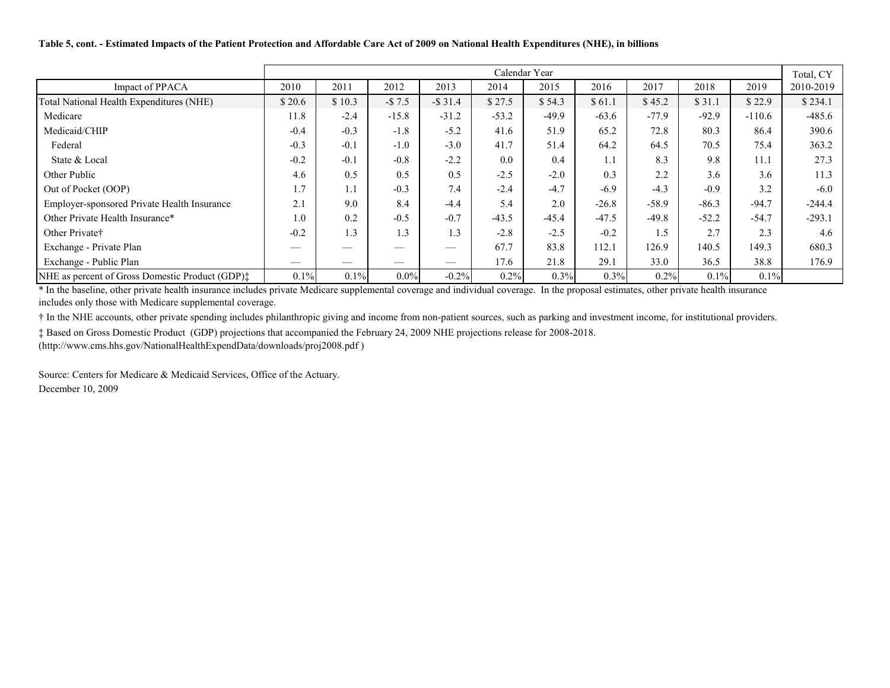**Table 5, cont. - Estimated Impacts of the Patient Protection and Affordable Care Act of 2009 on National Health Expenditures (NHE), in billions**

| | Calendar Year | | | | | | | | | | Total, CY |
|---|---|---|---|---|---|---|---|---|---|---|---|
| Impact of PPACA | 2010 | 2011 | 2012 | 2013 | 2014 | 2015 | 2016 | 2017 | 2018 | 2019 | 2010-2019 |
| Total National Health Expenditures (NHE) | $ 20.6 | $ 10.3 | -$ 7.5 | -$ 31.4 | $ 27.5 | $ 54.3 | $ 61.1 | $ 45.2 | $ 31.1 | $ 22.9 | $ 234.1 |
| Medicare | 11.8 | -2.4 | -15.8 | -31.2 | -53.2 | -49.9 | -63.6 | -77.9 | -92.9 | -110.6 | -485.6 |
| Medicaid/CHIP | -0.4 | -0.3 | -1.8 | -5.2 | 41.6 | 51.9 | 65.2 | 72.8 | 80.3 | 86.4 | 390.6 |
| Federal | -0.3 | -0.1 | -1.0 | -3.0 | 41.7 | 51.4 | 64.2 | 64.5 | 70.5 | 75.4 | 363.2 |
| State & Local | -0.2 | -0.1 | -0.8 | -2.2 | 0.0 | 0.4 | 1.1 | 8.3 | 9.8 | 11.1 | 27.3 |
| Other Public | 4.6 | 0.5 | 0.5 | 0.5 | -2.5 | -2.0 | 0.3 | 2.2 | 3.6 | 3.6 | 11.3 |
| Out of Pocket (OOP) | 1.7 | 1.1 | -0.3 | 7.4 | -2.4 | -4.7 | -6.9 | -4.3 | -0.9 | 3.2 | -6.0 |
| Employer-sponsored Private Health Insurance | 2.1 | 9.0 | 8.4 | -4.4 | 5.4 | 2.0 | -26.8 | -58.9 | -86.3 | -94.7 | -244.4 |
| Other Private Health Insurance* | 1.0 | 0.2 | -0.5 | -0.7 | -43.5 | -45.4 | -47.5 | -49.8 | -52.2 | -54.7 | -293.1 |
| Other Private† | -0.2 | 1.3 | 1.3 | 1.3 | -2.8 | -2.5 | -0.2 | 1.5 | 2.7 | 2.3 | 4.6 |
| Exchange - Private Plan | — | — | — | — | 67.7 | 83.8 | 112.1 | 126.9 | 140.5 | 149.3 | 680.3 |
| Exchange - Public Plan | — | — | — | — | 17.6 | 21.8 | 29.1 | 33.0 | 36.5 | 38.8 | 176.9 |
| NHE as percent of Gross Domestic Product (GDP)‡ | 0.1% | 0.1% | 0.0% | -0.2% | 0.2% | 0.3% | 0.3% | 0.2% | 0.1% | 0.1% | |

* In the baseline, other private health insurance includes private Medicare supplemental coverage and individual coverage. In the proposal estimates, other private health insurance includes only those with Medicare supplemental coverage.

† In the NHE accounts, other private spending includes philanthropic giving and income from non-patient sources, such as parking and investment income, for institutional providers.

‡ Based on Gross Domestic Product (GDP) projections that accompanied the February 24, 2009 NHE projections release for 2008-2018.
(http://www.cms.hhs.gov/NationalHealthExpendData/downloads/proj2008.pdf )

Source: Centers for Medicare & Medicaid Services, Office of the Actuary.
December 10, 2009